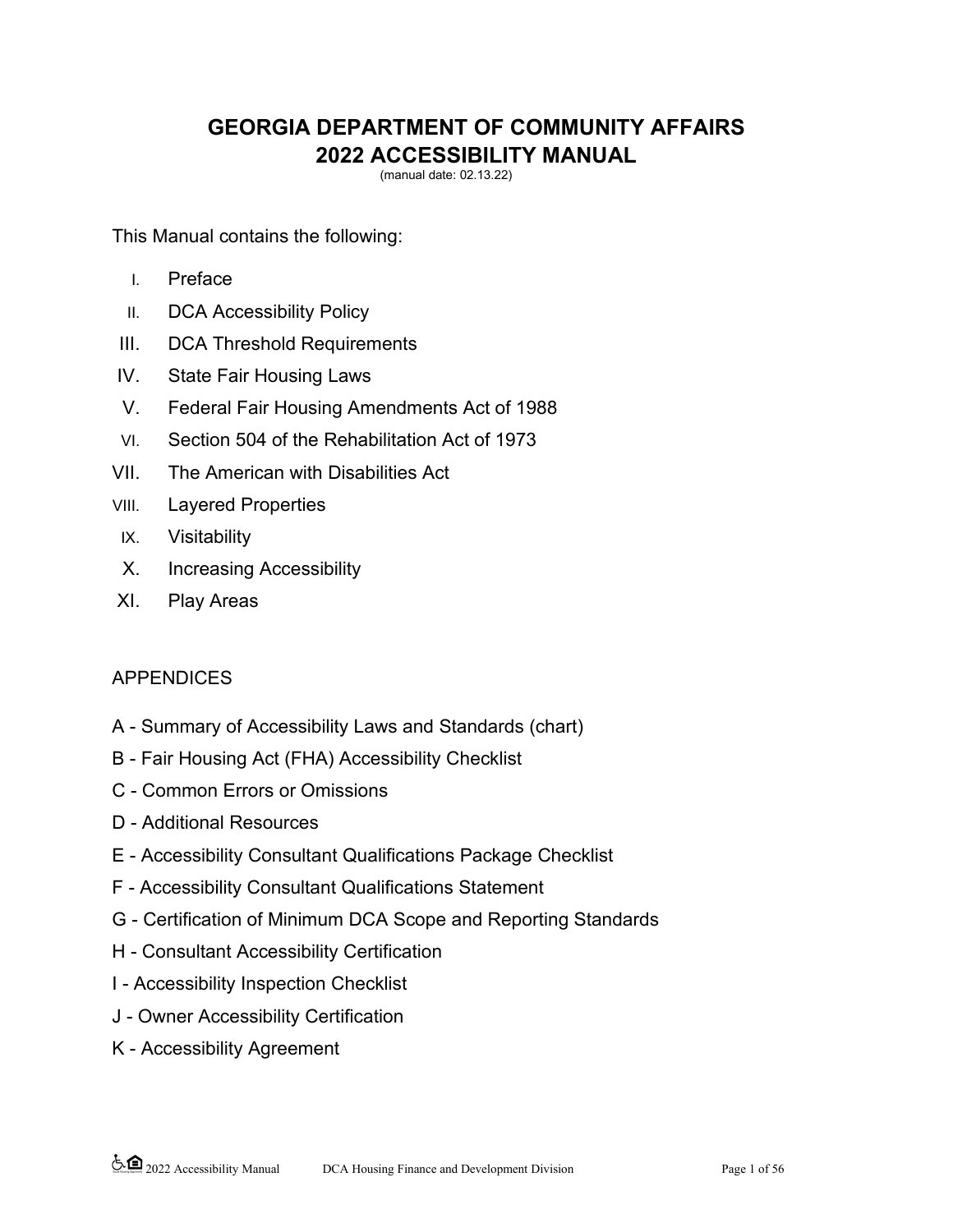# GEORGIA DEPARTMENT OF COMMUNITY AFFAIRS
# 2022 ACCESSIBILITY MANUAL

(manual date: 02.13.22)

This Manual contains the following:

I. Preface
II. DCA Accessibility Policy
III. DCA Threshold Requirements
IV. State Fair Housing Laws
V. Federal Fair Housing Amendments Act of 1988
VI. Section 504 of the Rehabilitation Act of 1973
VII. The American with Disabilities Act
VIII. Layered Properties
IX. Visitability
X. Increasing Accessibility
XI. Play Areas

APPENDICES

A - Summary of Accessibility Laws and Standards (chart)
B - Fair Housing Act (FHA) Accessibility Checklist
C - Common Errors or Omissions
D - Additional Resources
E - Accessibility Consultant Qualifications Package Checklist
F - Accessibility Consultant Qualifications Statement
G - Certification of Minimum DCA Scope and Reporting Standards
H - Consultant Accessibility Certification
I - Accessibility Inspection Checklist
J - Owner Accessibility Certification
K - Accessibility Agreement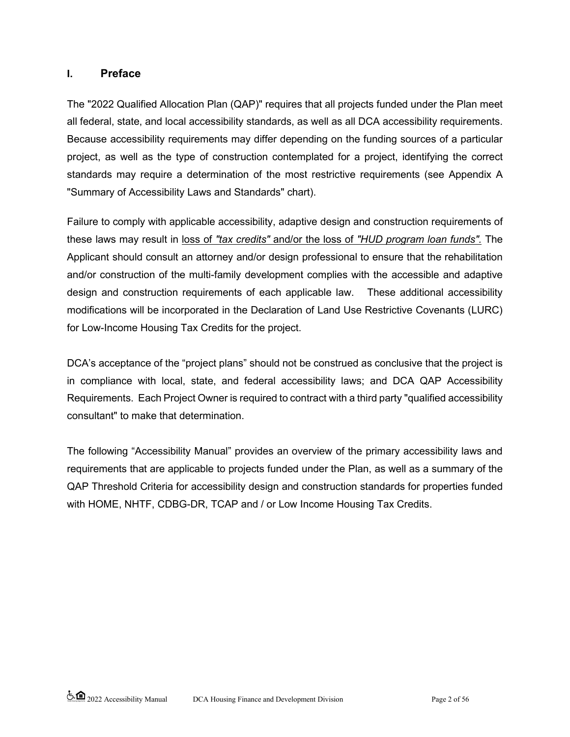# I. Preface

The "2022 Qualified Allocation Plan (QAP)" requires that all projects funded under the Plan meet all federal, state, and local accessibility standards, as well as all DCA accessibility requirements. Because accessibility requirements may differ depending on the funding sources of a particular project, as well as the type of construction contemplated for a project, identifying the correct standards may require a determination of the most restrictive requirements (see Appendix A "Summary of Accessibility Laws and Standards" chart).

Failure to comply with applicable accessibility, adaptive design and construction requirements of these laws may result in loss of *"tax credits"* and/or the loss of *"HUD program loan funds".* The Applicant should consult an attorney and/or design professional to ensure that the rehabilitation and/or construction of the multi-family development complies with the accessible and adaptive design and construction requirements of each applicable law. These additional accessibility modifications will be incorporated in the Declaration of Land Use Restrictive Covenants (LURC) for Low-Income Housing Tax Credits for the project.

DCA's acceptance of the "project plans" should not be construed as conclusive that the project is in compliance with local, state, and federal accessibility laws; and DCA QAP Accessibility Requirements. Each Project Owner is required to contract with a third party "qualified accessibility consultant" to make that determination.

The following "Accessibility Manual" provides an overview of the primary accessibility laws and requirements that are applicable to projects funded under the Plan, as well as a summary of the QAP Threshold Criteria for accessibility design and construction standards for properties funded with HOME, NHTF, CDBG-DR, TCAP and / or Low Income Housing Tax Credits.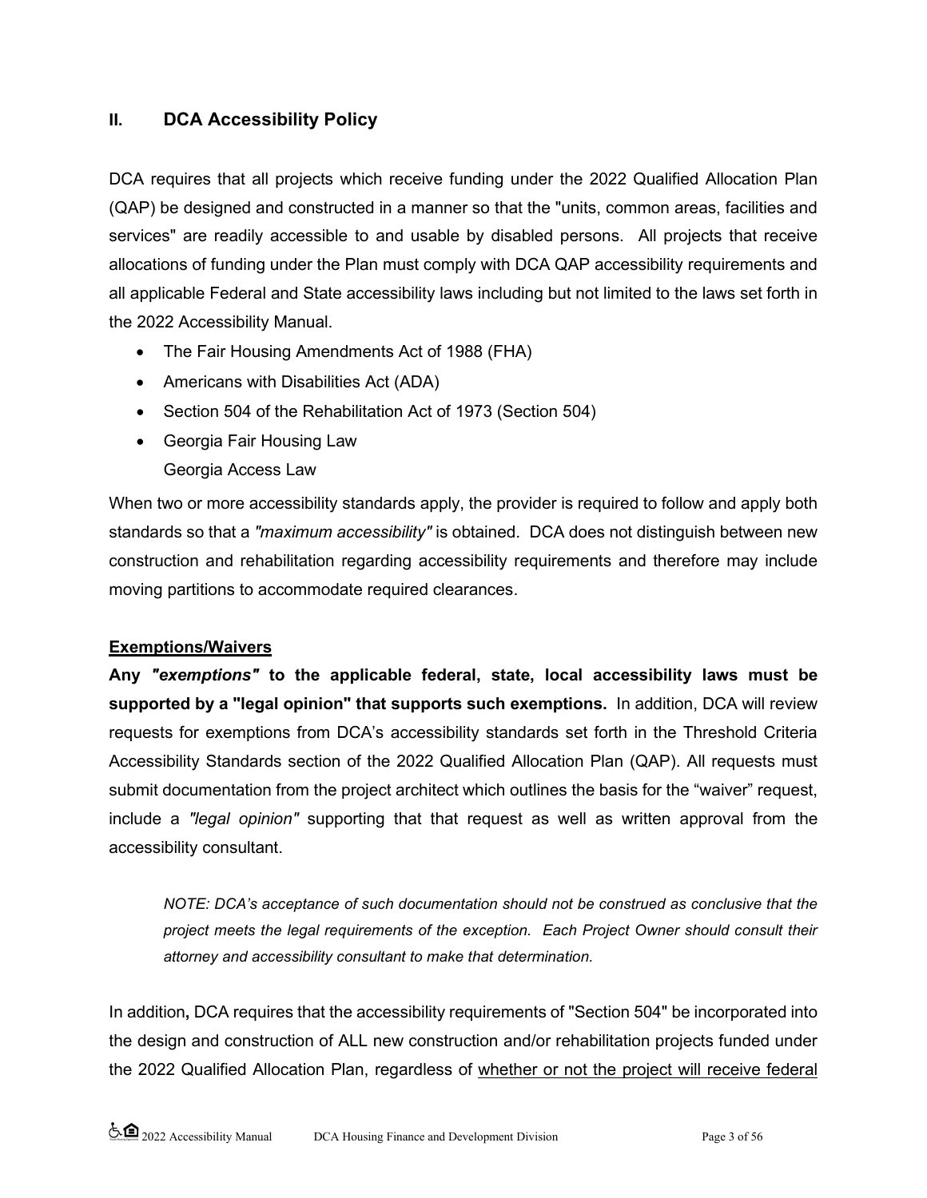## II. DCA Accessibility Policy

DCA requires that all projects which receive funding under the 2022 Qualified Allocation Plan (QAP) be designed and constructed in a manner so that the "units, common areas, facilities and services" are readily accessible to and usable by disabled persons. All projects that receive allocations of funding under the Plan must comply with DCA QAP accessibility requirements and all applicable Federal and State accessibility laws including but not limited to the laws set forth in the 2022 Accessibility Manual.

- The Fair Housing Amendments Act of 1988 (FHA)
- Americans with Disabilities Act (ADA)
- Section 504 of the Rehabilitation Act of 1973 (Section 504)
- Georgia Fair Housing Law
  Georgia Access Law

When two or more accessibility standards apply, the provider is required to follow and apply both standards so that a *"maximum accessibility"* is obtained. DCA does not distinguish between new construction and rehabilitation regarding accessibility requirements and therefore may include moving partitions to accommodate required clearances.

**Exemptions/Waivers**

**Any *"exemptions"* to the applicable federal, state, local accessibility laws must be supported by a "legal opinion" that supports such exemptions.** In addition, DCA will review requests for exemptions from DCA's accessibility standards set forth in the Threshold Criteria Accessibility Standards section of the 2022 Qualified Allocation Plan (QAP). All requests must submit documentation from the project architect which outlines the basis for the "waiver" request, include a *"legal opinion"* supporting that that request as well as written approval from the accessibility consultant.

> *NOTE: DCA's acceptance of such documentation should not be construed as conclusive that the project meets the legal requirements of the exception. Each Project Owner should consult their attorney and accessibility consultant to make that determination.*

In addition**,** DCA requires that the accessibility requirements of "Section 504" be incorporated into the design and construction of ALL new construction and/or rehabilitation projects funded under the 2022 Qualified Allocation Plan, regardless of <u>whether or not the project will receive federal</u>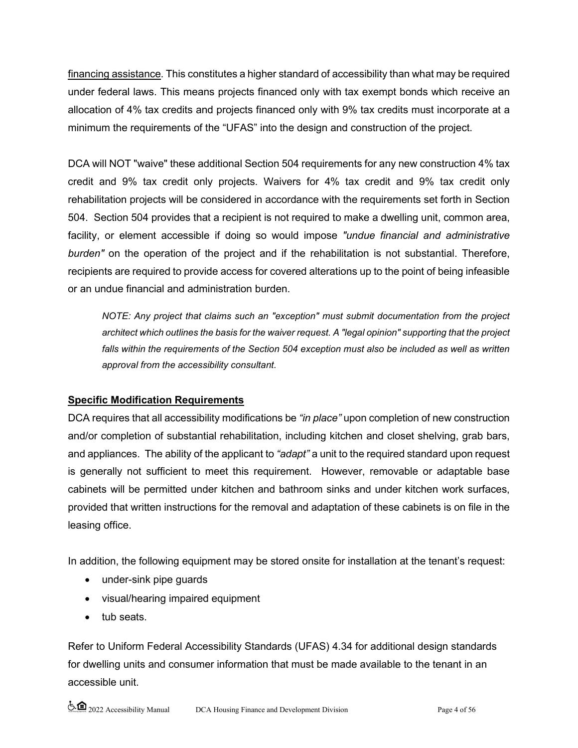financing assistance. This constitutes a higher standard of accessibility than what may be required under federal laws. This means projects financed only with tax exempt bonds which receive an allocation of 4% tax credits and projects financed only with 9% tax credits must incorporate at a minimum the requirements of the "UFAS" into the design and construction of the project.

DCA will NOT "waive" these additional Section 504 requirements for any new construction 4% tax credit and 9% tax credit only projects. Waivers for 4% tax credit and 9% tax credit only rehabilitation projects will be considered in accordance with the requirements set forth in Section 504. Section 504 provides that a recipient is not required to make a dwelling unit, common area, facility, or element accessible if doing so would impose *"undue financial and administrative burden"* on the operation of the project and if the rehabilitation is not substantial. Therefore, recipients are required to provide access for covered alterations up to the point of being infeasible or an undue financial and administration burden.

> *NOTE: Any project that claims such an "exception" must submit documentation from the project architect which outlines the basis for the waiver request. A "legal opinion" supporting that the project falls within the requirements of the Section 504 exception must also be included as well as written approval from the accessibility consultant.*

**Specific Modification Requirements**

DCA requires that all accessibility modifications be *"in place"* upon completion of new construction and/or completion of substantial rehabilitation, including kitchen and closet shelving, grab bars, and appliances. The ability of the applicant to *"adapt"* a unit to the required standard upon request is generally not sufficient to meet this requirement. However, removable or adaptable base cabinets will be permitted under kitchen and bathroom sinks and under kitchen work surfaces, provided that written instructions for the removal and adaptation of these cabinets is on file in the leasing office.

In addition, the following equipment may be stored onsite for installation at the tenant's request:

- under-sink pipe guards
- visual/hearing impaired equipment
- tub seats.

Refer to Uniform Federal Accessibility Standards (UFAS) 4.34 for additional design standards for dwelling units and consumer information that must be made available to the tenant in an accessible unit.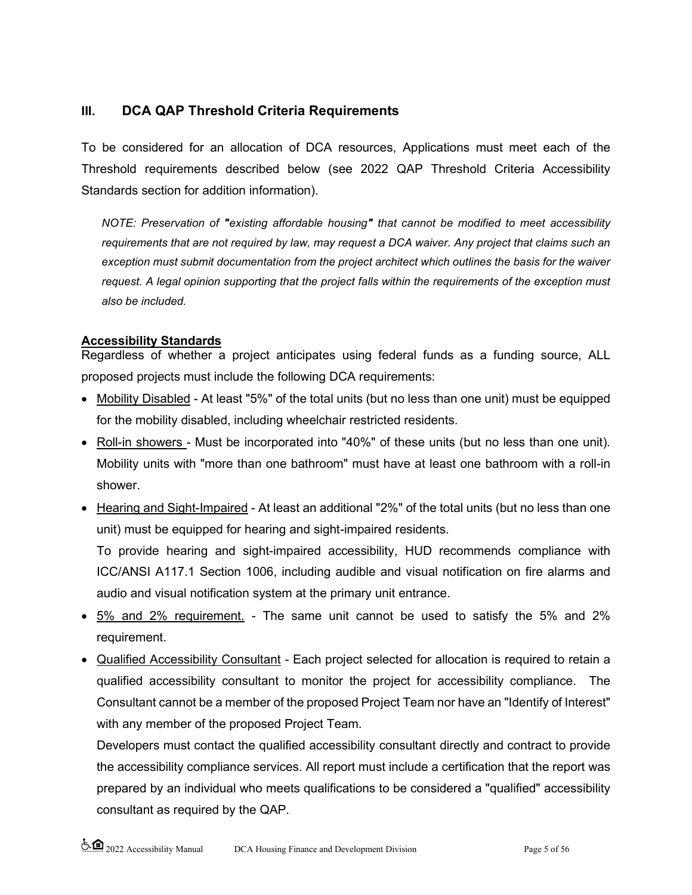## III. DCA QAP Threshold Criteria Requirements

To be considered for an allocation of DCA resources, Applications must meet each of the Threshold requirements described below (see 2022 QAP Threshold Criteria Accessibility Standards section for addition information).

> *NOTE: Preservation of **"**existing affordable housing**"** that cannot be modified to meet accessibility requirements that are not required by law, may request a DCA waiver. Any project that claims such an exception must submit documentation from the project architect which outlines the basis for the waiver request. A legal opinion supporting that the project falls within the requirements of the exception must also be included.*

**Accessibility Standards**

Regardless of whether a project anticipates using federal funds as a funding source, ALL proposed projects must include the following DCA requirements:

- Mobility Disabled - At least "5%" of the total units (but no less than one unit) must be equipped for the mobility disabled, including wheelchair restricted residents.
- Roll-in showers - Must be incorporated into "40%" of these units (but no less than one unit). Mobility units with "more than one bathroom" must have at least one bathroom with a roll-in shower.
- Hearing and Sight-Impaired - At least an additional "2%" of the total units (but no less than one unit) must be equipped for hearing and sight-impaired residents.

  To provide hearing and sight-impaired accessibility, HUD recommends compliance with ICC/ANSI A117.1 Section 1006, including audible and visual notification on fire alarms and audio and visual notification system at the primary unit entrance.
- 5% and 2% requirement. - The same unit cannot be used to satisfy the 5% and 2% requirement.
- Qualified Accessibility Consultant - Each project selected for allocation is required to retain a qualified accessibility consultant to monitor the project for accessibility compliance. The Consultant cannot be a member of the proposed Project Team nor have an "Identify of Interest" with any member of the proposed Project Team.

  Developers must contact the qualified accessibility consultant directly and contract to provide the accessibility compliance services. All report must include a certification that the report was prepared by an individual who meets qualifications to be considered a "qualified" accessibility consultant as required by the QAP.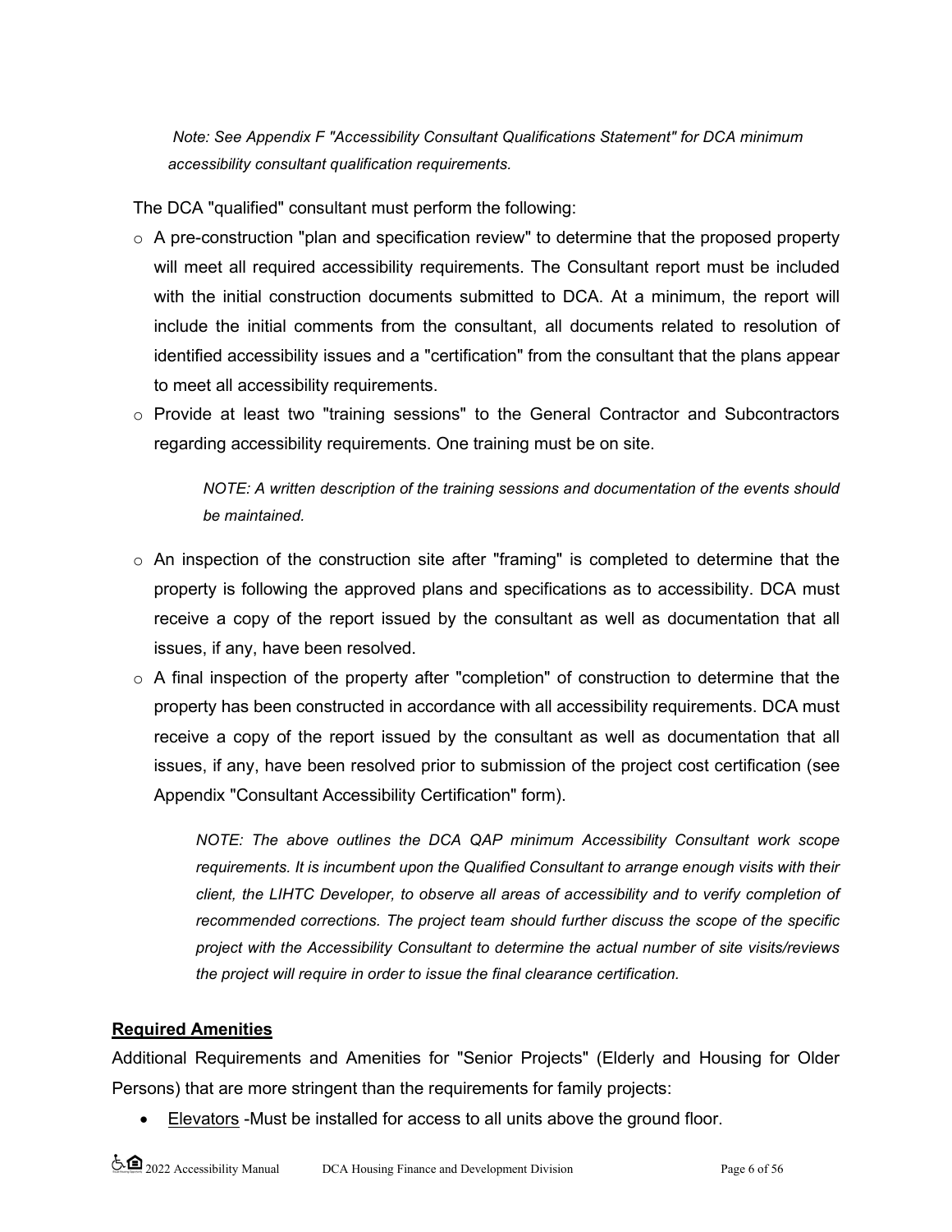*Note: See Appendix F "Accessibility Consultant Qualifications Statement" for DCA minimum accessibility consultant qualification requirements.*

The DCA "qualified" consultant must perform the following:

- A pre-construction "plan and specification review" to determine that the proposed property will meet all required accessibility requirements. The Consultant report must be included with the initial construction documents submitted to DCA. At a minimum, the report will include the initial comments from the consultant, all documents related to resolution of identified accessibility issues and a "certification" from the consultant that the plans appear to meet all accessibility requirements.
- Provide at least two "training sessions" to the General Contractor and Subcontractors regarding accessibility requirements. One training must be on site.

  *NOTE: A written description of the training sessions and documentation of the events should be maintained.*

- An inspection of the construction site after "framing" is completed to determine that the property is following the approved plans and specifications as to accessibility. DCA must receive a copy of the report issued by the consultant as well as documentation that all issues, if any, have been resolved.
- A final inspection of the property after "completion" of construction to determine that the property has been constructed in accordance with all accessibility requirements. DCA must receive a copy of the report issued by the consultant as well as documentation that all issues, if any, have been resolved prior to submission of the project cost certification (see Appendix "Consultant Accessibility Certification" form).

  *NOTE: The above outlines the DCA QAP minimum Accessibility Consultant work scope requirements. It is incumbent upon the Qualified Consultant to arrange enough visits with their client, the LIHTC Developer, to observe all areas of accessibility and to verify completion of recommended corrections. The project team should further discuss the scope of the specific project with the Accessibility Consultant to determine the actual number of site visits/reviews the project will require in order to issue the final clearance certification.*

## Required Amenities

Additional Requirements and Amenities for "Senior Projects" (Elderly and Housing for Older Persons) that are more stringent than the requirements for family projects:

- Elevators -Must be installed for access to all units above the ground floor.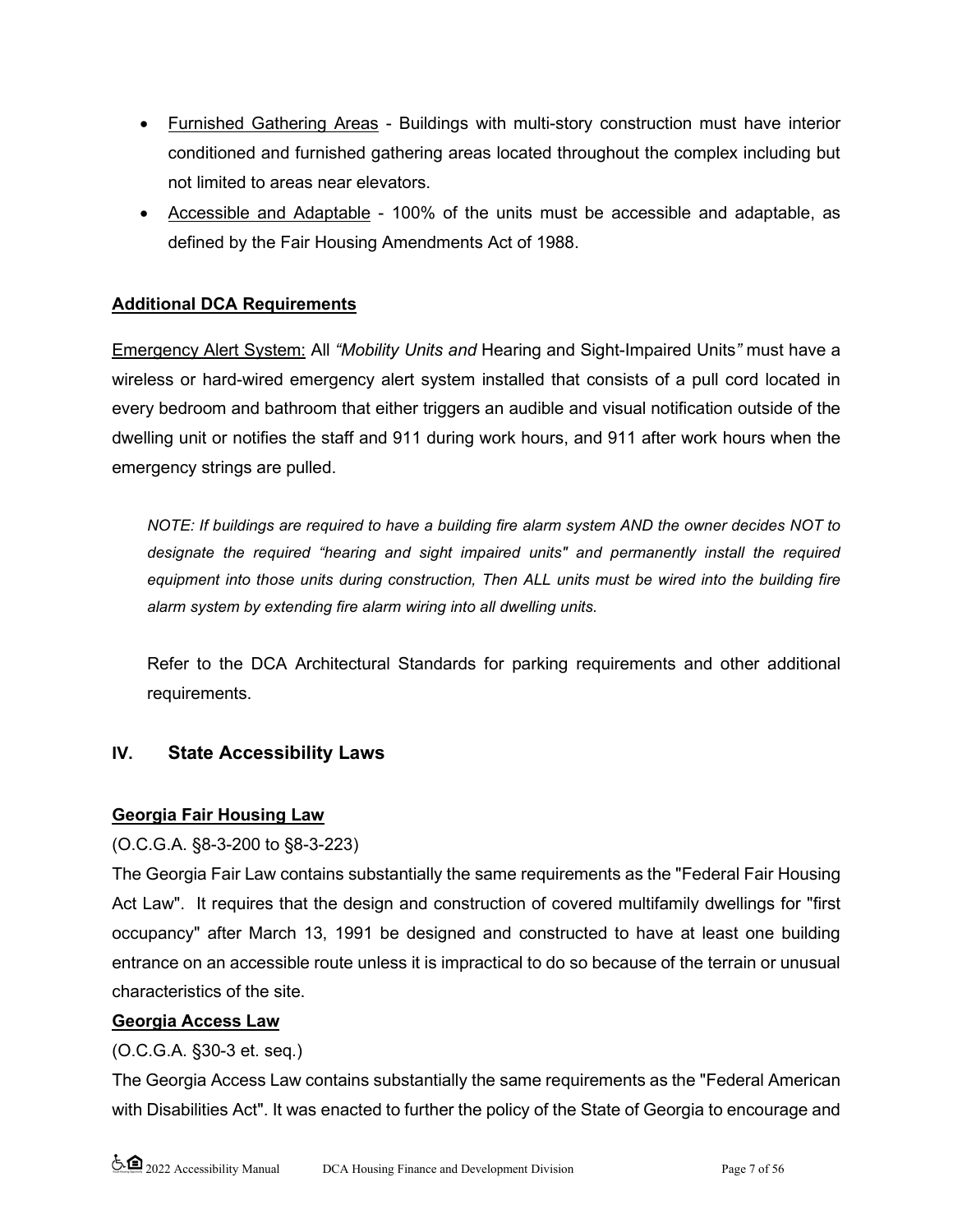- Furnished Gathering Areas - Buildings with multi-story construction must have interior conditioned and furnished gathering areas located throughout the complex including but not limited to areas near elevators.
- Accessible and Adaptable - 100% of the units must be accessible and adaptable, as defined by the Fair Housing Amendments Act of 1988.

**Additional DCA Requirements**

Emergency Alert System: All *"Mobility Units and* Hearing and Sight-Impaired Units*"* must have a wireless or hard-wired emergency alert system installed that consists of a pull cord located in every bedroom and bathroom that either triggers an audible and visual notification outside of the dwelling unit or notifies the staff and 911 during work hours, and 911 after work hours when the emergency strings are pulled.

*NOTE: If buildings are required to have a building fire alarm system AND the owner decides NOT to designate the required "hearing and sight impaired units" and permanently install the required equipment into those units during construction, Then ALL units must be wired into the building fire alarm system by extending fire alarm wiring into all dwelling units.*

Refer to the DCA Architectural Standards for parking requirements and other additional requirements.

## IV. State Accessibility Laws

**Georgia Fair Housing Law**

(O.C.G.A. §8-3-200 to §8-3-223)

The Georgia Fair Law contains substantially the same requirements as the "Federal Fair Housing Act Law". It requires that the design and construction of covered multifamily dwellings for "first occupancy" after March 13, 1991 be designed and constructed to have at least one building entrance on an accessible route unless it is impractical to do so because of the terrain or unusual characteristics of the site.

**Georgia Access Law**

(O.C.G.A. §30-3 et. seq.)

The Georgia Access Law contains substantially the same requirements as the "Federal American with Disabilities Act". It was enacted to further the policy of the State of Georgia to encourage and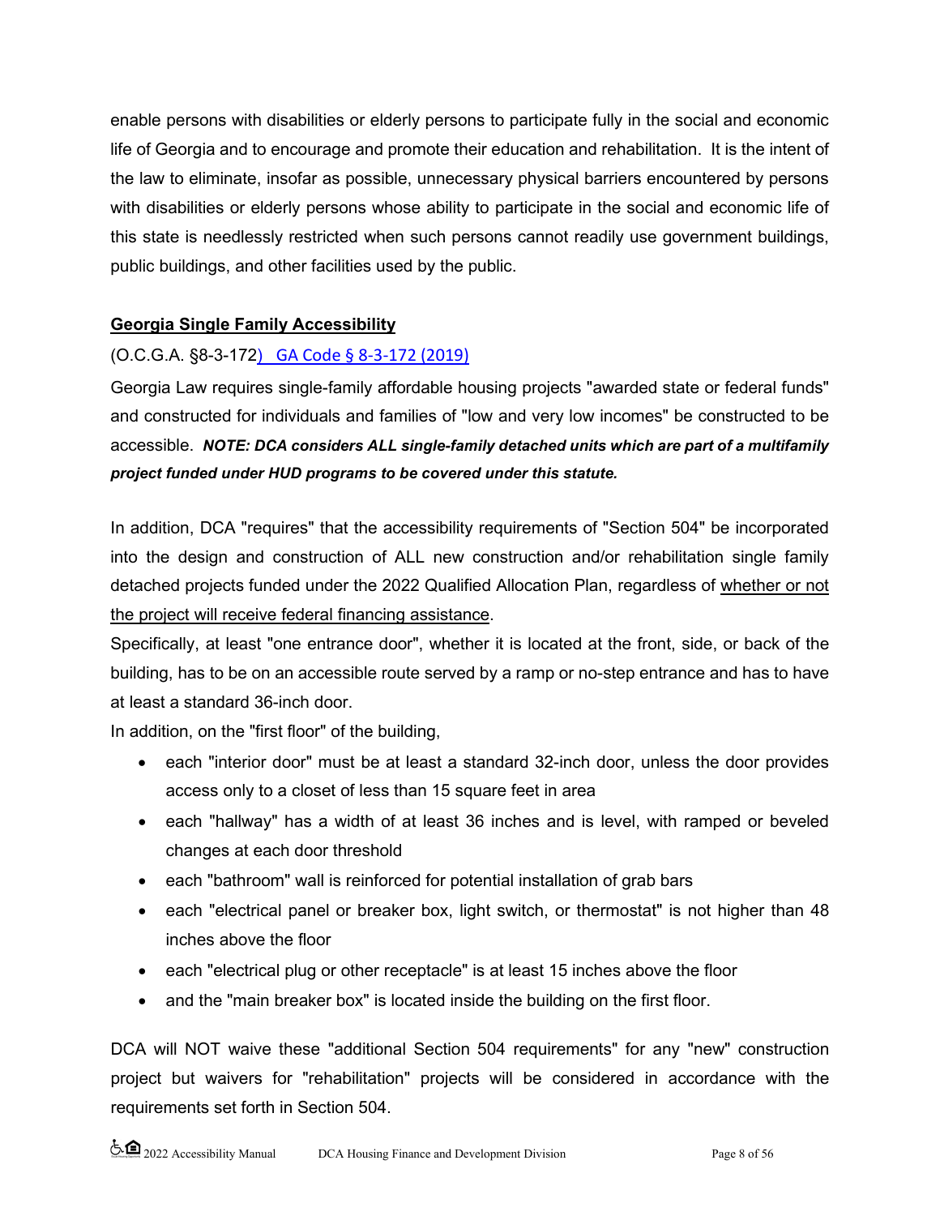enable persons with disabilities or elderly persons to participate fully in the social and economic life of Georgia and to encourage and promote their education and rehabilitation. It is the intent of the law to eliminate, insofar as possible, unnecessary physical barriers encountered by persons with disabilities or elderly persons whose ability to participate in the social and economic life of this state is needlessly restricted when such persons cannot readily use government buildings, public buildings, and other facilities used by the public.

## Georgia Single Family Accessibility

(O.C.G.A. §8-3-172) GA Code § 8-3-172 (2019)

Georgia Law requires single-family affordable housing projects "awarded state or federal funds" and constructed for individuals and families of "low and very low incomes" be constructed to be accessible. ***NOTE: DCA considers ALL single-family detached units which are part of a multifamily project funded under HUD programs to be covered under this statute.***

In addition, DCA "requires" that the accessibility requirements of "Section 504" be incorporated into the design and construction of ALL new construction and/or rehabilitation single family detached projects funded under the 2022 Qualified Allocation Plan, regardless of whether or not the project will receive federal financing assistance.

Specifically, at least "one entrance door", whether it is located at the front, side, or back of the building, has to be on an accessible route served by a ramp or no-step entrance and has to have at least a standard 36-inch door.

In addition, on the "first floor" of the building,

- each "interior door" must be at least a standard 32-inch door, unless the door provides access only to a closet of less than 15 square feet in area
- each "hallway" has a width of at least 36 inches and is level, with ramped or beveled changes at each door threshold
- each "bathroom" wall is reinforced for potential installation of grab bars
- each "electrical panel or breaker box, light switch, or thermostat" is not higher than 48 inches above the floor
- each "electrical plug or other receptacle" is at least 15 inches above the floor
- and the "main breaker box" is located inside the building on the first floor.

DCA will NOT waive these "additional Section 504 requirements" for any "new" construction project but waivers for "rehabilitation" projects will be considered in accordance with the requirements set forth in Section 504.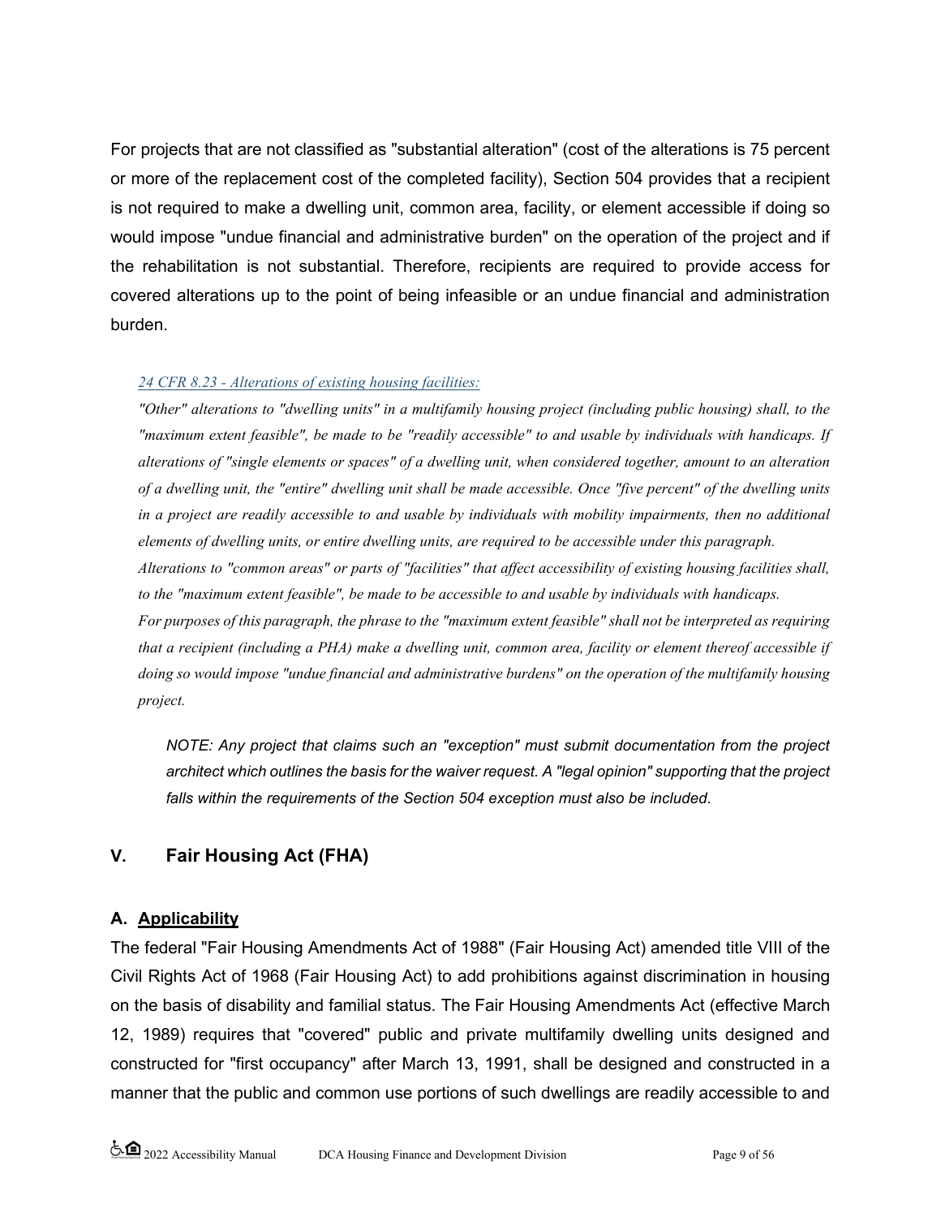For projects that are not classified as "substantial alteration" (cost of the alterations is 75 percent or more of the replacement cost of the completed facility), Section 504 provides that a recipient is not required to make a dwelling unit, common area, facility, or element accessible if doing so would impose "undue financial and administrative burden" on the operation of the project and if the rehabilitation is not substantial. Therefore, recipients are required to provide access for covered alterations up to the point of being infeasible or an undue financial and administration burden.

> *24 CFR 8.23 - Alterations of existing housing facilities:*
>
> *"Other" alterations to "dwelling units" in a multifamily housing project (including public housing) shall, to the "maximum extent feasible", be made to be "readily accessible" to and usable by individuals with handicaps. If alterations of "single elements or spaces" of a dwelling unit, when considered together, amount to an alteration of a dwelling unit, the "entire" dwelling unit shall be made accessible. Once "five percent" of the dwelling units in a project are readily accessible to and usable by individuals with mobility impairments, then no additional elements of dwelling units, or entire dwelling units, are required to be accessible under this paragraph.*
>
> *Alterations to "common areas" or parts of "facilities" that affect accessibility of existing housing facilities shall, to the "maximum extent feasible", be made to be accessible to and usable by individuals with handicaps.*
>
> *For purposes of this paragraph, the phrase to the "maximum extent feasible" shall not be interpreted as requiring that a recipient (including a PHA) make a dwelling unit, common area, facility or element thereof accessible if doing so would impose "undue financial and administrative burdens" on the operation of the multifamily housing project.*
>
> *NOTE: Any project that claims such an "exception" must submit documentation from the project architect which outlines the basis for the waiver request. A "legal opinion" supporting that the project falls within the requirements of the Section 504 exception must also be included.*

## V. Fair Housing Act (FHA)

### A. Applicability

The federal "Fair Housing Amendments Act of 1988" (Fair Housing Act) amended title VIII of the Civil Rights Act of 1968 (Fair Housing Act) to add prohibitions against discrimination in housing on the basis of disability and familial status. The Fair Housing Amendments Act (effective March 12, 1989) requires that "covered" public and private multifamily dwelling units designed and constructed for "first occupancy" after March 13, 1991, shall be designed and constructed in a manner that the public and common use portions of such dwellings are readily accessible to and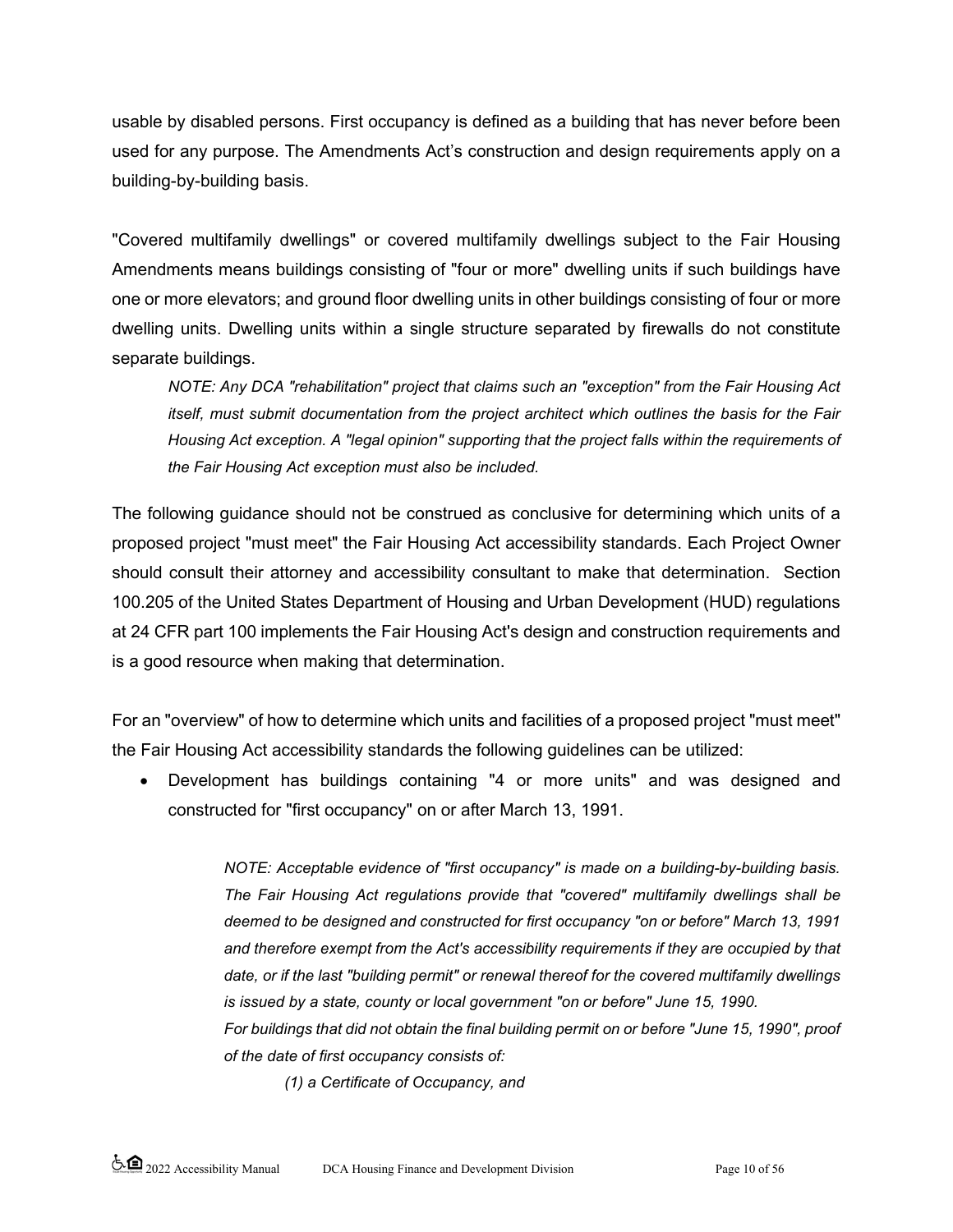usable by disabled persons. First occupancy is defined as a building that has never before been used for any purpose. The Amendments Act's construction and design requirements apply on a building-by-building basis.

"Covered multifamily dwellings" or covered multifamily dwellings subject to the Fair Housing Amendments means buildings consisting of "four or more" dwelling units if such buildings have one or more elevators; and ground floor dwelling units in other buildings consisting of four or more dwelling units. Dwelling units within a single structure separated by firewalls do not constitute separate buildings.

> *NOTE: Any DCA "rehabilitation" project that claims such an "exception" from the Fair Housing Act itself, must submit documentation from the project architect which outlines the basis for the Fair Housing Act exception. A "legal opinion" supporting that the project falls within the requirements of the Fair Housing Act exception must also be included.*

The following guidance should not be construed as conclusive for determining which units of a proposed project "must meet" the Fair Housing Act accessibility standards. Each Project Owner should consult their attorney and accessibility consultant to make that determination. Section 100.205 of the United States Department of Housing and Urban Development (HUD) regulations at 24 CFR part 100 implements the Fair Housing Act's design and construction requirements and is a good resource when making that determination.

For an "overview" of how to determine which units and facilities of a proposed project "must meet" the Fair Housing Act accessibility standards the following guidelines can be utilized:

- Development has buildings containing "4 or more units" and was designed and constructed for "first occupancy" on or after March 13, 1991.

> *NOTE: Acceptable evidence of "first occupancy" is made on a building-by-building basis. The Fair Housing Act regulations provide that "covered" multifamily dwellings shall be deemed to be designed and constructed for first occupancy "on or before" March 13, 1991 and therefore exempt from the Act's accessibility requirements if they are occupied by that date, or if the last "building permit" or renewal thereof for the covered multifamily dwellings is issued by a state, county or local government "on or before" June 15, 1990.*
>
> *For buildings that did not obtain the final building permit on or before "June 15, 1990", proof of the date of first occupancy consists of:*
>
> *(1) a Certificate of Occupancy, and*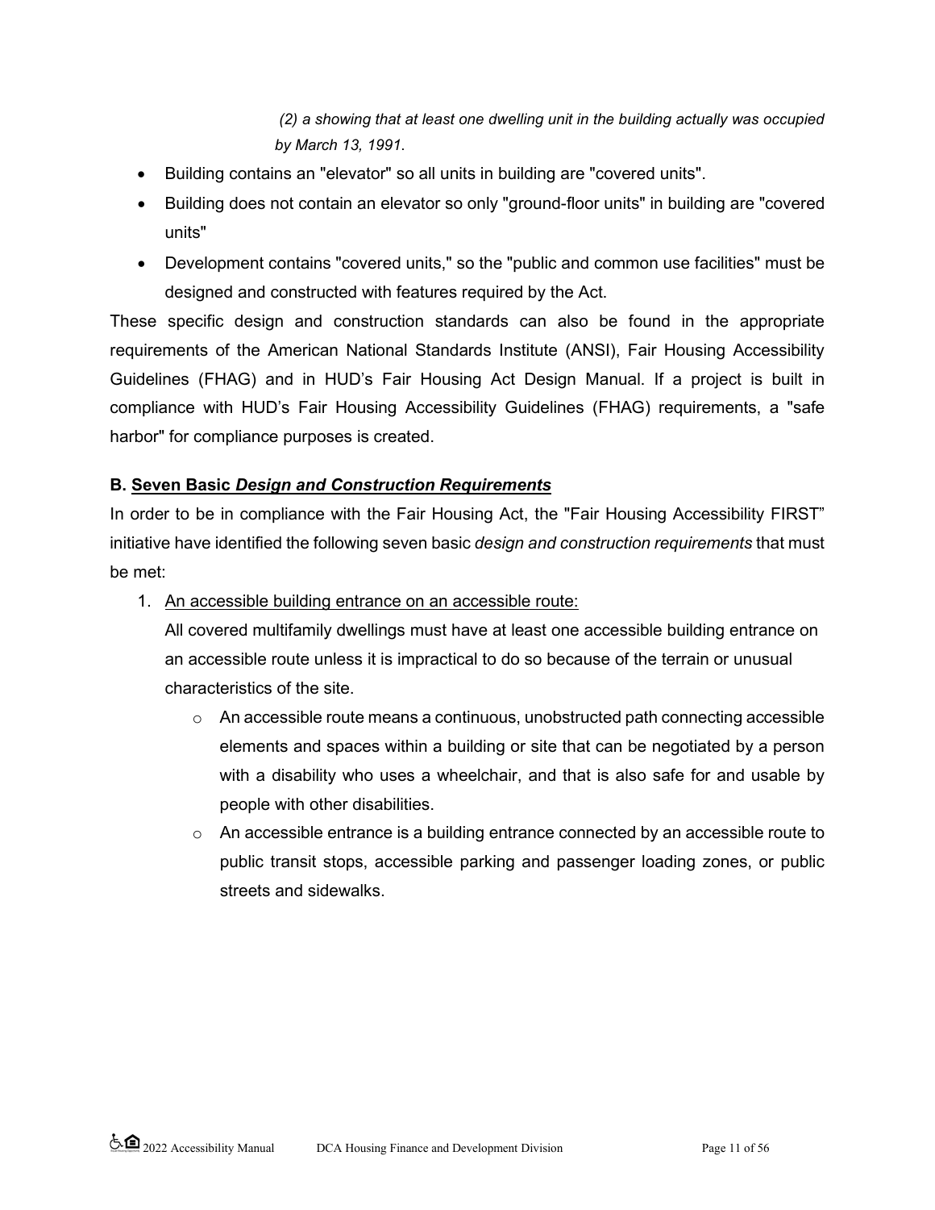*(2) a showing that at least one dwelling unit in the building actually was occupied by March 13, 1991*.

- Building contains an "elevator" so all units in building are "covered units".
- Building does not contain an elevator so only "ground-floor units" in building are "covered units"
- Development contains "covered units," so the "public and common use facilities" must be designed and constructed with features required by the Act.

These specific design and construction standards can also be found in the appropriate requirements of the American National Standards Institute (ANSI), Fair Housing Accessibility Guidelines (FHAG) and in HUD's Fair Housing Act Design Manual. If a project is built in compliance with HUD's Fair Housing Accessibility Guidelines (FHAG) requirements, a "safe harbor" for compliance purposes is created.

### B. Seven Basic *Design and Construction Requirements*

In order to be in compliance with the Fair Housing Act, the "Fair Housing Accessibility FIRST" initiative have identified the following seven basic *design and construction requirements* that must be met:

1. An accessible building entrance on an accessible route:
   All covered multifamily dwellings must have at least one accessible building entrance on an accessible route unless it is impractical to do so because of the terrain or unusual characteristics of the site.
    - An accessible route means a continuous, unobstructed path connecting accessible elements and spaces within a building or site that can be negotiated by a person with a disability who uses a wheelchair, and that is also safe for and usable by people with other disabilities.
    - An accessible entrance is a building entrance connected by an accessible route to public transit stops, accessible parking and passenger loading zones, or public streets and sidewalks.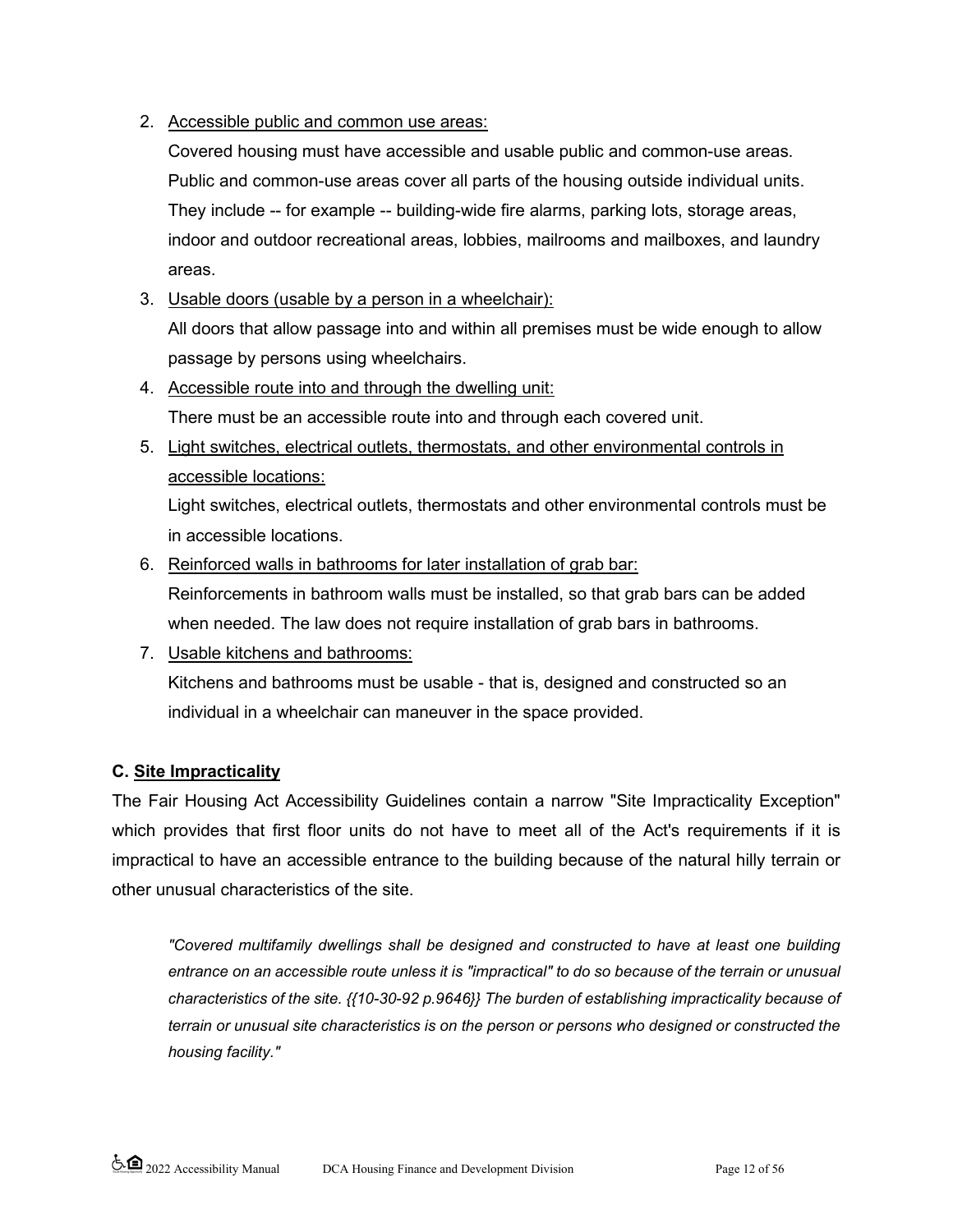2. <u>Accessible public and common use areas:</u>

   Covered housing must have accessible and usable public and common-use areas. Public and common-use areas cover all parts of the housing outside individual units. They include -- for example -- building-wide fire alarms, parking lots, storage areas, indoor and outdoor recreational areas, lobbies, mailrooms and mailboxes, and laundry areas.

3. <u>Usable doors (usable by a person in a wheelchair):</u>

   All doors that allow passage into and within all premises must be wide enough to allow passage by persons using wheelchairs.

4. <u>Accessible route into and through the dwelling unit:</u>

   There must be an accessible route into and through each covered unit.

5. <u>Light switches, electrical outlets, thermostats, and other environmental controls in accessible locations:</u>

   Light switches, electrical outlets, thermostats and other environmental controls must be in accessible locations.

6. <u>Reinforced walls in bathrooms for later installation of grab bar:</u>

   Reinforcements in bathroom walls must be installed, so that grab bars can be added when needed. The law does not require installation of grab bars in bathrooms.

7. <u>Usable kitchens and bathrooms:</u>

   Kitchens and bathrooms must be usable - that is, designed and constructed so an individual in a wheelchair can maneuver in the space provided.

**C. <u>Site Impracticality</u>**

The Fair Housing Act Accessibility Guidelines contain a narrow "Site Impracticality Exception" which provides that first floor units do not have to meet all of the Act's requirements if it is impractical to have an accessible entrance to the building because of the natural hilly terrain or other unusual characteristics of the site.

> *"Covered multifamily dwellings shall be designed and constructed to have at least one building entrance on an accessible route unless it is "impractical" to do so because of the terrain or unusual characteristics of the site. {{10-30-92 p.9646}} The burden of establishing impracticality because of terrain or unusual site characteristics is on the person or persons who designed or constructed the housing facility."*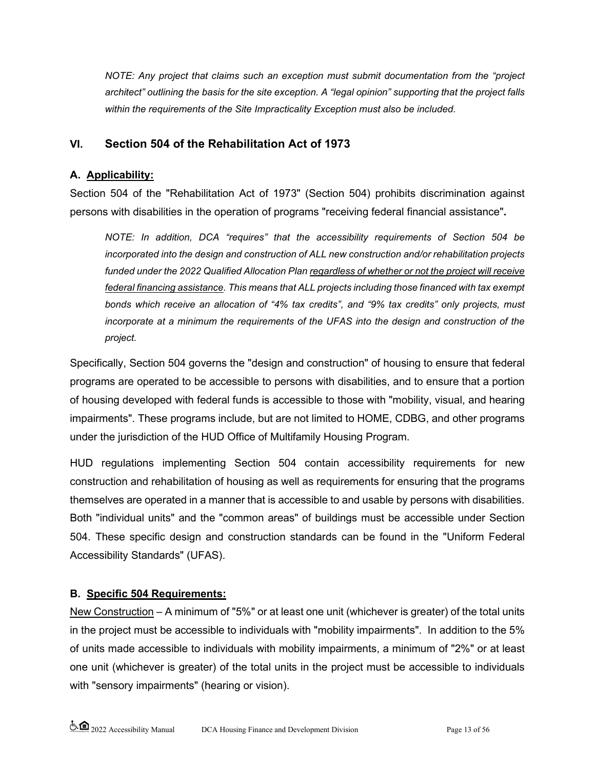*NOTE: Any project that claims such an exception must submit documentation from the "project architect" outlining the basis for the site exception. A "legal opinion" supporting that the project falls within the requirements of the Site Impracticality Exception must also be included.*

## VI. Section 504 of the Rehabilitation Act of 1973

### A. Applicability:

Section 504 of the "Rehabilitation Act of 1973" (Section 504) prohibits discrimination against persons with disabilities in the operation of programs "receiving federal financial assistance"**.**

*NOTE: In addition, DCA "requires" that the accessibility requirements of Section 504 be incorporated into the design and construction of ALL new construction and/or rehabilitation projects funded under the 2022 Qualified Allocation Plan regardless of whether or not the project will receive federal financing assistance. This means that ALL projects including those financed with tax exempt bonds which receive an allocation of "4% tax credits", and "9% tax credits" only projects, must incorporate at a minimum the requirements of the UFAS into the design and construction of the project.*

Specifically, Section 504 governs the "design and construction" of housing to ensure that federal programs are operated to be accessible to persons with disabilities, and to ensure that a portion of housing developed with federal funds is accessible to those with "mobility, visual, and hearing impairments". These programs include, but are not limited to HOME, CDBG, and other programs under the jurisdiction of the HUD Office of Multifamily Housing Program.

HUD regulations implementing Section 504 contain accessibility requirements for new construction and rehabilitation of housing as well as requirements for ensuring that the programs themselves are operated in a manner that is accessible to and usable by persons with disabilities. Both "individual units" and the "common areas" of buildings must be accessible under Section 504. These specific design and construction standards can be found in the "Uniform Federal Accessibility Standards" (UFAS).

### B. Specific 504 Requirements:

New Construction – A minimum of "5%" or at least one unit (whichever is greater) of the total units in the project must be accessible to individuals with "mobility impairments". In addition to the 5% of units made accessible to individuals with mobility impairments, a minimum of "2%" or at least one unit (whichever is greater) of the total units in the project must be accessible to individuals with "sensory impairments" (hearing or vision).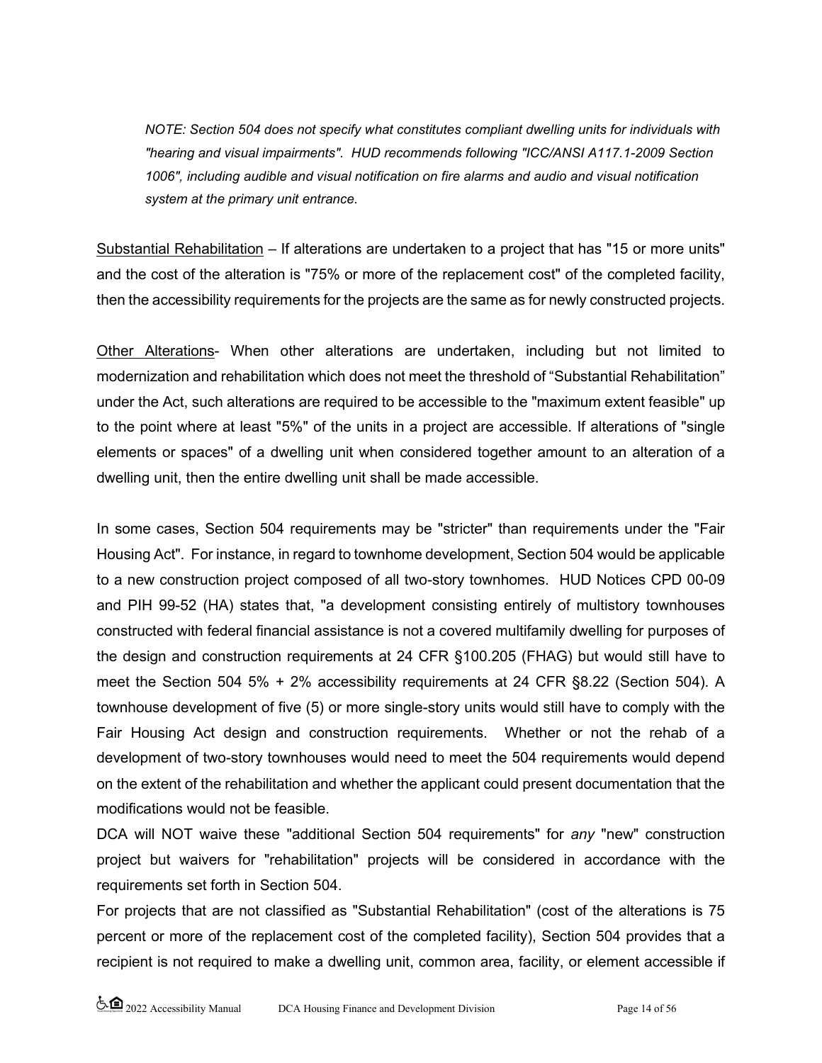*NOTE: Section 504 does not specify what constitutes compliant dwelling units for individuals with "hearing and visual impairments". HUD recommends following "ICC/ANSI A117.1-2009 Section 1006", including audible and visual notification on fire alarms and audio and visual notification system at the primary unit entrance.*

<u>Substantial Rehabilitation</u> – If alterations are undertaken to a project that has "15 or more units" and the cost of the alteration is "75% or more of the replacement cost" of the completed facility, then the accessibility requirements for the projects are the same as for newly constructed projects.

<u>Other Alterations</u>- When other alterations are undertaken, including but not limited to modernization and rehabilitation which does not meet the threshold of "Substantial Rehabilitation" under the Act, such alterations are required to be accessible to the "maximum extent feasible" up to the point where at least "5%" of the units in a project are accessible. If alterations of "single elements or spaces" of a dwelling unit when considered together amount to an alteration of a dwelling unit, then the entire dwelling unit shall be made accessible.

In some cases, Section 504 requirements may be "stricter" than requirements under the "Fair Housing Act". For instance, in regard to townhome development, Section 504 would be applicable to a new construction project composed of all two-story townhomes. HUD Notices CPD 00-09 and PIH 99-52 (HA) states that, "a development consisting entirely of multistory townhouses constructed with federal financial assistance is not a covered multifamily dwelling for purposes of the design and construction requirements at 24 CFR §100.205 (FHAG) but would still have to meet the Section 504 5% + 2% accessibility requirements at 24 CFR §8.22 (Section 504). A townhouse development of five (5) or more single-story units would still have to comply with the Fair Housing Act design and construction requirements. Whether or not the rehab of a development of two-story townhouses would need to meet the 504 requirements would depend on the extent of the rehabilitation and whether the applicant could present documentation that the modifications would not be feasible.

DCA will NOT waive these "additional Section 504 requirements" for *any* "new" construction project but waivers for "rehabilitation" projects will be considered in accordance with the requirements set forth in Section 504.

For projects that are not classified as "Substantial Rehabilitation" (cost of the alterations is 75 percent or more of the replacement cost of the completed facility), Section 504 provides that a recipient is not required to make a dwelling unit, common area, facility, or element accessible if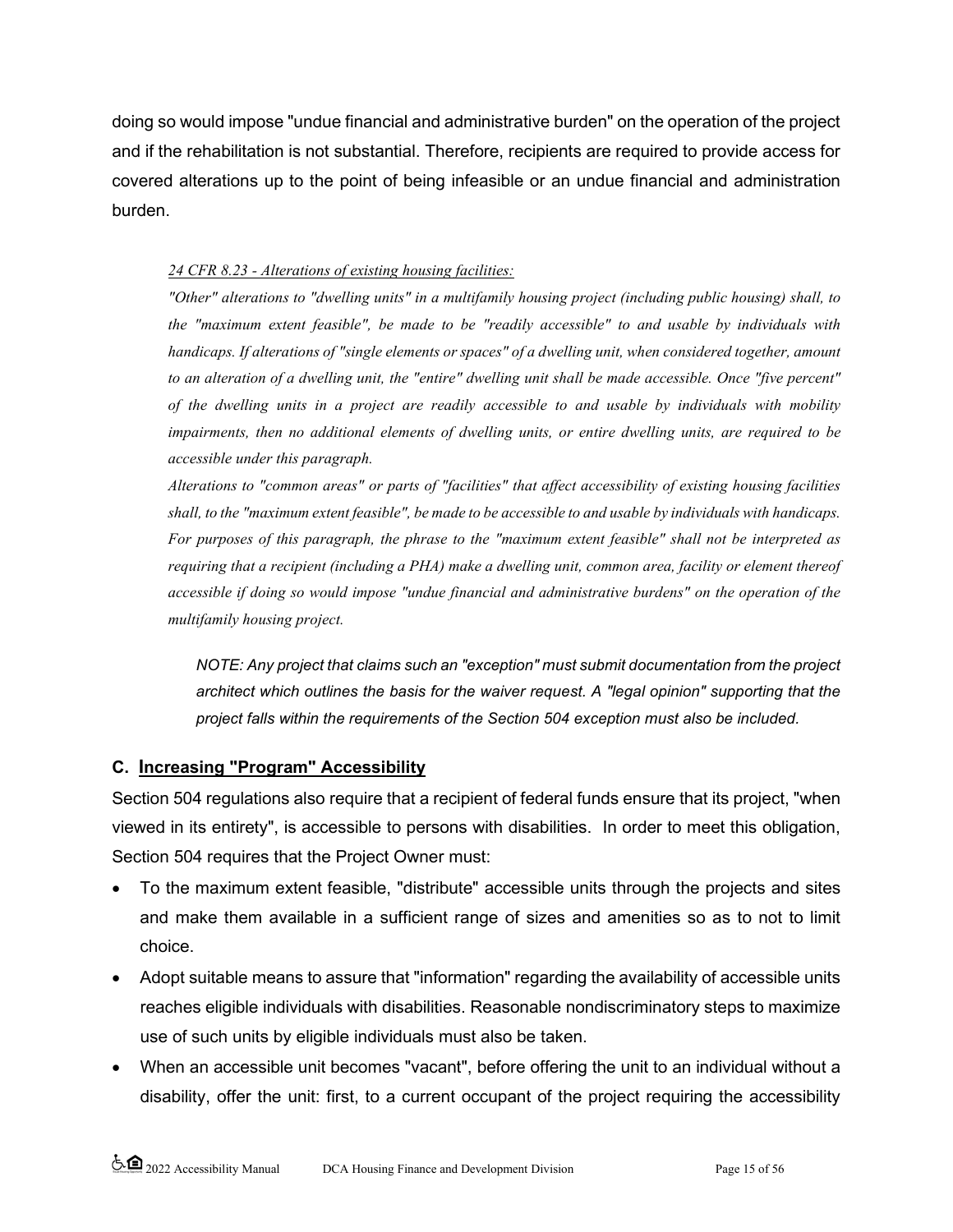doing so would impose "undue financial and administrative burden" on the operation of the project and if the rehabilitation is not substantial. Therefore, recipients are required to provide access for covered alterations up to the point of being infeasible or an undue financial and administration burden.

> *24 CFR 8.23 - Alterations of existing housing facilities:*
>
> *"Other" alterations to "dwelling units" in a multifamily housing project (including public housing) shall, to the "maximum extent feasible", be made to be "readily accessible" to and usable by individuals with handicaps. If alterations of "single elements or spaces" of a dwelling unit, when considered together, amount to an alteration of a dwelling unit, the "entire" dwelling unit shall be made accessible. Once "five percent" of the dwelling units in a project are readily accessible to and usable by individuals with mobility impairments, then no additional elements of dwelling units, or entire dwelling units, are required to be accessible under this paragraph.*
>
> *Alterations to "common areas" or parts of "facilities" that affect accessibility of existing housing facilities shall, to the "maximum extent feasible", be made to be accessible to and usable by individuals with handicaps. For purposes of this paragraph, the phrase to the "maximum extent feasible" shall not be interpreted as requiring that a recipient (including a PHA) make a dwelling unit, common area, facility or element thereof accessible if doing so would impose "undue financial and administrative burdens" on the operation of the multifamily housing project.*
>
> *NOTE: Any project that claims such an "exception" must submit documentation from the project architect which outlines the basis for the waiver request. A "legal opinion" supporting that the project falls within the requirements of the Section 504 exception must also be included.*

### C. Increasing "Program" Accessibility

Section 504 regulations also require that a recipient of federal funds ensure that its project, "when viewed in its entirety", is accessible to persons with disabilities. In order to meet this obligation, Section 504 requires that the Project Owner must:

- To the maximum extent feasible, "distribute" accessible units through the projects and sites and make them available in a sufficient range of sizes and amenities so as to not to limit choice.
- Adopt suitable means to assure that "information" regarding the availability of accessible units reaches eligible individuals with disabilities. Reasonable nondiscriminatory steps to maximize use of such units by eligible individuals must also be taken.
- When an accessible unit becomes "vacant", before offering the unit to an individual without a disability, offer the unit: first, to a current occupant of the project requiring the accessibility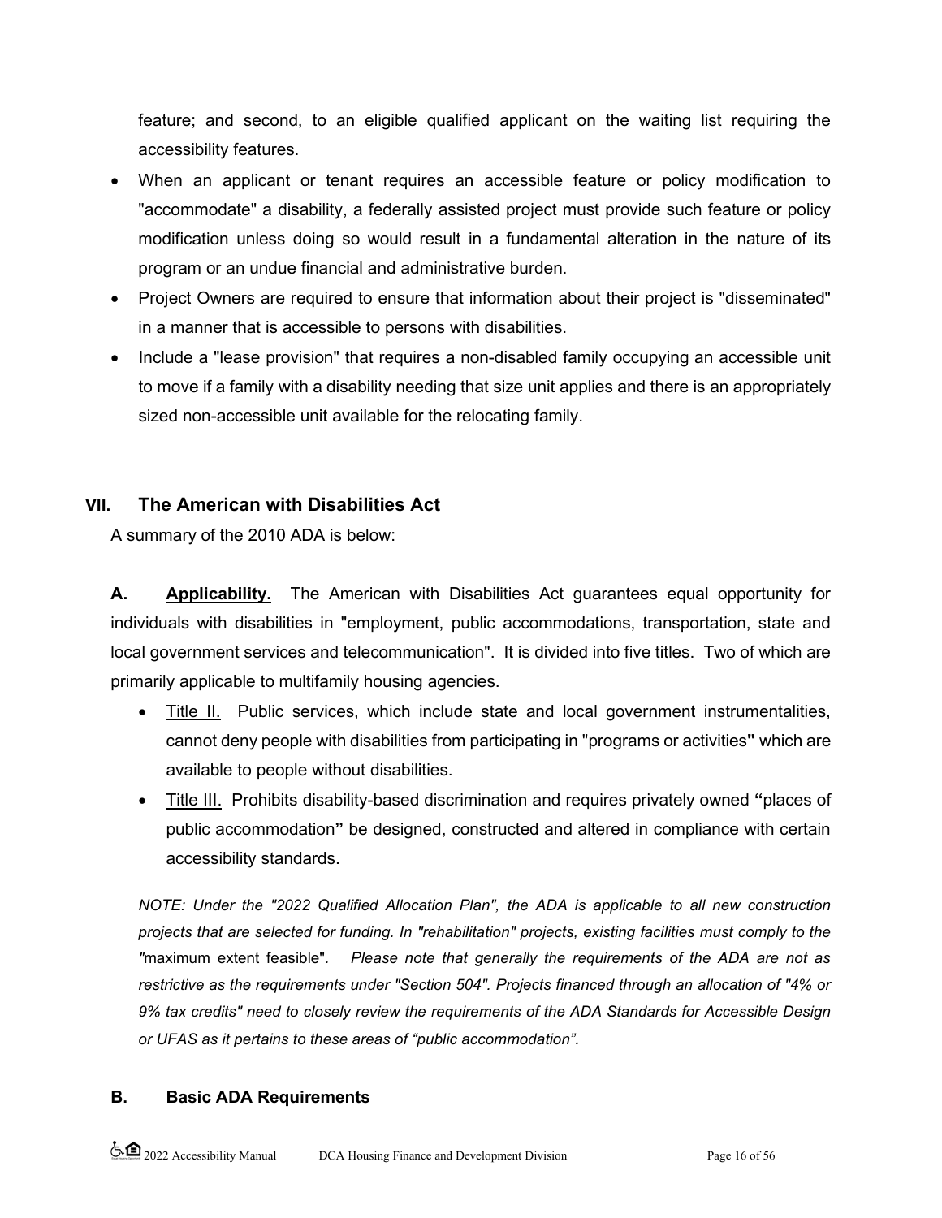feature; and second, to an eligible qualified applicant on the waiting list requiring the accessibility features.

- When an applicant or tenant requires an accessible feature or policy modification to "accommodate" a disability, a federally assisted project must provide such feature or policy modification unless doing so would result in a fundamental alteration in the nature of its program or an undue financial and administrative burden.
- Project Owners are required to ensure that information about their project is "disseminated" in a manner that is accessible to persons with disabilities.
- Include a "lease provision" that requires a non-disabled family occupying an accessible unit to move if a family with a disability needing that size unit applies and there is an appropriately sized non-accessible unit available for the relocating family.

## VII. The American with Disabilities Act

A summary of the 2010 ADA is below:

**A. Applicability.** The American with Disabilities Act guarantees equal opportunity for individuals with disabilities in "employment, public accommodations, transportation, state and local government services and telecommunication". It is divided into five titles. Two of which are primarily applicable to multifamily housing agencies.

- Title II. Public services, which include state and local government instrumentalities, cannot deny people with disabilities from participating in "programs or activities**"** which are available to people without disabilities.
- Title III. Prohibits disability-based discrimination and requires privately owned **"**places of public accommodation**"** be designed, constructed and altered in compliance with certain accessibility standards.

*NOTE: Under the "2022 Qualified Allocation Plan", the ADA is applicable to all new construction projects that are selected for funding. In "rehabilitation" projects, existing facilities must comply to the "*maximum extent feasible"*. Please note that generally the requirements of the ADA are not as restrictive as the requirements under "Section 504". Projects financed through an allocation of "4% or 9% tax credits" need to closely review the requirements of the ADA Standards for Accessible Design or UFAS as it pertains to these areas of "public accommodation".*

**B. Basic ADA Requirements**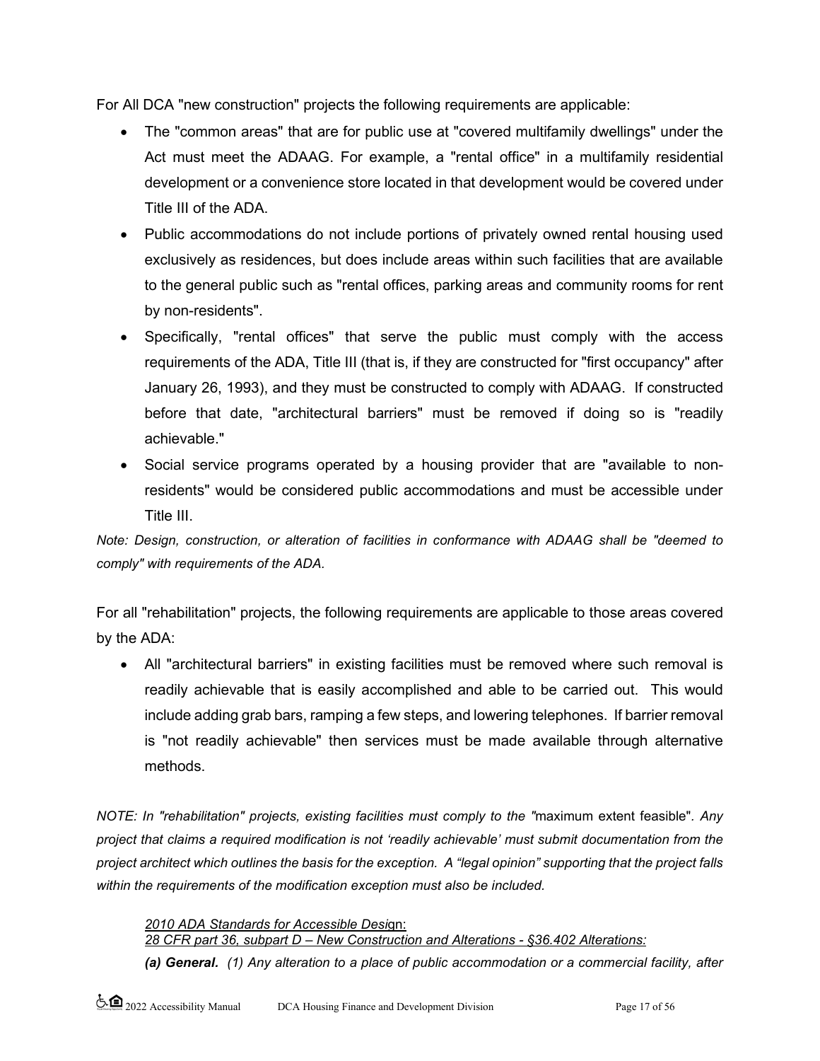For All DCA "new construction" projects the following requirements are applicable:

- The "common areas" that are for public use at "covered multifamily dwellings" under the Act must meet the ADAAG. For example, a "rental office" in a multifamily residential development or a convenience store located in that development would be covered under Title III of the ADA.
- Public accommodations do not include portions of privately owned rental housing used exclusively as residences, but does include areas within such facilities that are available to the general public such as "rental offices, parking areas and community rooms for rent by non-residents".
- Specifically, "rental offices" that serve the public must comply with the access requirements of the ADA, Title III (that is, if they are constructed for "first occupancy" after January 26, 1993), and they must be constructed to comply with ADAAG. If constructed before that date, "architectural barriers" must be removed if doing so is "readily achievable."
- Social service programs operated by a housing provider that are "available to non-residents" would be considered public accommodations and must be accessible under Title III.

*Note: Design, construction, or alteration of facilities in conformance with ADAAG shall be "deemed to comply" with requirements of the ADA.*

For all "rehabilitation" projects, the following requirements are applicable to those areas covered by the ADA:

- All "architectural barriers" in existing facilities must be removed where such removal is readily achievable that is easily accomplished and able to be carried out. This would include adding grab bars, ramping a few steps, and lowering telephones. If barrier removal is "not readily achievable" then services must be made available through alternative methods.

*NOTE: In "rehabilitation" projects, existing facilities must comply to the "*maximum extent feasible"*. Any project that claims a required modification is not 'readily achievable' must submit documentation from the project architect which outlines the basis for the exception. A "legal opinion" supporting that the project falls within the requirements of the modification exception must also be included.*

*2010 ADA Standards for Accessible Desi*gn:
*28 CFR part 36, subpart D – New Construction and Alterations - §36.402 Alterations:*

***(a) General.*** *(1) Any alteration to a place of public accommodation or a commercial facility, after*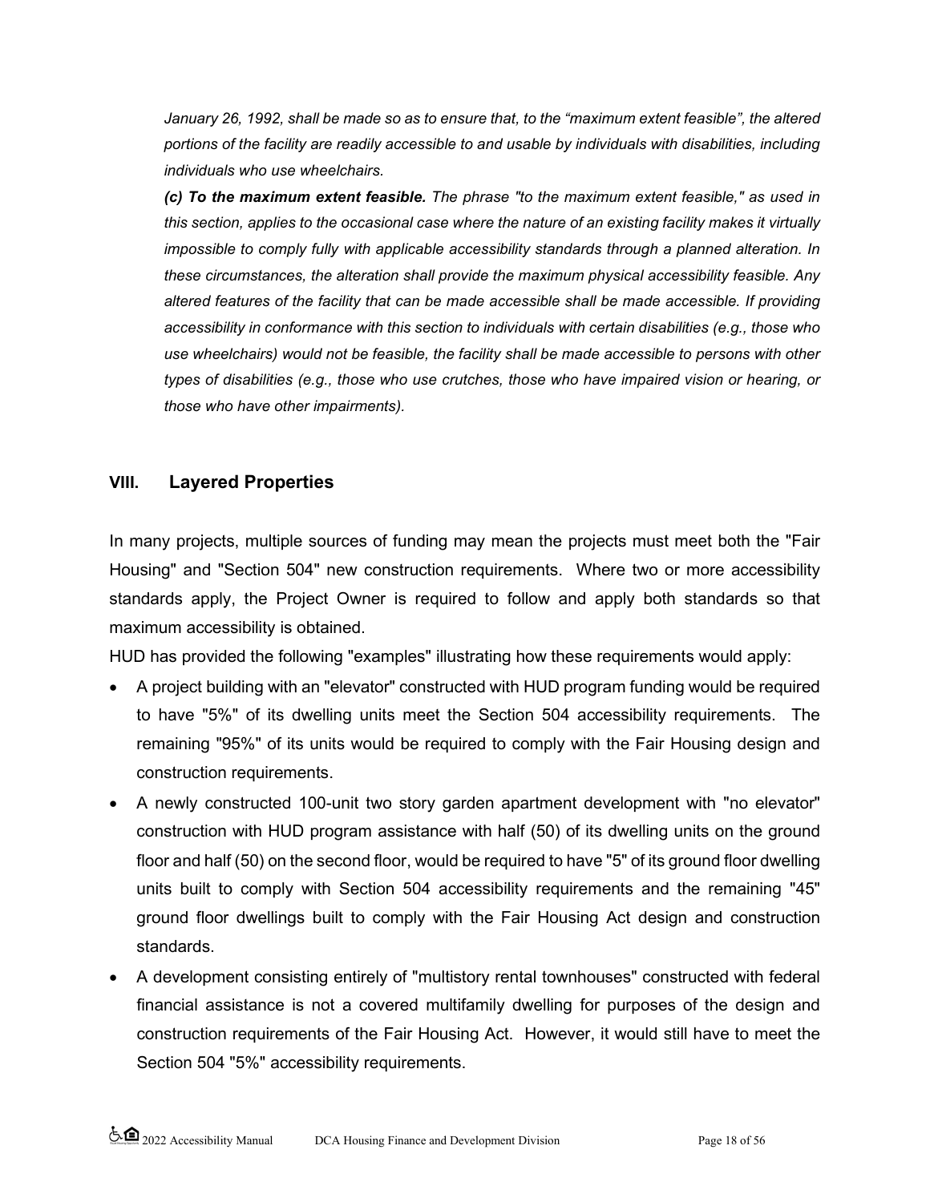*January 26, 1992, shall be made so as to ensure that, to the "maximum extent feasible", the altered portions of the facility are readily accessible to and usable by individuals with disabilities, including individuals who use wheelchairs.*

***(c) To the maximum extent feasible.*** *The phrase "to the maximum extent feasible," as used in this section, applies to the occasional case where the nature of an existing facility makes it virtually impossible to comply fully with applicable accessibility standards through a planned alteration. In these circumstances, the alteration shall provide the maximum physical accessibility feasible. Any altered features of the facility that can be made accessible shall be made accessible. If providing accessibility in conformance with this section to individuals with certain disabilities (e.g., those who use wheelchairs) would not be feasible, the facility shall be made accessible to persons with other types of disabilities (e.g., those who use crutches, those who have impaired vision or hearing, or those who have other impairments).*

## VIII. Layered Properties

In many projects, multiple sources of funding may mean the projects must meet both the "Fair Housing" and "Section 504" new construction requirements. Where two or more accessibility standards apply, the Project Owner is required to follow and apply both standards so that maximum accessibility is obtained.

HUD has provided the following "examples" illustrating how these requirements would apply:

- A project building with an "elevator" constructed with HUD program funding would be required to have "5%" of its dwelling units meet the Section 504 accessibility requirements. The remaining "95%" of its units would be required to comply with the Fair Housing design and construction requirements.
- A newly constructed 100-unit two story garden apartment development with "no elevator" construction with HUD program assistance with half (50) of its dwelling units on the ground floor and half (50) on the second floor, would be required to have "5" of its ground floor dwelling units built to comply with Section 504 accessibility requirements and the remaining "45" ground floor dwellings built to comply with the Fair Housing Act design and construction standards.
- A development consisting entirely of "multistory rental townhouses" constructed with federal financial assistance is not a covered multifamily dwelling for purposes of the design and construction requirements of the Fair Housing Act. However, it would still have to meet the Section 504 "5%" accessibility requirements.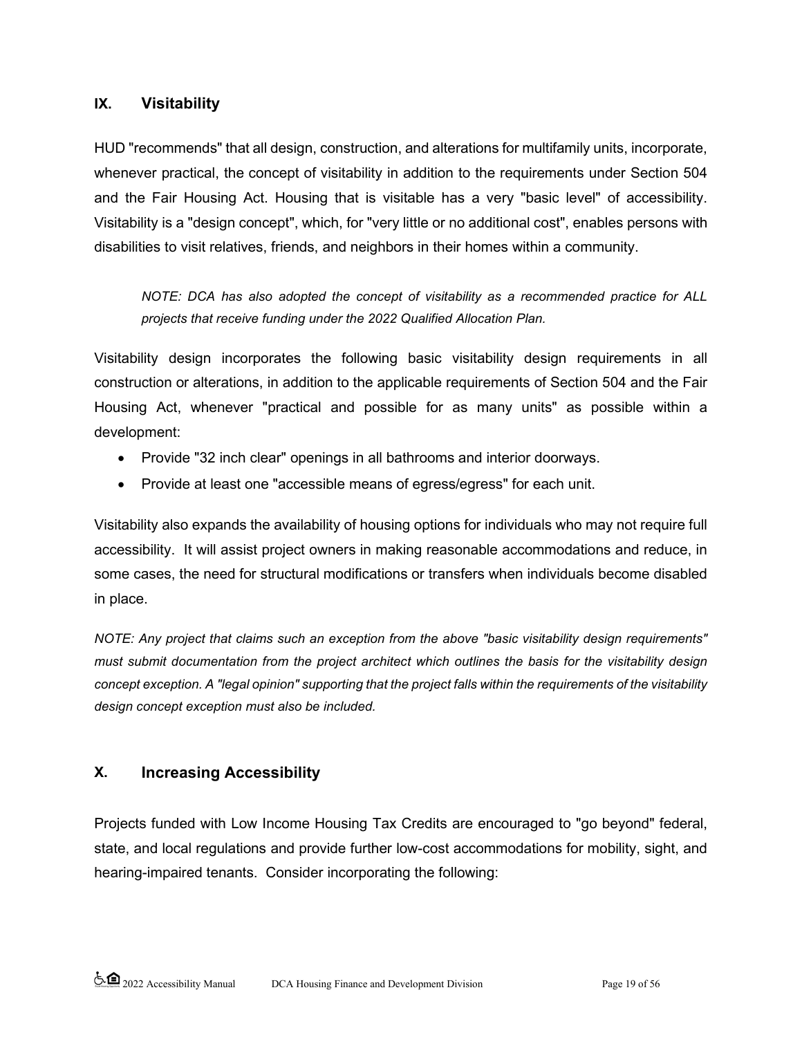## IX. Visitability

HUD "recommends" that all design, construction, and alterations for multifamily units, incorporate, whenever practical, the concept of visitability in addition to the requirements under Section 504 and the Fair Housing Act. Housing that is visitable has a very "basic level" of accessibility. Visitability is a "design concept", which, for "very little or no additional cost", enables persons with disabilities to visit relatives, friends, and neighbors in their homes within a community.

> *NOTE: DCA has also adopted the concept of visitability as a recommended practice for ALL projects that receive funding under the 2022 Qualified Allocation Plan.*

Visitability design incorporates the following basic visitability design requirements in all construction or alterations, in addition to the applicable requirements of Section 504 and the Fair Housing Act, whenever "practical and possible for as many units" as possible within a development:

- Provide "32 inch clear" openings in all bathrooms and interior doorways.
- Provide at least one "accessible means of egress/egress" for each unit.

Visitability also expands the availability of housing options for individuals who may not require full accessibility. It will assist project owners in making reasonable accommodations and reduce, in some cases, the need for structural modifications or transfers when individuals become disabled in place.

*NOTE: Any project that claims such an exception from the above "basic visitability design requirements" must submit documentation from the project architect which outlines the basis for the visitability design concept exception. A "legal opinion" supporting that the project falls within the requirements of the visitability design concept exception must also be included.*

## X. Increasing Accessibility

Projects funded with Low Income Housing Tax Credits are encouraged to "go beyond" federal, state, and local regulations and provide further low-cost accommodations for mobility, sight, and hearing-impaired tenants. Consider incorporating the following: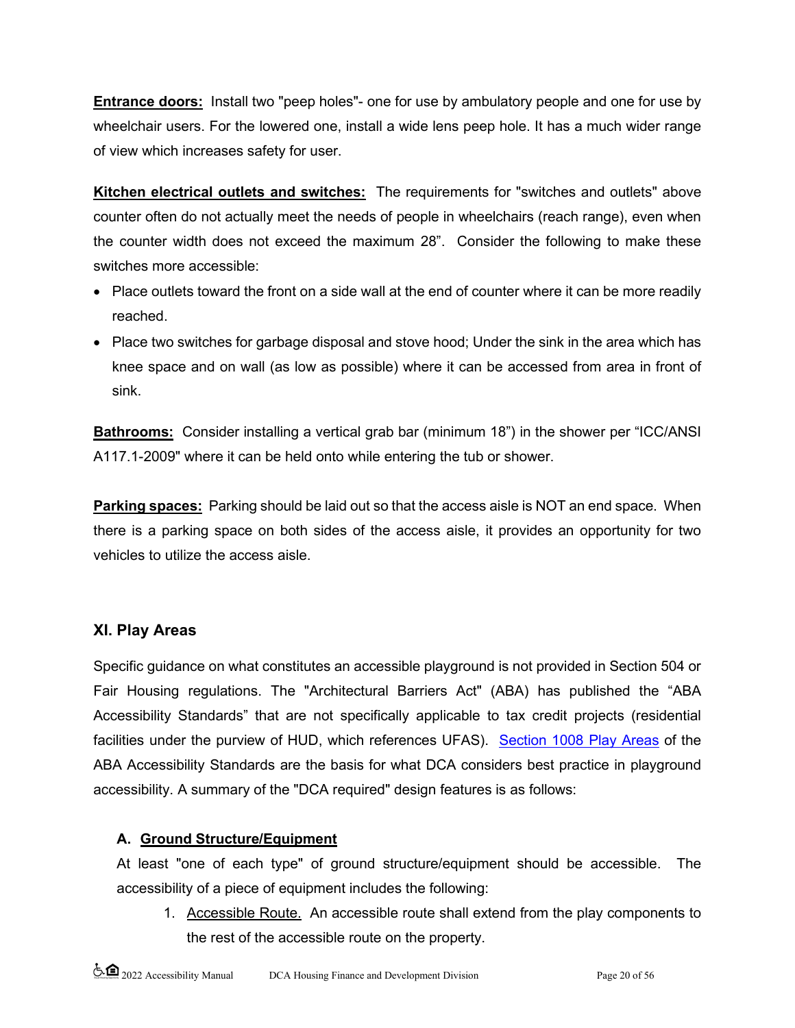**<u>Entrance doors:</u>** Install two "peep holes"- one for use by ambulatory people and one for use by wheelchair users. For the lowered one, install a wide lens peep hole. It has a much wider range of view which increases safety for user.

**<u>Kitchen electrical outlets and switches:</u>** The requirements for "switches and outlets" above counter often do not actually meet the needs of people in wheelchairs (reach range), even when the counter width does not exceed the maximum 28". Consider the following to make these switches more accessible:

- Place outlets toward the front on a side wall at the end of counter where it can be more readily reached.
- Place two switches for garbage disposal and stove hood; Under the sink in the area which has knee space and on wall (as low as possible) where it can be accessed from area in front of sink.

**<u>Bathrooms:</u>** Consider installing a vertical grab bar (minimum 18") in the shower per "ICC/ANSI A117.1-2009" where it can be held onto while entering the tub or shower.

**<u>Parking spaces:</u>** Parking should be laid out so that the access aisle is NOT an end space. When there is a parking space on both sides of the access aisle, it provides an opportunity for two vehicles to utilize the access aisle.

## XI. Play Areas

Specific guidance on what constitutes an accessible playground is not provided in Section 504 or Fair Housing regulations. The "Architectural Barriers Act" (ABA) has published the "ABA Accessibility Standards" that are not specifically applicable to tax credit projects (residential facilities under the purview of HUD, which references UFAS). Section 1008 Play Areas of the ABA Accessibility Standards are the basis for what DCA considers best practice in playground accessibility. A summary of the "DCA required" design features is as follows:

### A. <u>Ground Structure/Equipment</u>

At least "one of each type" of ground structure/equipment should be accessible. The accessibility of a piece of equipment includes the following:

1. <u>Accessible Route.</u> An accessible route shall extend from the play components to the rest of the accessible route on the property.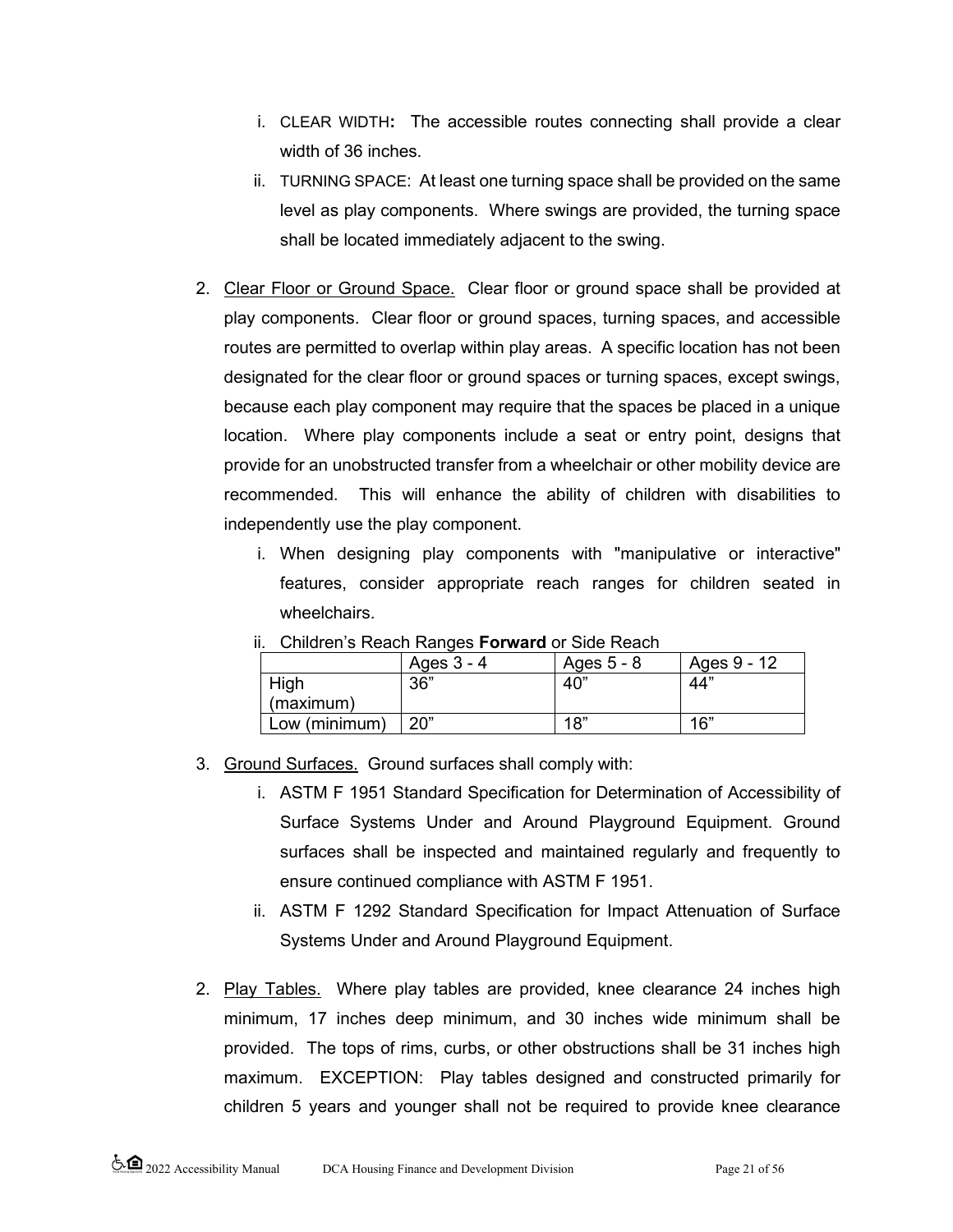i. CLEAR WIDTH**:** The accessible routes connecting shall provide a clear width of 36 inches.
   ii. TURNING SPACE: At least one turning space shall be provided on the same level as play components. Where swings are provided, the turning space shall be located immediately adjacent to the swing.

2. Clear Floor or Ground Space. Clear floor or ground space shall be provided at play components. Clear floor or ground spaces, turning spaces, and accessible routes are permitted to overlap within play areas. A specific location has not been designated for the clear floor or ground spaces or turning spaces, except swings, because each play component may require that the spaces be placed in a unique location. Where play components include a seat or entry point, designs that provide for an unobstructed transfer from a wheelchair or other mobility device are recommended. This will enhance the ability of children with disabilities to independently use the play component.
   i. When designing play components with "manipulative or interactive" features, consider appropriate reach ranges for children seated in wheelchairs.
   ii. Children's Reach Ranges **Forward** or Side Reach

| | Ages 3 - 4 | Ages 5 - 8 | Ages 9 - 12 |
|---|---|---|---|
| High (maximum) | 36" | 40" | 44" |
| Low (minimum) | 20" | 18" | 16" |

3. Ground Surfaces. Ground surfaces shall comply with:
   i. ASTM F 1951 Standard Specification for Determination of Accessibility of Surface Systems Under and Around Playground Equipment. Ground surfaces shall be inspected and maintained regularly and frequently to ensure continued compliance with ASTM F 1951.
   ii. ASTM F 1292 Standard Specification for Impact Attenuation of Surface Systems Under and Around Playground Equipment.

2. Play Tables. Where play tables are provided, knee clearance 24 inches high minimum, 17 inches deep minimum, and 30 inches wide minimum shall be provided. The tops of rims, curbs, or other obstructions shall be 31 inches high maximum. EXCEPTION: Play tables designed and constructed primarily for children 5 years and younger shall not be required to provide knee clearance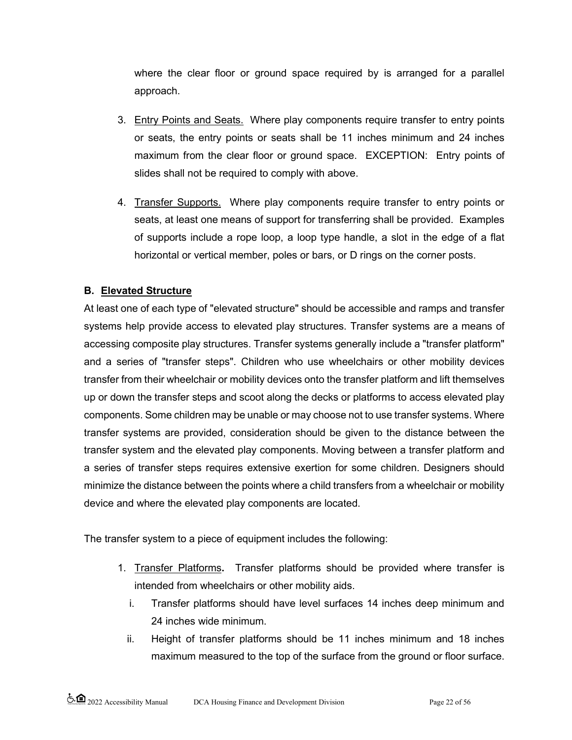where the clear floor or ground space required by is arranged for a parallel approach.

3. Entry Points and Seats. Where play components require transfer to entry points or seats, the entry points or seats shall be 11 inches minimum and 24 inches maximum from the clear floor or ground space. EXCEPTION: Entry points of slides shall not be required to comply with above.

4. Transfer Supports. Where play components require transfer to entry points or seats, at least one means of support for transferring shall be provided. Examples of supports include a rope loop, a loop type handle, a slot in the edge of a flat horizontal or vertical member, poles or bars, or D rings on the corner posts.

**B. Elevated Structure**

At least one of each type of "elevated structure" should be accessible and ramps and transfer systems help provide access to elevated play structures. Transfer systems are a means of accessing composite play structures. Transfer systems generally include a "transfer platform" and a series of "transfer steps". Children who use wheelchairs or other mobility devices transfer from their wheelchair or mobility devices onto the transfer platform and lift themselves up or down the transfer steps and scoot along the decks or platforms to access elevated play components. Some children may be unable or may choose not to use transfer systems. Where transfer systems are provided, consideration should be given to the distance between the transfer system and the elevated play components. Moving between a transfer platform and a series of transfer steps requires extensive exertion for some children. Designers should minimize the distance between the points where a child transfers from a wheelchair or mobility device and where the elevated play components are located.

The transfer system to a piece of equipment includes the following:

1. Transfer Platforms**.** Transfer platforms should be provided where transfer is intended from wheelchairs or other mobility aids.
   i. Transfer platforms should have level surfaces 14 inches deep minimum and 24 inches wide minimum.
   ii. Height of transfer platforms should be 11 inches minimum and 18 inches maximum measured to the top of the surface from the ground or floor surface.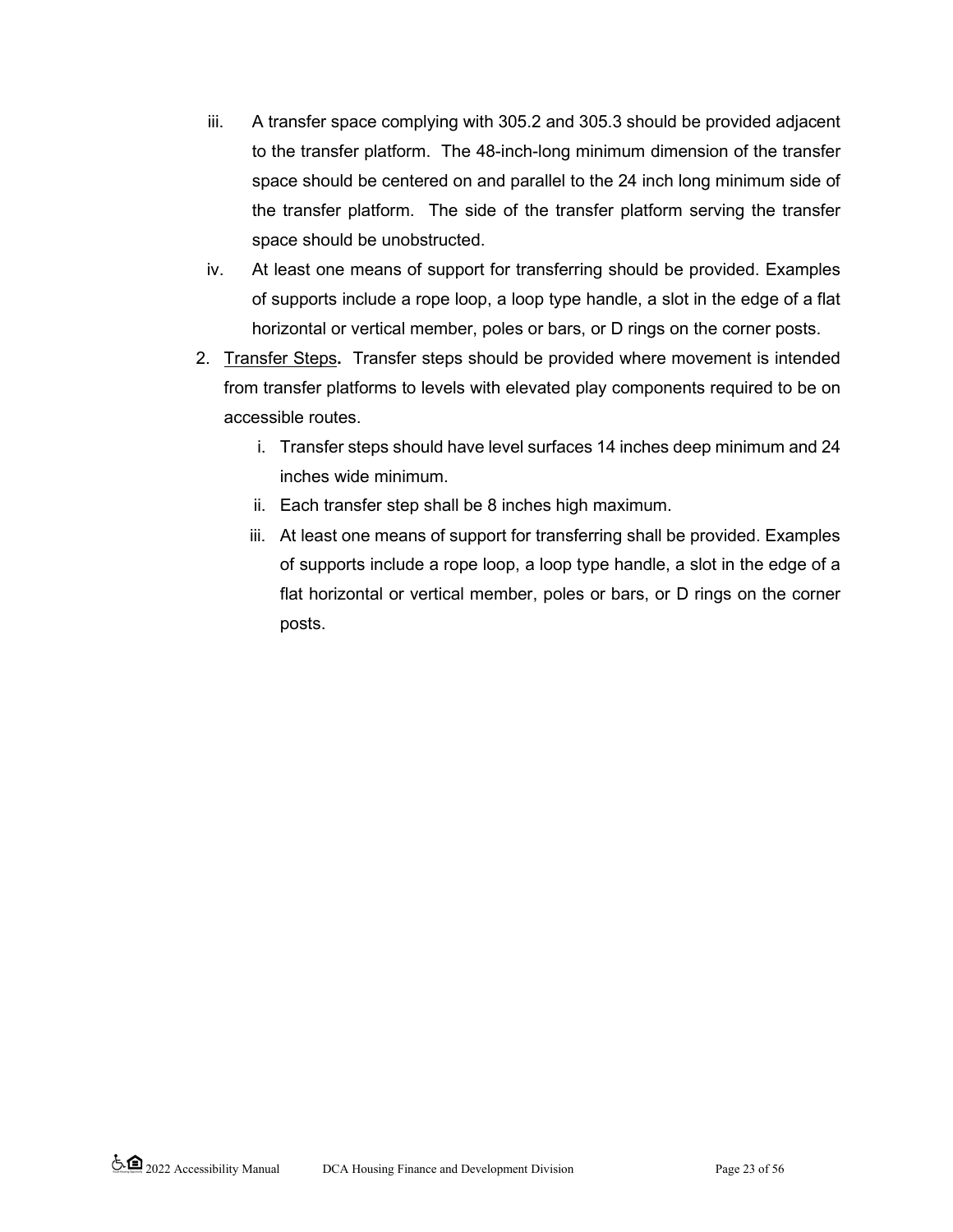iii. A transfer space complying with 305.2 and 305.3 should be provided adjacent to the transfer platform. The 48-inch-long minimum dimension of the transfer space should be centered on and parallel to the 24 inch long minimum side of the transfer platform. The side of the transfer platform serving the transfer space should be unobstructed.

iv. At least one means of support for transferring should be provided. Examples of supports include a rope loop, a loop type handle, a slot in the edge of a flat horizontal or vertical member, poles or bars, or D rings on the corner posts.

2. <u>Transfer Steps</u>**.** Transfer steps should be provided where movement is intended from transfer platforms to levels with elevated play components required to be on accessible routes.

    i. Transfer steps should have level surfaces 14 inches deep minimum and 24 inches wide minimum.

    ii. Each transfer step shall be 8 inches high maximum.

    iii. At least one means of support for transferring shall be provided. Examples of supports include a rope loop, a loop type handle, a slot in the edge of a flat horizontal or vertical member, poles or bars, or D rings on the corner posts.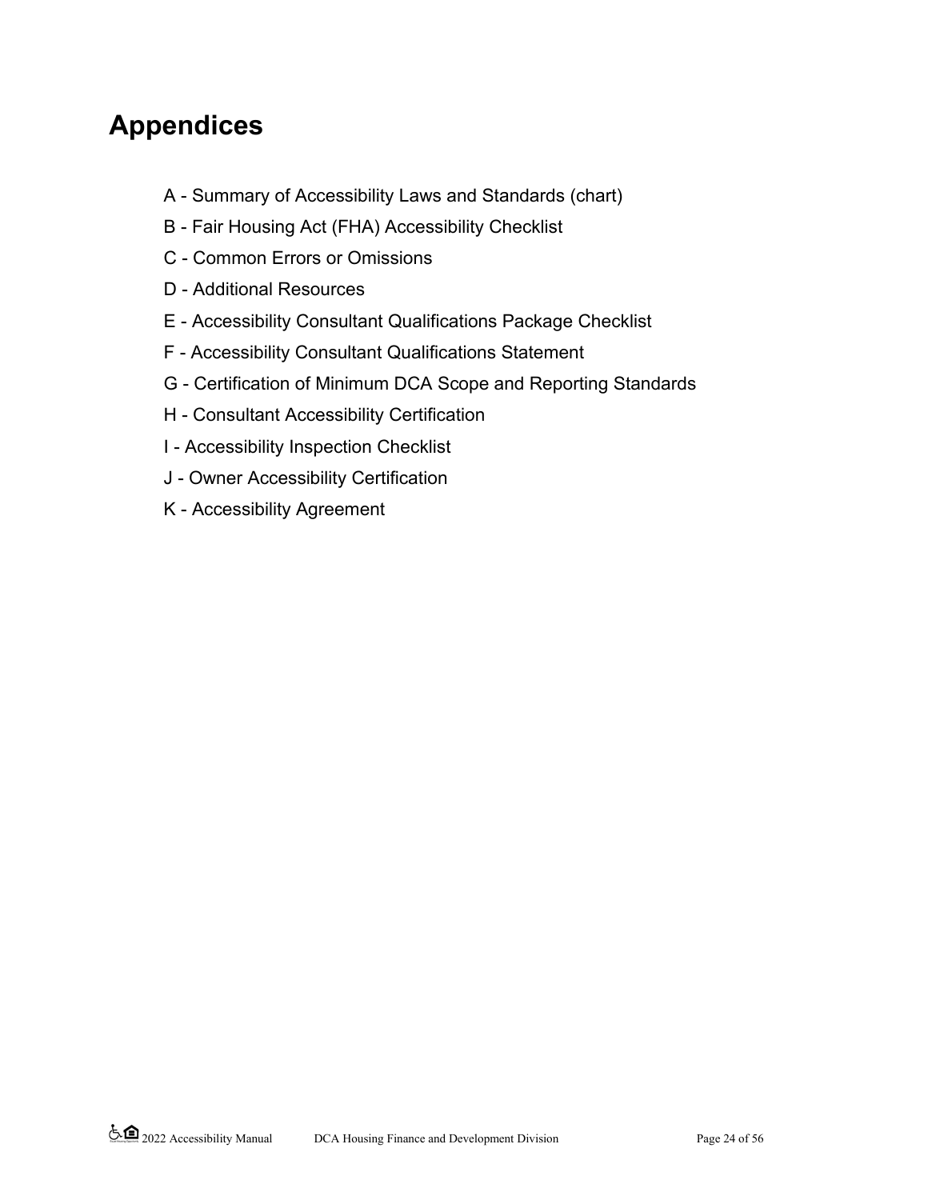# Appendices

A - Summary of Accessibility Laws and Standards (chart)

B - Fair Housing Act (FHA) Accessibility Checklist

C - Common Errors or Omissions

D - Additional Resources

E - Accessibility Consultant Qualifications Package Checklist

F - Accessibility Consultant Qualifications Statement

G - Certification of Minimum DCA Scope and Reporting Standards

H - Consultant Accessibility Certification

I - Accessibility Inspection Checklist

J - Owner Accessibility Certification

K - Accessibility Agreement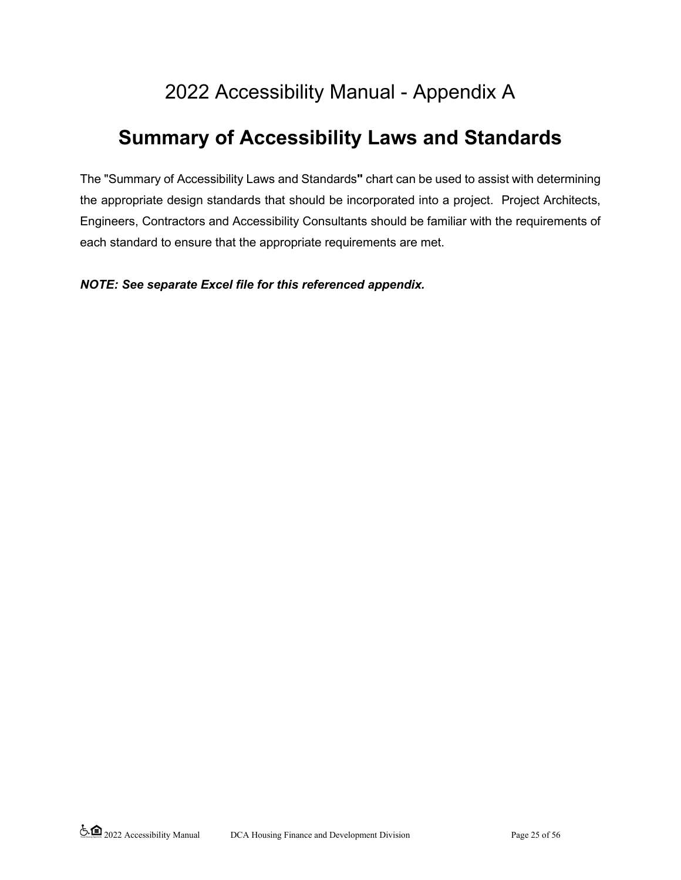# 2022 Accessibility Manual - Appendix A

## Summary of Accessibility Laws and Standards

The "Summary of Accessibility Laws and Standards" chart can be used to assist with determining the appropriate design standards that should be incorporated into a project. Project Architects, Engineers, Contractors and Accessibility Consultants should be familiar with the requirements of each standard to ensure that the appropriate requirements are met.

***NOTE: See separate Excel file for this referenced appendix.***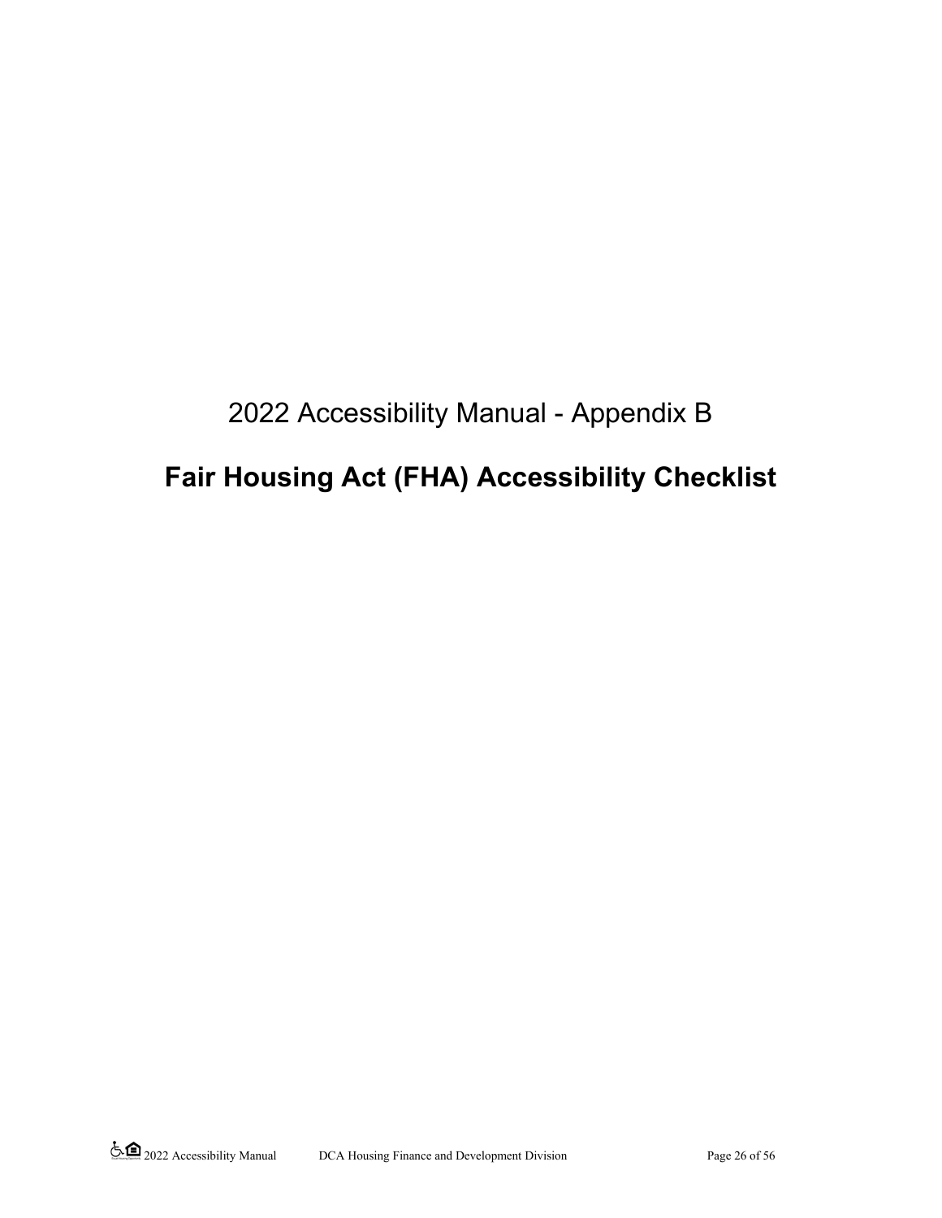2022 Accessibility Manual - Appendix B

# Fair Housing Act (FHA) Accessibility Checklist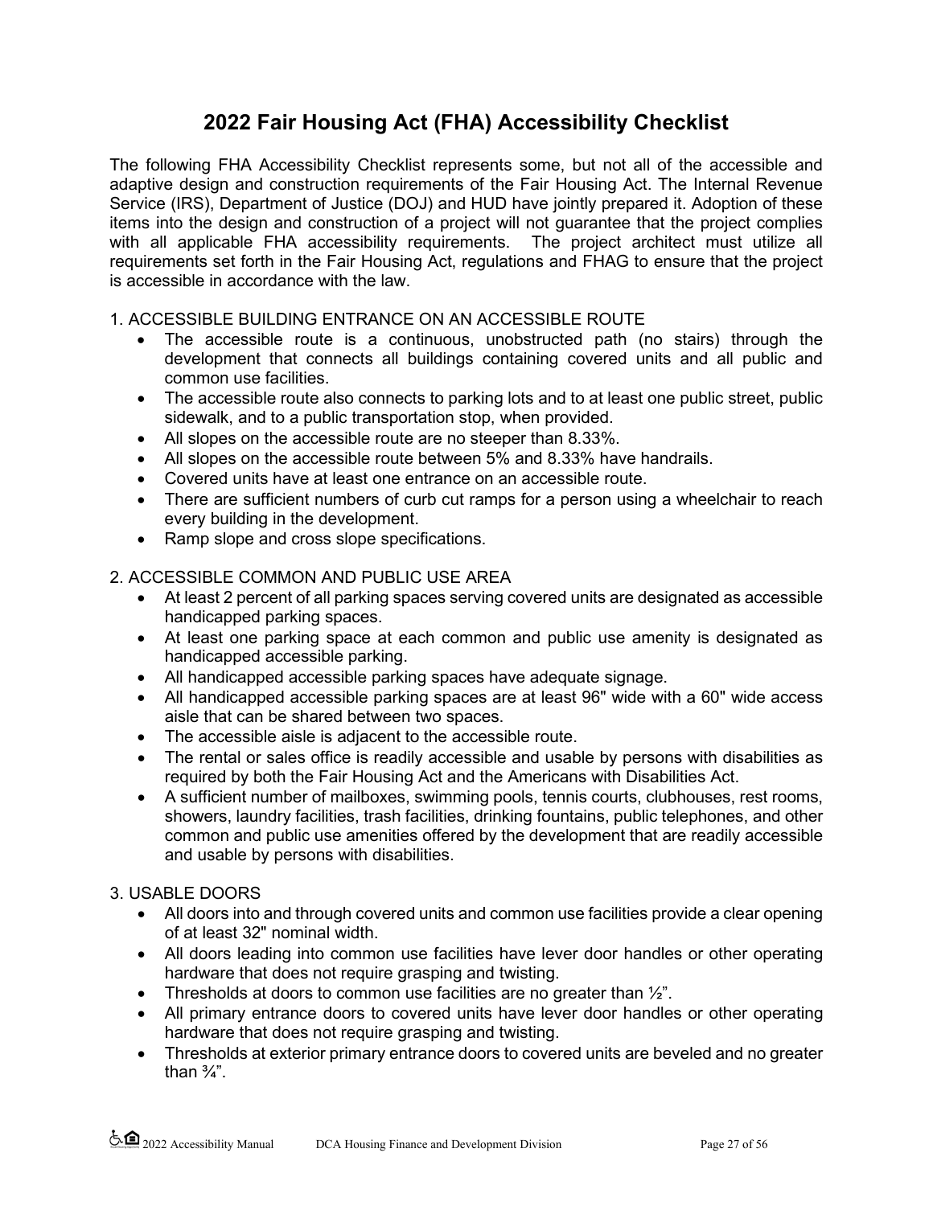# 2022 Fair Housing Act (FHA) Accessibility Checklist

The following FHA Accessibility Checklist represents some, but not all of the accessible and adaptive design and construction requirements of the Fair Housing Act. The Internal Revenue Service (IRS), Department of Justice (DOJ) and HUD have jointly prepared it. Adoption of these items into the design and construction of a project will not guarantee that the project complies with all applicable FHA accessibility requirements. The project architect must utilize all requirements set forth in the Fair Housing Act, regulations and FHAG to ensure that the project is accessible in accordance with the law.

1. ACCESSIBLE BUILDING ENTRANCE ON AN ACCESSIBLE ROUTE
   - The accessible route is a continuous, unobstructed path (no stairs) through the development that connects all buildings containing covered units and all public and common use facilities.
   - The accessible route also connects to parking lots and to at least one public street, public sidewalk, and to a public transportation stop, when provided.
   - All slopes on the accessible route are no steeper than 8.33%.
   - All slopes on the accessible route between 5% and 8.33% have handrails.
   - Covered units have at least one entrance on an accessible route.
   - There are sufficient numbers of curb cut ramps for a person using a wheelchair to reach every building in the development.
   - Ramp slope and cross slope specifications.

2. ACCESSIBLE COMMON AND PUBLIC USE AREA
   - At least 2 percent of all parking spaces serving covered units are designated as accessible handicapped parking spaces.
   - At least one parking space at each common and public use amenity is designated as handicapped accessible parking.
   - All handicapped accessible parking spaces have adequate signage.
   - All handicapped accessible parking spaces are at least 96" wide with a 60" wide access aisle that can be shared between two spaces.
   - The accessible aisle is adjacent to the accessible route.
   - The rental or sales office is readily accessible and usable by persons with disabilities as required by both the Fair Housing Act and the Americans with Disabilities Act.
   - A sufficient number of mailboxes, swimming pools, tennis courts, clubhouses, rest rooms, showers, laundry facilities, trash facilities, drinking fountains, public telephones, and other common and public use amenities offered by the development that are readily accessible and usable by persons with disabilities.

3. USABLE DOORS
   - All doors into and through covered units and common use facilities provide a clear opening of at least 32" nominal width.
   - All doors leading into common use facilities have lever door handles or other operating hardware that does not require grasping and twisting.
   - Thresholds at doors to common use facilities are no greater than ½".
   - All primary entrance doors to covered units have lever door handles or other operating hardware that does not require grasping and twisting.
   - Thresholds at exterior primary entrance doors to covered units are beveled and no greater than ¾".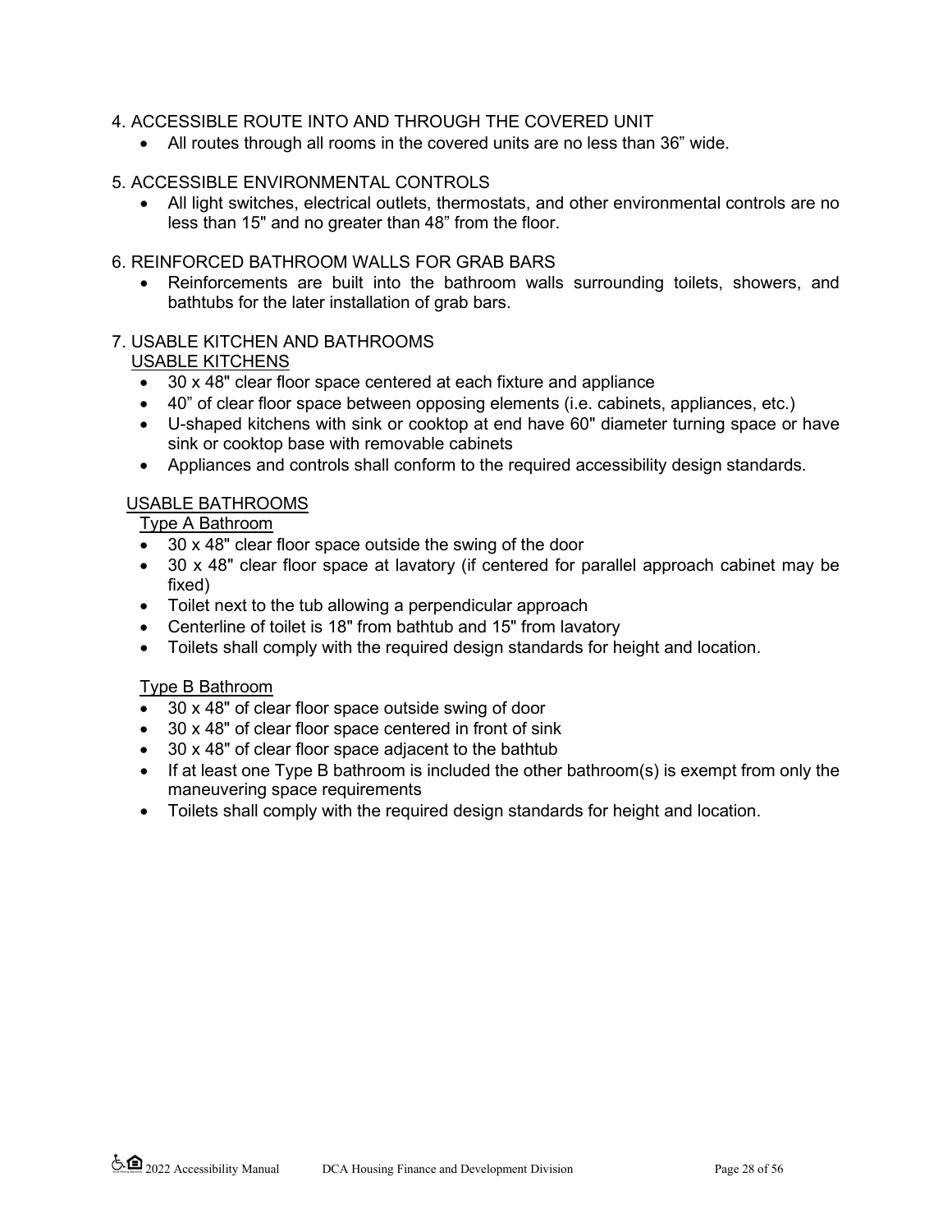4. ACCESSIBLE ROUTE INTO AND THROUGH THE COVERED UNIT

- All routes through all rooms in the covered units are no less than 36" wide.

5. ACCESSIBLE ENVIRONMENTAL CONTROLS

- All light switches, electrical outlets, thermostats, and other environmental controls are no less than 15" and no greater than 48" from the floor.

6. REINFORCED BATHROOM WALLS FOR GRAB BARS

- Reinforcements are built into the bathroom walls surrounding toilets, showers, and bathtubs for the later installation of grab bars.

7. USABLE KITCHEN AND BATHROOMS

<u>USABLE KITCHENS</u>

- 30 x 48" clear floor space centered at each fixture and appliance
- 40" of clear floor space between opposing elements (i.e. cabinets, appliances, etc.)
- U-shaped kitchens with sink or cooktop at end have 60" diameter turning space or have sink or cooktop base with removable cabinets
- Appliances and controls shall conform to the required accessibility design standards.

<u>USABLE BATHROOMS</u>

<u>Type A Bathroom</u>

- 30 x 48" clear floor space outside the swing of the door
- 30 x 48" clear floor space at lavatory (if centered for parallel approach cabinet may be fixed)
- Toilet next to the tub allowing a perpendicular approach
- Centerline of toilet is 18" from bathtub and 15" from lavatory
- Toilets shall comply with the required design standards for height and location.

<u>Type B Bathroom</u>

- 30 x 48" of clear floor space outside swing of door
- 30 x 48" of clear floor space centered in front of sink
- 30 x 48" of clear floor space adjacent to the bathtub
- If at least one Type B bathroom is included the other bathroom(s) is exempt from only the maneuvering space requirements
- Toilets shall comply with the required design standards for height and location.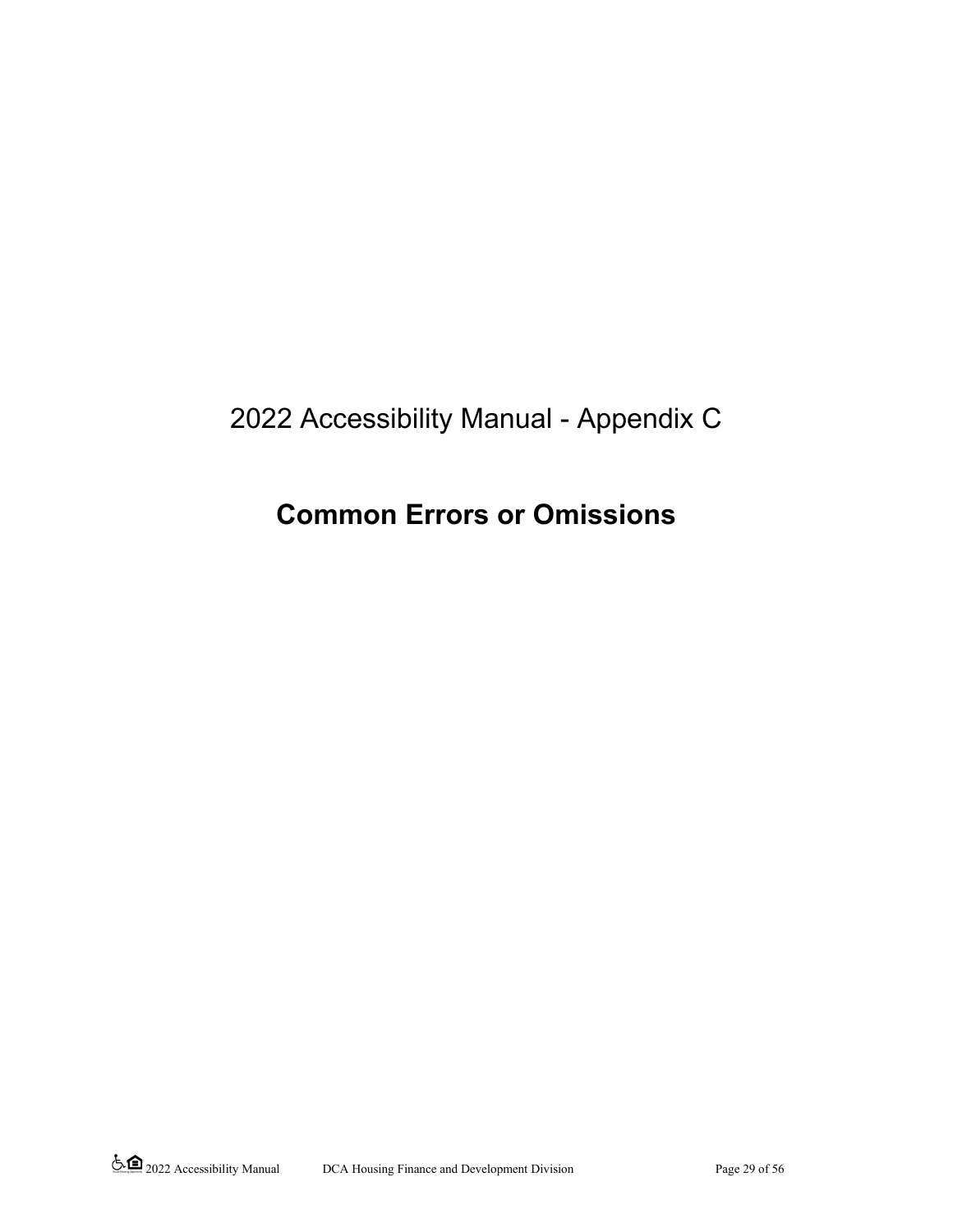2022 Accessibility Manual - Appendix C

# Common Errors or Omissions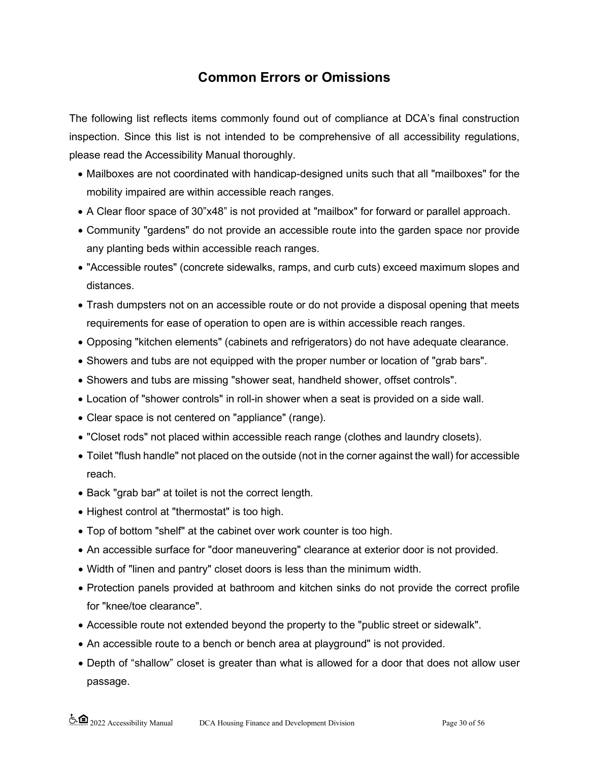# Common Errors or Omissions

The following list reflects items commonly found out of compliance at DCA's final construction inspection. Since this list is not intended to be comprehensive of all accessibility regulations, please read the Accessibility Manual thoroughly.

- Mailboxes are not coordinated with handicap-designed units such that all "mailboxes" for the mobility impaired are within accessible reach ranges.
- A Clear floor space of 30"x48" is not provided at "mailbox" for forward or parallel approach.
- Community "gardens" do not provide an accessible route into the garden space nor provide any planting beds within accessible reach ranges.
- "Accessible routes" (concrete sidewalks, ramps, and curb cuts) exceed maximum slopes and distances.
- Trash dumpsters not on an accessible route or do not provide a disposal opening that meets requirements for ease of operation to open are is within accessible reach ranges.
- Opposing "kitchen elements" (cabinets and refrigerators) do not have adequate clearance.
- Showers and tubs are not equipped with the proper number or location of "grab bars".
- Showers and tubs are missing "shower seat, handheld shower, offset controls".
- Location of "shower controls" in roll-in shower when a seat is provided on a side wall.
- Clear space is not centered on "appliance" (range).
- "Closet rods" not placed within accessible reach range (clothes and laundry closets).
- Toilet "flush handle" not placed on the outside (not in the corner against the wall) for accessible reach.
- Back "grab bar" at toilet is not the correct length.
- Highest control at "thermostat" is too high.
- Top of bottom "shelf" at the cabinet over work counter is too high.
- An accessible surface for "door maneuvering" clearance at exterior door is not provided.
- Width of "linen and pantry" closet doors is less than the minimum width.
- Protection panels provided at bathroom and kitchen sinks do not provide the correct profile for "knee/toe clearance".
- Accessible route not extended beyond the property to the "public street or sidewalk".
- An accessible route to a bench or bench area at playground" is not provided.
- Depth of "shallow" closet is greater than what is allowed for a door that does not allow user passage.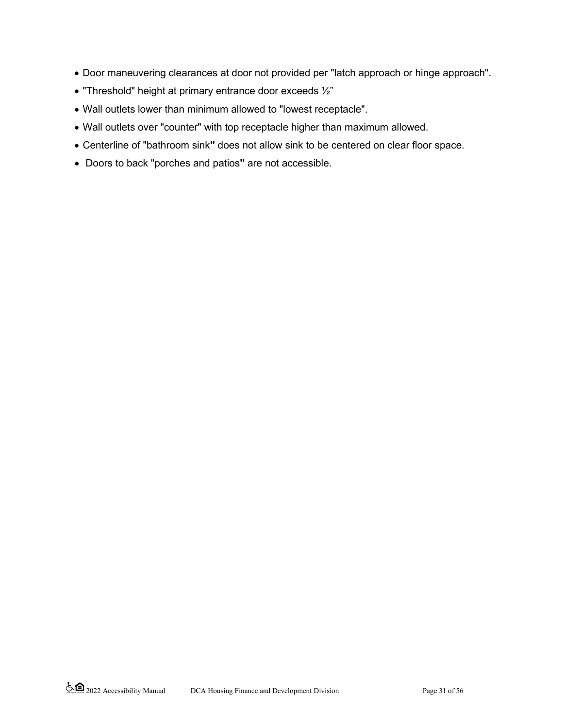- Door maneuvering clearances at door not provided per "latch approach or hinge approach".
- "Threshold" height at primary entrance door exceeds ½"
- Wall outlets lower than minimum allowed to "lowest receptacle".
- Wall outlets over "counter" with top receptacle higher than maximum allowed.
- Centerline of "bathroom sink**"** does not allow sink to be centered on clear floor space.
- Doors to back "porches and patios**"** are not accessible.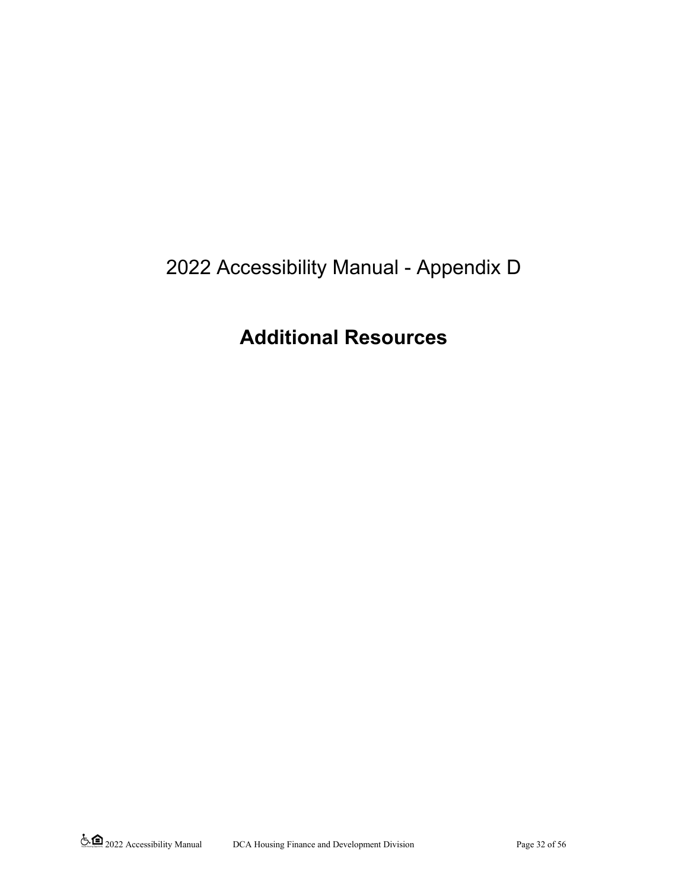2022 Accessibility Manual - Appendix D

# Additional Resources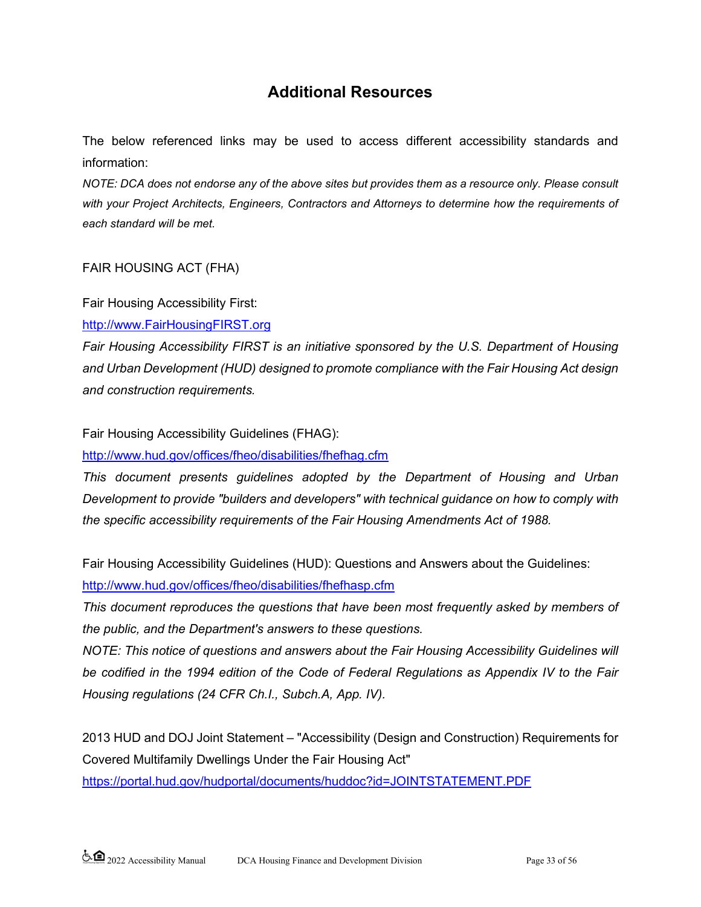## Additional Resources

The below referenced links may be used to access different accessibility standards and information:

*NOTE: DCA does not endorse any of the above sites but provides them as a resource only. Please consult with your Project Architects, Engineers, Contractors and Attorneys to determine how the requirements of each standard will be met.*

FAIR HOUSING ACT (FHA)

Fair Housing Accessibility First:

http://www.FairHousingFIRST.org

*Fair Housing Accessibility FIRST is an initiative sponsored by the U.S. Department of Housing and Urban Development (HUD) designed to promote compliance with the Fair Housing Act design and construction requirements.*

Fair Housing Accessibility Guidelines (FHAG):

http://www.hud.gov/offices/fheo/disabilities/fhefhag.cfm

*This document presents guidelines adopted by the Department of Housing and Urban Development to provide "builders and developers" with technical guidance on how to comply with the specific accessibility requirements of the Fair Housing Amendments Act of 1988.*

Fair Housing Accessibility Guidelines (HUD): Questions and Answers about the Guidelines:

http://www.hud.gov/offices/fheo/disabilities/fhefhasp.cfm

*This document reproduces the questions that have been most frequently asked by members of the public, and the Department's answers to these questions.*

*NOTE: This notice of questions and answers about the Fair Housing Accessibility Guidelines will be codified in the 1994 edition of the Code of Federal Regulations as Appendix IV to the Fair Housing regulations (24 CFR Ch.I., Subch.A, App. IV).*

2013 HUD and DOJ Joint Statement – "Accessibility (Design and Construction) Requirements for Covered Multifamily Dwellings Under the Fair Housing Act"

https://portal.hud.gov/hudportal/documents/huddoc?id=JOINTSTATEMENT.PDF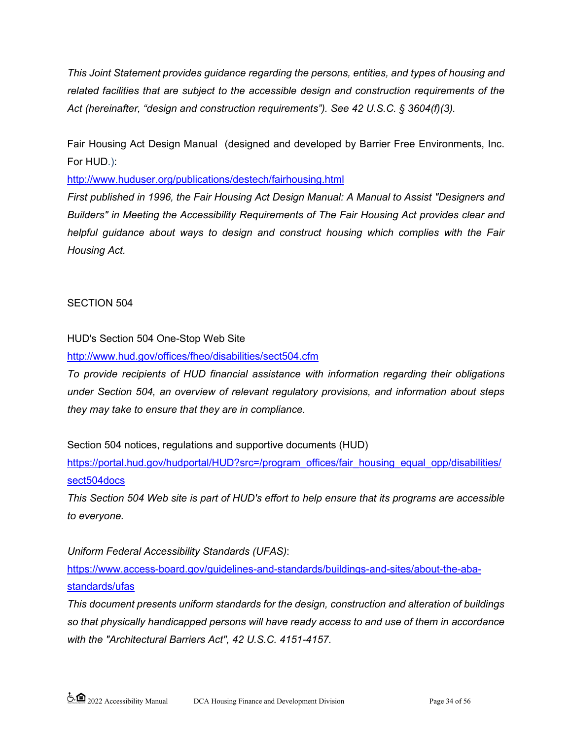*This Joint Statement provides guidance regarding the persons, entities, and types of housing and related facilities that are subject to the accessible design and construction requirements of the Act (hereinafter, "design and construction requirements"). See 42 U.S.C. § 3604(f)(3).*

Fair Housing Act Design Manual (designed and developed by Barrier Free Environments, Inc. For HUD.):

http://www.huduser.org/publications/destech/fairhousing.html

*First published in 1996, the Fair Housing Act Design Manual: A Manual to Assist "Designers and Builders" in Meeting the Accessibility Requirements of The Fair Housing Act provides clear and helpful guidance about ways to design and construct housing which complies with the Fair Housing Act.*

SECTION 504

HUD's Section 504 One-Stop Web Site

http://www.hud.gov/offices/fheo/disabilities/sect504.cfm

*To provide recipients of HUD financial assistance with information regarding their obligations under Section 504, an overview of relevant regulatory provisions, and information about steps they may take to ensure that they are in compliance.*

Section 504 notices, regulations and supportive documents (HUD)

https://portal.hud.gov/hudportal/HUD?src=/program_offices/fair_housing_equal_opp/disabilities/sect504docs

*This Section 504 Web site is part of HUD's effort to help ensure that its programs are accessible to everyone.*

*Uniform Federal Accessibility Standards (UFAS)*:

https://www.access-board.gov/guidelines-and-standards/buildings-and-sites/about-the-aba-standards/ufas

*This document presents uniform standards for the design, construction and alteration of buildings so that physically handicapped persons will have ready access to and use of them in accordance with the "Architectural Barriers Act", 42 U.S.C. 4151-4157.*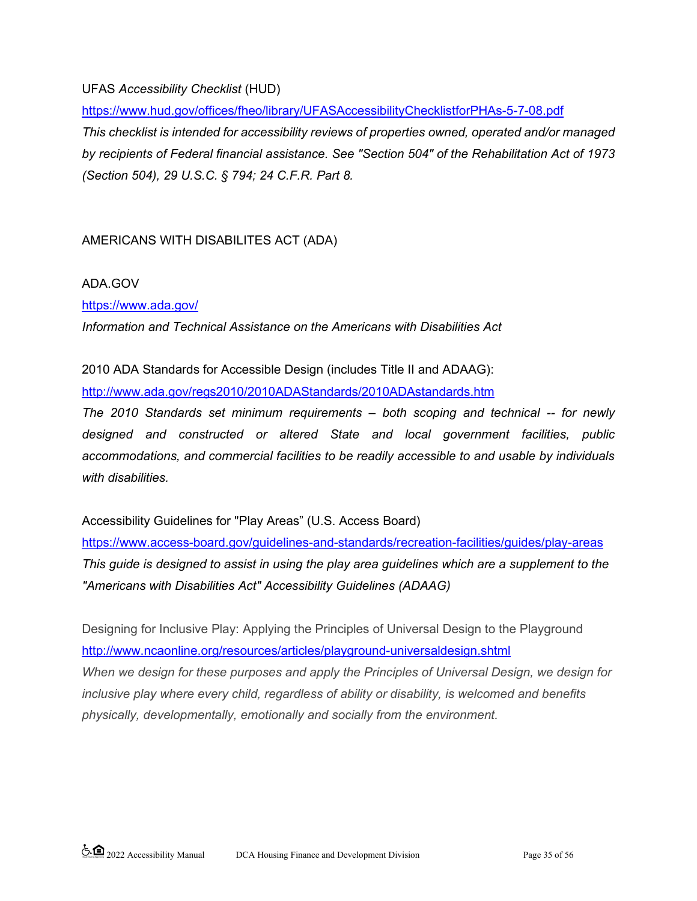UFAS *Accessibility Checklist* (HUD)

https://www.hud.gov/offices/fheo/library/UFASAccessibilityChecklistforPHAs-5-7-08.pdf

*This checklist is intended for accessibility reviews of properties owned, operated and/or managed by recipients of Federal financial assistance. See "Section 504" of the Rehabilitation Act of 1973 (Section 504), 29 U.S.C. § 794; 24 C.F.R. Part 8.*

## AMERICANS WITH DISABILITES ACT (ADA)

ADA.GOV

https://www.ada.gov/

*Information and Technical Assistance on the Americans with Disabilities Act*

2010 ADA Standards for Accessible Design (includes Title II and ADAAG):

http://www.ada.gov/regs2010/2010ADAStandards/2010ADAstandards.htm

*The 2010 Standards set minimum requirements – both scoping and technical -- for newly designed and constructed or altered State and local government facilities, public accommodations, and commercial facilities to be readily accessible to and usable by individuals with disabilities.*

Accessibility Guidelines for "Play Areas" (U.S. Access Board)

https://www.access-board.gov/guidelines-and-standards/recreation-facilities/guides/play-areas

*This guide is designed to assist in using the play area guidelines which are a supplement to the "Americans with Disabilities Act" Accessibility Guidelines (ADAAG)*

Designing for Inclusive Play: Applying the Principles of Universal Design to the Playground

http://www.ncaonline.org/resources/articles/playground-universaldesign.shtml

*When we design for these purposes and apply the Principles of Universal Design, we design for inclusive play where every child, regardless of ability or disability, is welcomed and benefits physically, developmentally, emotionally and socially from the environment.*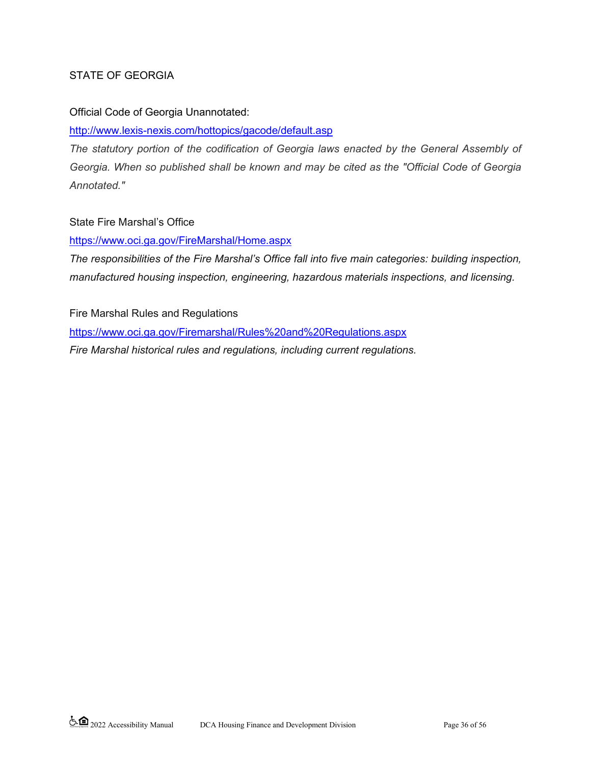## STATE OF GEORGIA

Official Code of Georgia Unannotated:

http://www.lexis-nexis.com/hottopics/gacode/default.asp

*The statutory portion of the codification of Georgia laws enacted by the General Assembly of Georgia. When so published shall be known and may be cited as the "Official Code of Georgia Annotated."*

State Fire Marshal's Office

https://www.oci.ga.gov/FireMarshal/Home.aspx

*The responsibilities of the Fire Marshal's Office fall into five main categories: building inspection, manufactured housing inspection, engineering, hazardous materials inspections, and licensing.*

Fire Marshal Rules and Regulations

https://www.oci.ga.gov/Firemarshal/Rules%20and%20Regulations.aspx

*Fire Marshal historical rules and regulations, including current regulations*.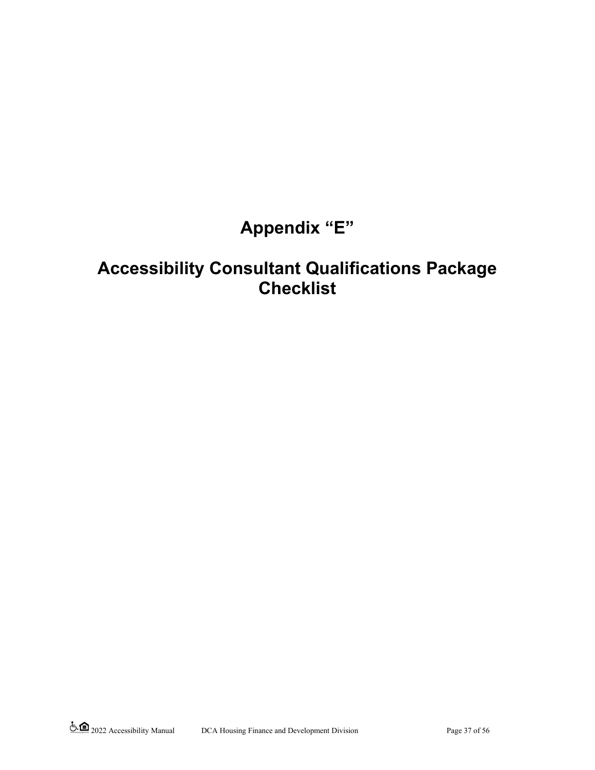# Appendix "E"

# Accessibility Consultant Qualifications Package Checklist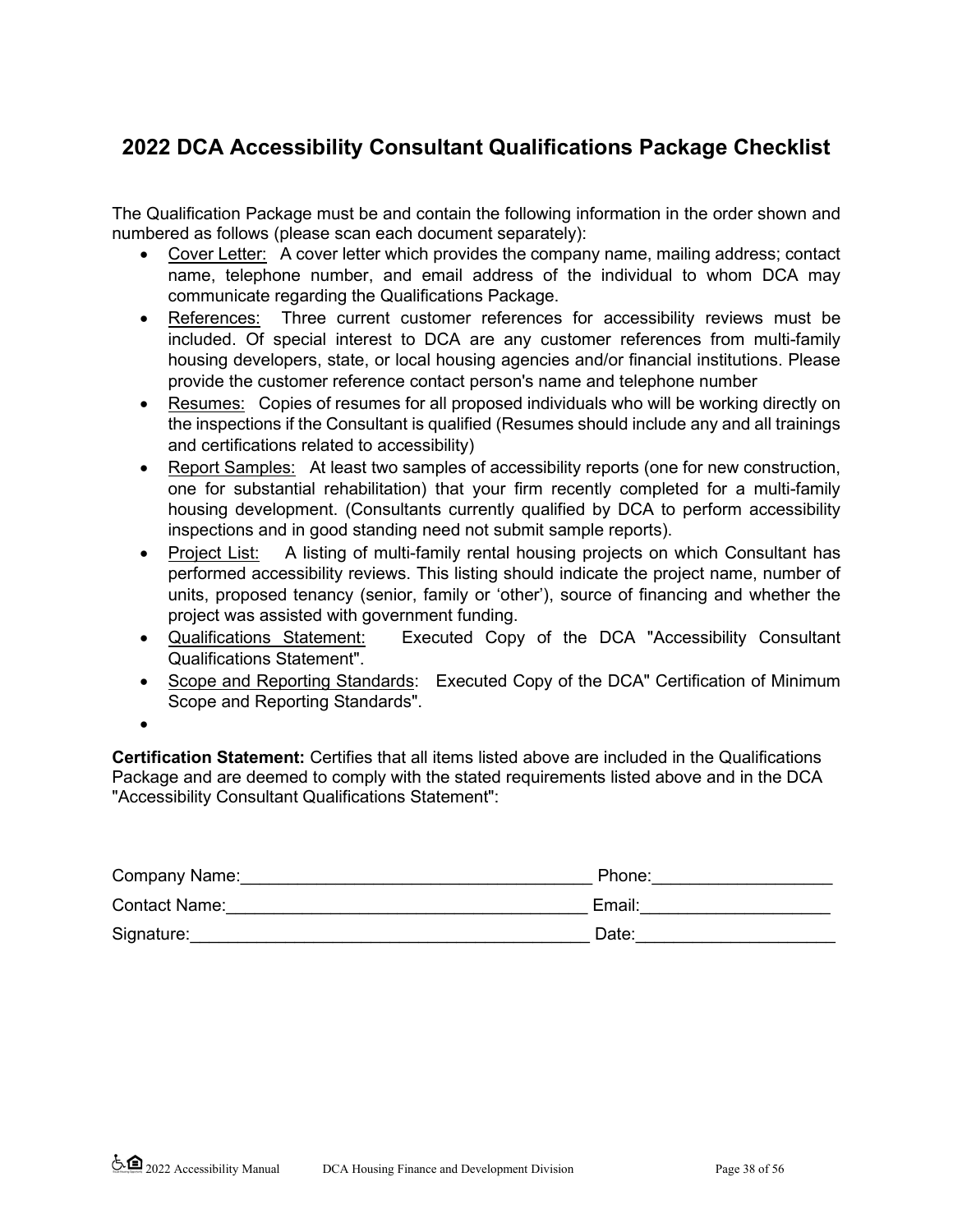## 2022 DCA Accessibility Consultant Qualifications Package Checklist

The Qualification Package must be and contain the following information in the order shown and numbered as follows (please scan each document separately):

- Cover Letter: A cover letter which provides the company name, mailing address; contact name, telephone number, and email address of the individual to whom DCA may communicate regarding the Qualifications Package.
- References: Three current customer references for accessibility reviews must be included. Of special interest to DCA are any customer references from multi-family housing developers, state, or local housing agencies and/or financial institutions. Please provide the customer reference contact person's name and telephone number
- Resumes: Copies of resumes for all proposed individuals who will be working directly on the inspections if the Consultant is qualified (Resumes should include any and all trainings and certifications related to accessibility)
- Report Samples: At least two samples of accessibility reports (one for new construction, one for substantial rehabilitation) that your firm recently completed for a multi-family housing development. (Consultants currently qualified by DCA to perform accessibility inspections and in good standing need not submit sample reports).
- Project List: A listing of multi-family rental housing projects on which Consultant has performed accessibility reviews. This listing should indicate the project name, number of units, proposed tenancy (senior, family or 'other'), source of financing and whether the project was assisted with government funding.
- Qualifications Statement: Executed Copy of the DCA "Accessibility Consultant Qualifications Statement".
- Scope and Reporting Standards: Executed Copy of the DCA" Certification of Minimum Scope and Reporting Standards".
-

**Certification Statement:** Certifies that all items listed above are included in the Qualifications Package and are deemed to comply with the stated requirements listed above and in the DCA "Accessibility Consultant Qualifications Statement":

Company Name:______________________________________ Phone:___________________

Contact Name:_______________________________________ Email:____________________

Signature:___________________________________________ Date:_____________________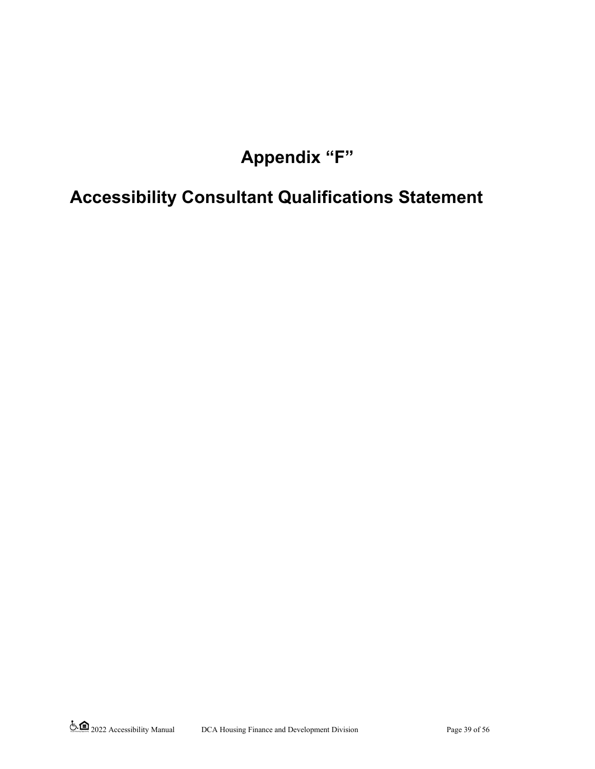# Appendix “F”

# Accessibility Consultant Qualifications Statement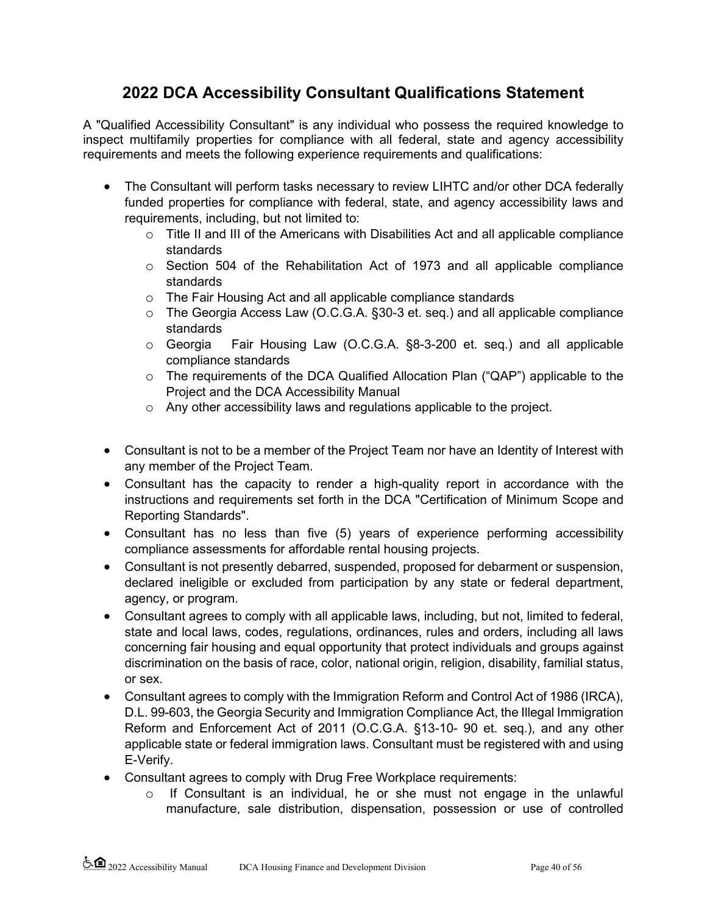## 2022 DCA Accessibility Consultant Qualifications Statement

A "Qualified Accessibility Consultant" is any individual who possess the required knowledge to inspect multifamily properties for compliance with all federal, state and agency accessibility requirements and meets the following experience requirements and qualifications:

- The Consultant will perform tasks necessary to review LIHTC and/or other DCA federally funded properties for compliance with federal, state, and agency accessibility laws and requirements, including, but not limited to:
  - Title II and III of the Americans with Disabilities Act and all applicable compliance standards
  - Section 504 of the Rehabilitation Act of 1973 and all applicable compliance standards
  - The Fair Housing Act and all applicable compliance standards
  - The Georgia Access Law (O.C.G.A. §30-3 et. seq.) and all applicable compliance standards
  - Georgia Fair Housing Law (O.C.G.A. §8-3-200 et. seq.) and all applicable compliance standards
  - The requirements of the DCA Qualified Allocation Plan ("QAP") applicable to the Project and the DCA Accessibility Manual
  - Any other accessibility laws and regulations applicable to the project.

- Consultant is not to be a member of the Project Team nor have an Identity of Interest with any member of the Project Team.
- Consultant has the capacity to render a high-quality report in accordance with the instructions and requirements set forth in the DCA "Certification of Minimum Scope and Reporting Standards".
- Consultant has no less than five (5) years of experience performing accessibility compliance assessments for affordable rental housing projects.
- Consultant is not presently debarred, suspended, proposed for debarment or suspension, declared ineligible or excluded from participation by any state or federal department, agency, or program.
- Consultant agrees to comply with all applicable laws, including, but not, limited to federal, state and local laws, codes, regulations, ordinances, rules and orders, including all laws concerning fair housing and equal opportunity that protect individuals and groups against discrimination on the basis of race, color, national origin, religion, disability, familial status, or sex.
- Consultant agrees to comply with the Immigration Reform and Control Act of 1986 (IRCA), D.L. 99-603, the Georgia Security and Immigration Compliance Act, the Illegal Immigration Reform and Enforcement Act of 2011 (O.C.G.A. §13-10- 90 et. seq.), and any other applicable state or federal immigration laws. Consultant must be registered with and using E-Verify.
- Consultant agrees to comply with Drug Free Workplace requirements:
  - If Consultant is an individual, he or she must not engage in the unlawful manufacture, sale distribution, dispensation, possession or use of controlled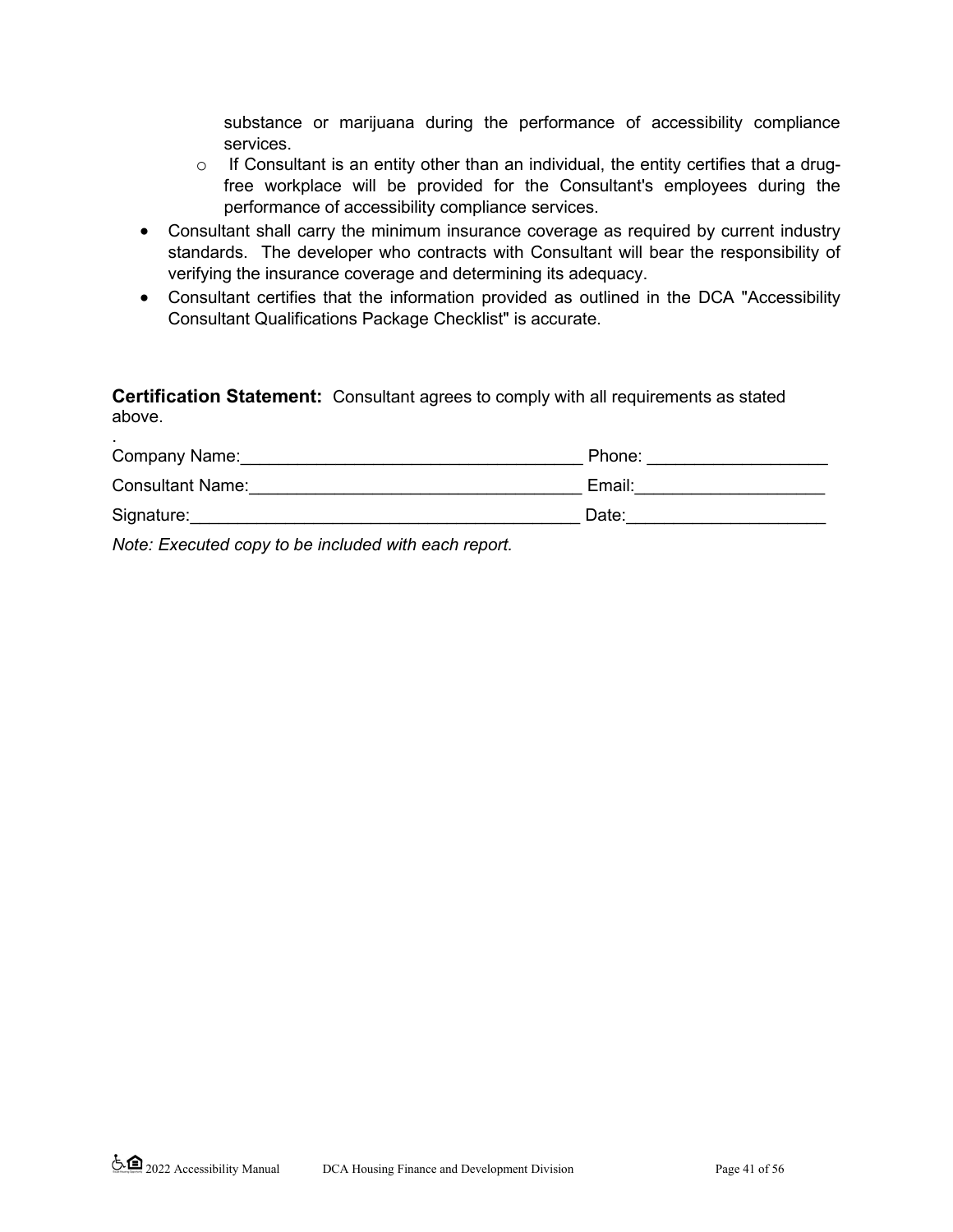- substance or marijuana during the performance of accessibility compliance services.
    - If Consultant is an entity other than an individual, the entity certifies that a drug-free workplace will be provided for the Consultant's employees during the performance of accessibility compliance services.
- Consultant shall carry the minimum insurance coverage as required by current industry standards. The developer who contracts with Consultant will bear the responsibility of verifying the insurance coverage and determining its adequacy.
- Consultant certifies that the information provided as outlined in the DCA "Accessibility Consultant Qualifications Package Checklist" is accurate.

**Certification Statement:** Consultant agrees to comply with all requirements as stated above.

.

Company Name:\_\_\_\_\_\_\_\_\_\_\_\_\_\_\_\_\_\_\_\_\_\_\_\_\_\_\_\_\_\_\_\_\_\_\_ Phone: \_\_\_\_\_\_\_\_\_\_\_\_\_\_\_\_\_\_

Consultant Name:\_\_\_\_\_\_\_\_\_\_\_\_\_\_\_\_\_\_\_\_\_\_\_\_\_\_\_\_\_\_\_\_\_\_ Email:\_\_\_\_\_\_\_\_\_\_\_\_\_\_\_\_\_\_\_\_

Signature:\_\_\_\_\_\_\_\_\_\_\_\_\_\_\_\_\_\_\_\_\_\_\_\_\_\_\_\_\_\_\_\_\_\_\_\_\_\_\_\_ Date:\_\_\_\_\_\_\_\_\_\_\_\_\_\_\_\_\_\_\_\_\_

*Note: Executed copy to be included with each report.*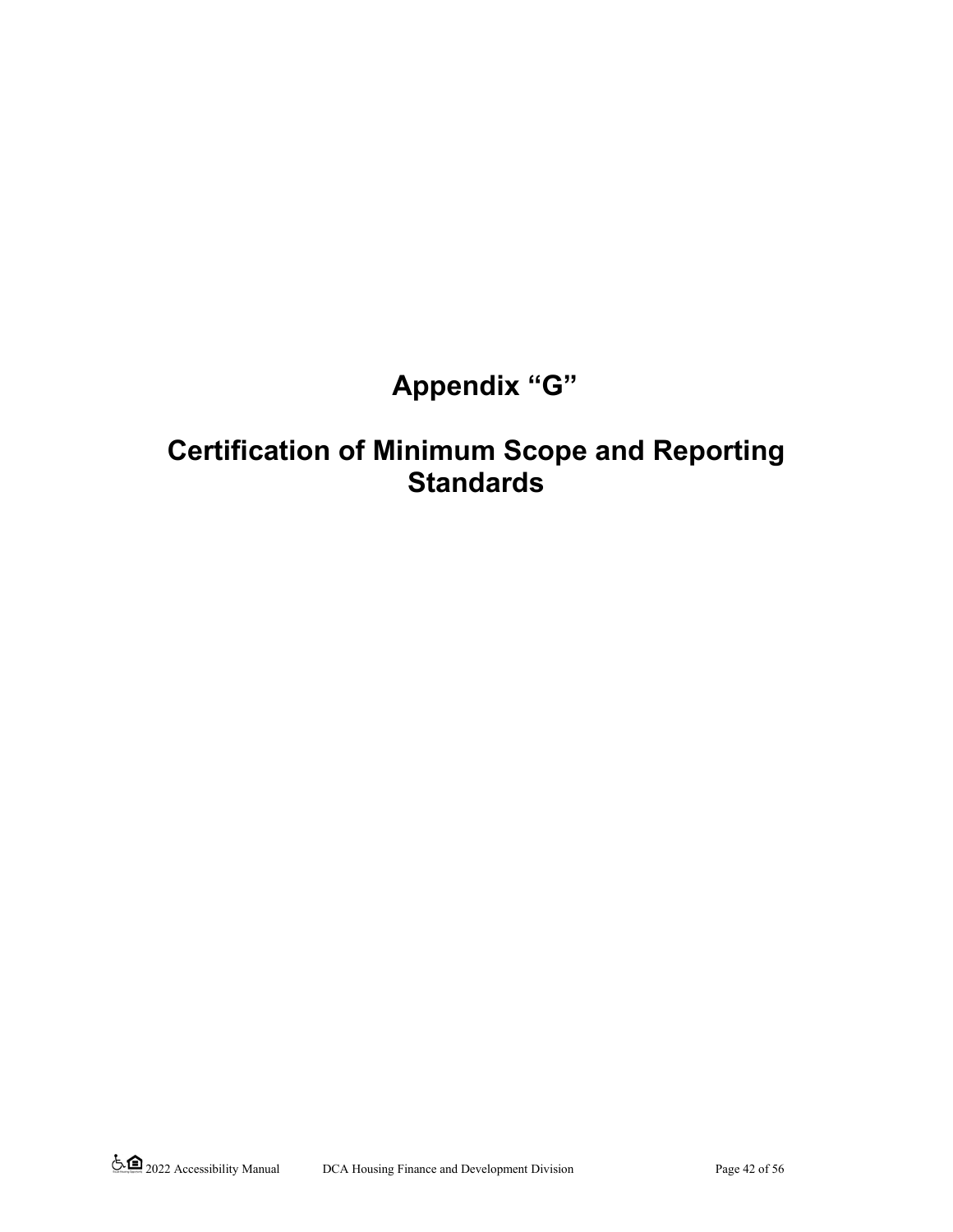# Appendix “G”

# Certification of Minimum Scope and Reporting Standards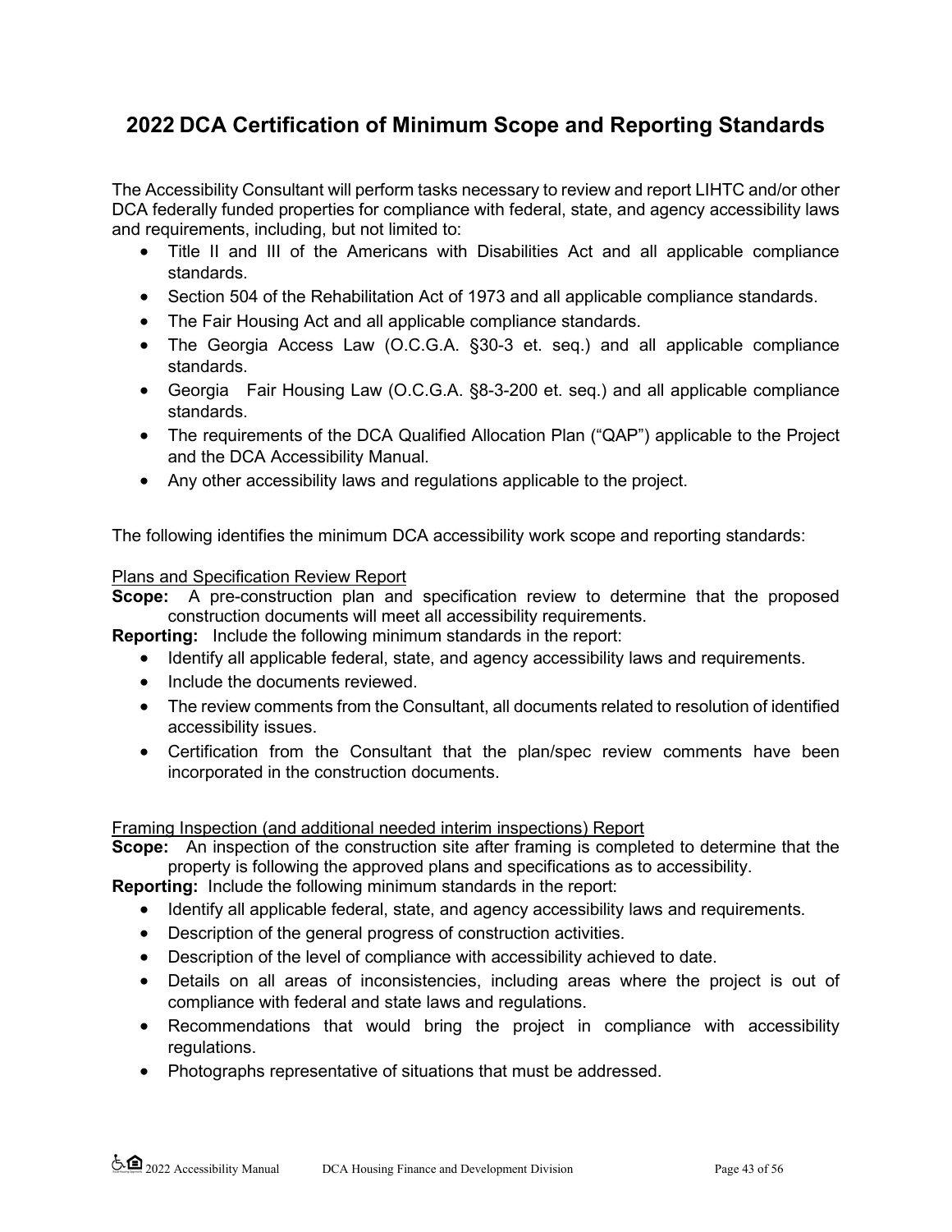# 2022 DCA Certification of Minimum Scope and Reporting Standards

The Accessibility Consultant will perform tasks necessary to review and report LIHTC and/or other DCA federally funded properties for compliance with federal, state, and agency accessibility laws and requirements, including, but not limited to:

- Title II and III of the Americans with Disabilities Act and all applicable compliance standards.
- Section 504 of the Rehabilitation Act of 1973 and all applicable compliance standards.
- The Fair Housing Act and all applicable compliance standards.
- The Georgia Access Law (O.C.G.A. §30-3 et. seq.) and all applicable compliance standards.
- Georgia Fair Housing Law (O.C.G.A. §8-3-200 et. seq.) and all applicable compliance standards.
- The requirements of the DCA Qualified Allocation Plan ("QAP") applicable to the Project and the DCA Accessibility Manual.
- Any other accessibility laws and regulations applicable to the project.

The following identifies the minimum DCA accessibility work scope and reporting standards:

<u>Plans and Specification Review Report</u>

**Scope:** A pre-construction plan and specification review to determine that the proposed construction documents will meet all accessibility requirements.

**Reporting:** Include the following minimum standards in the report:

- Identify all applicable federal, state, and agency accessibility laws and requirements.
- Include the documents reviewed.
- The review comments from the Consultant, all documents related to resolution of identified accessibility issues.
- Certification from the Consultant that the plan/spec review comments have been incorporated in the construction documents.

<u>Framing Inspection (and additional needed interim inspections) Report</u>

**Scope:** An inspection of the construction site after framing is completed to determine that the property is following the approved plans and specifications as to accessibility.

**Reporting:** Include the following minimum standards in the report:

- Identify all applicable federal, state, and agency accessibility laws and requirements.
- Description of the general progress of construction activities.
- Description of the level of compliance with accessibility achieved to date.
- Details on all areas of inconsistencies, including areas where the project is out of compliance with federal and state laws and regulations.
- Recommendations that would bring the project in compliance with accessibility regulations.
- Photographs representative of situations that must be addressed.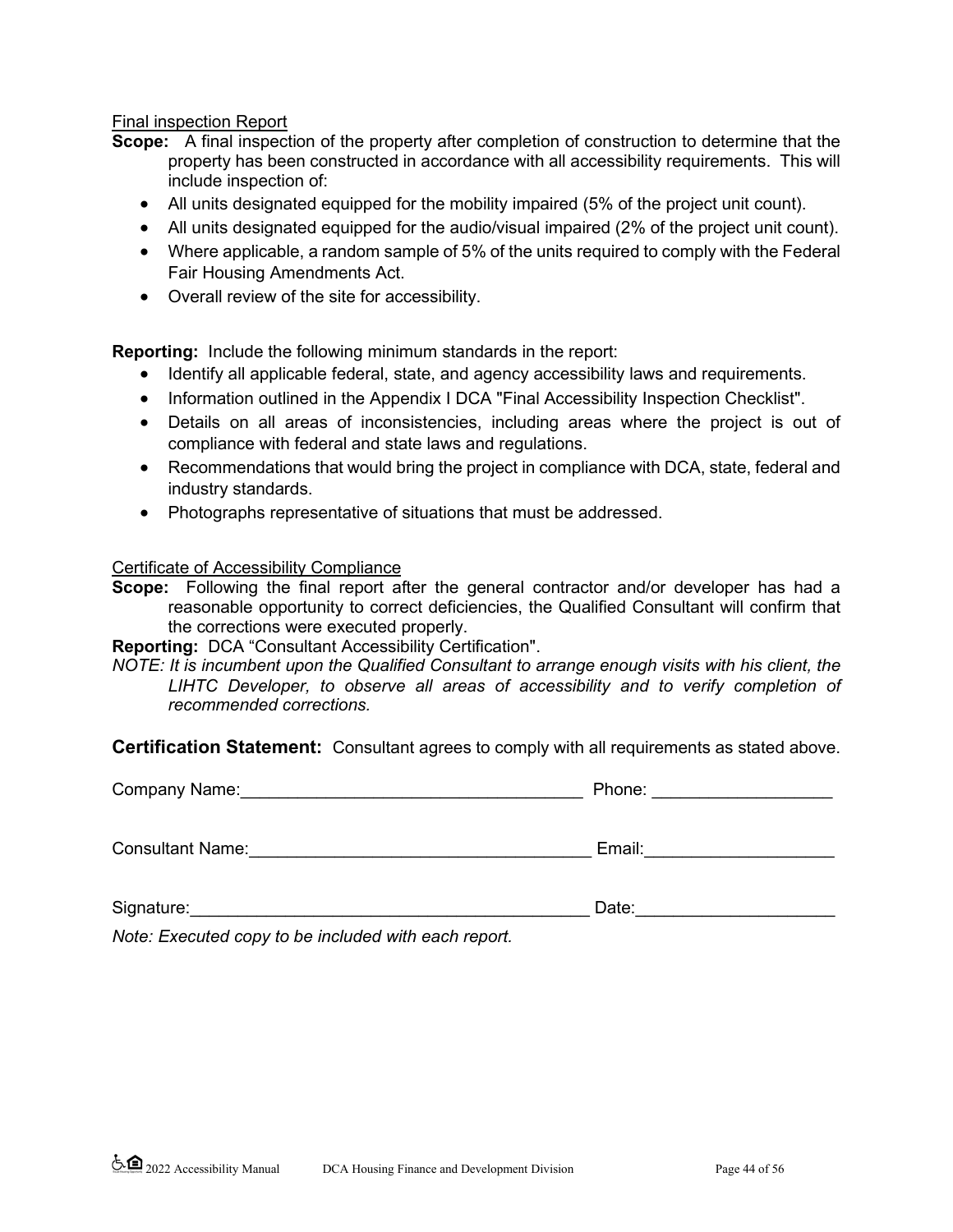Final inspection Report

**Scope:** A final inspection of the property after completion of construction to determine that the property has been constructed in accordance with all accessibility requirements. This will include inspection of:

- All units designated equipped for the mobility impaired (5% of the project unit count).
- All units designated equipped for the audio/visual impaired (2% of the project unit count).
- Where applicable, a random sample of 5% of the units required to comply with the Federal Fair Housing Amendments Act.
- Overall review of the site for accessibility.

**Reporting:** Include the following minimum standards in the report:

- Identify all applicable federal, state, and agency accessibility laws and requirements.
- Information outlined in the Appendix I DCA "Final Accessibility Inspection Checklist".
- Details on all areas of inconsistencies, including areas where the project is out of compliance with federal and state laws and regulations.
- Recommendations that would bring the project in compliance with DCA, state, federal and industry standards.
- Photographs representative of situations that must be addressed.

Certificate of Accessibility Compliance

**Scope:** Following the final report after the general contractor and/or developer has had a reasonable opportunity to correct deficiencies, the Qualified Consultant will confirm that the corrections were executed properly.

**Reporting:** DCA "Consultant Accessibility Certification".

*NOTE: It is incumbent upon the Qualified Consultant to arrange enough visits with his client, the LIHTC Developer, to observe all areas of accessibility and to verify completion of recommended corrections.*

**Certification Statement:** Consultant agrees to comply with all requirements as stated above.

Company Name:____________________________________ Phone: ___________________

Consultant Name:____________________________________ Email:____________________

Signature:__________________________________________ Date:_____________________

*Note: Executed copy to be included with each report.*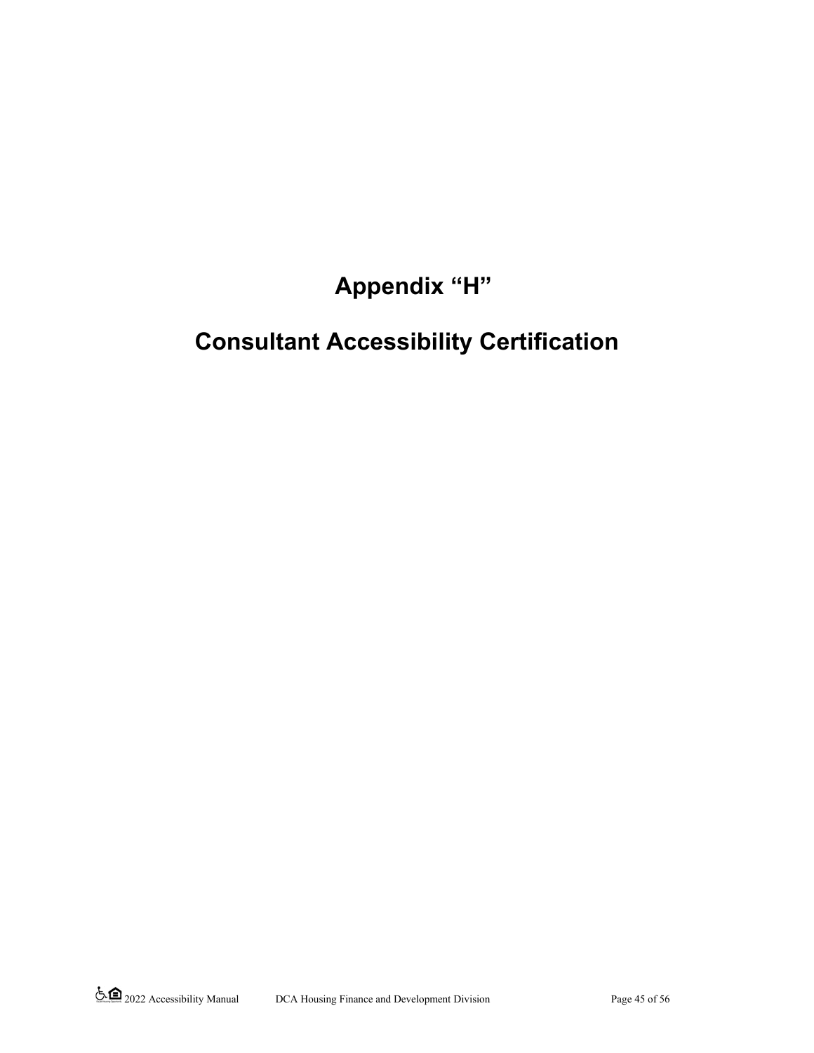# Appendix “H”

# Consultant Accessibility Certification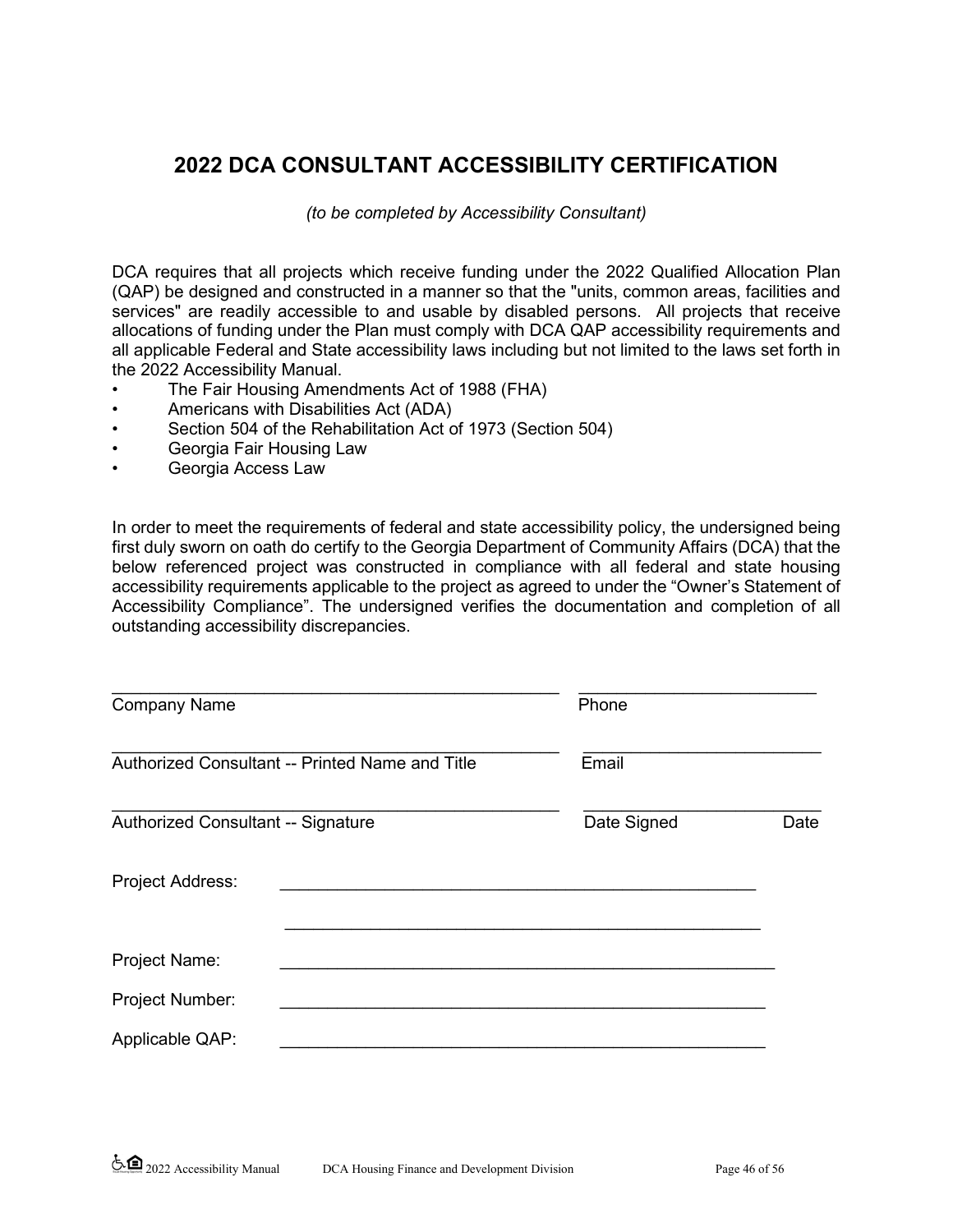# 2022 DCA CONSULTANT ACCESSIBILITY CERTIFICATION

*(to be completed by Accessibility Consultant)*

DCA requires that all projects which receive funding under the 2022 Qualified Allocation Plan (QAP) be designed and constructed in a manner so that the "units, common areas, facilities and services" are readily accessible to and usable by disabled persons. All projects that receive allocations of funding under the Plan must comply with DCA QAP accessibility requirements and all applicable Federal and State accessibility laws including but not limited to the laws set forth in the 2022 Accessibility Manual.

- The Fair Housing Amendments Act of 1988 (FHA)
- Americans with Disabilities Act (ADA)
- Section 504 of the Rehabilitation Act of 1973 (Section 504)
- Georgia Fair Housing Law
- Georgia Access Law

In order to meet the requirements of federal and state accessibility policy, the undersigned being first duly sworn on oath do certify to the Georgia Department of Community Affairs (DCA) that the below referenced project was constructed in compliance with all federal and state housing accessibility requirements applicable to the project as agreed to under the "Owner's Statement of Accessibility Compliance". The undersigned verifies the documentation and completion of all outstanding accessibility discrepancies.

_______________________________________________ _________________________
Company Name Phone

_______________________________________________ _________________________
Authorized Consultant -- Printed Name and Title Email

_______________________________________________ _________________________
Authorized Consultant -- Signature Date Signed Date

Project Address: ___________________________________________________

___________________________________________________

Project Name: ___________________________________________________

Project Number: ___________________________________________________

Applicable QAP: ___________________________________________________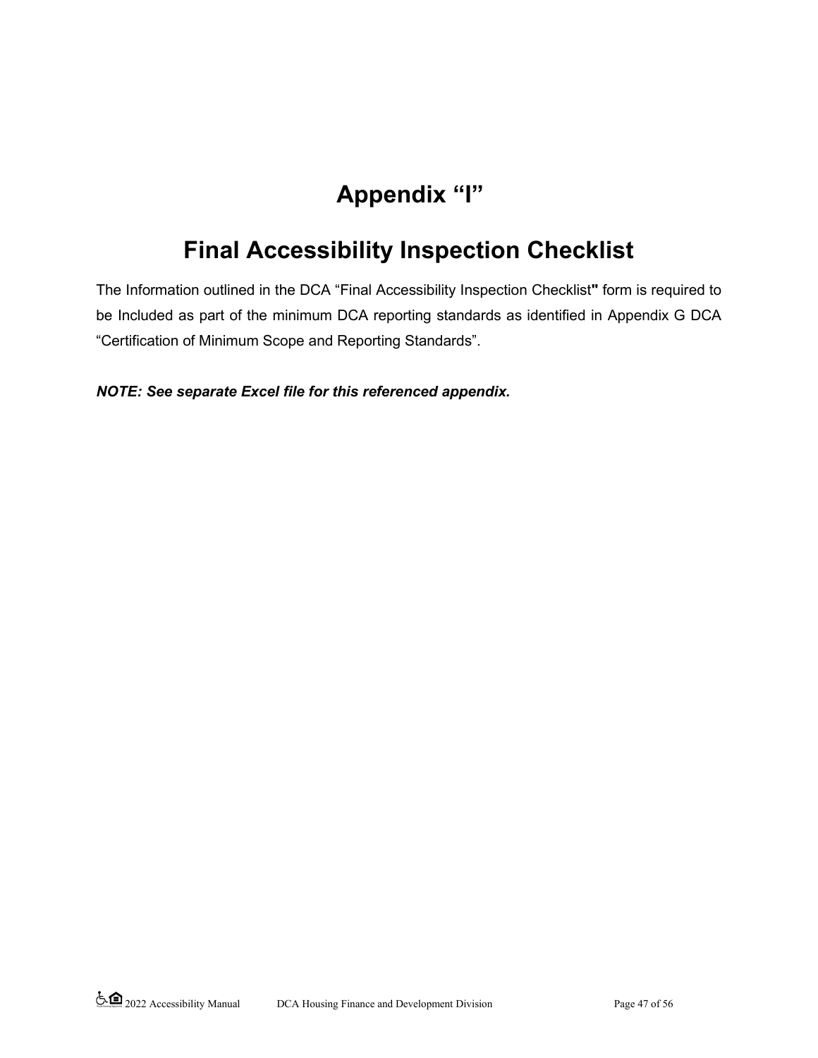# Appendix “I”

# Final Accessibility Inspection Checklist

The Information outlined in the DCA “Final Accessibility Inspection Checklist**"** form is required to be Included as part of the minimum DCA reporting standards as identified in Appendix G DCA “Certification of Minimum Scope and Reporting Standards”.

***NOTE: See separate Excel file for this referenced appendix.***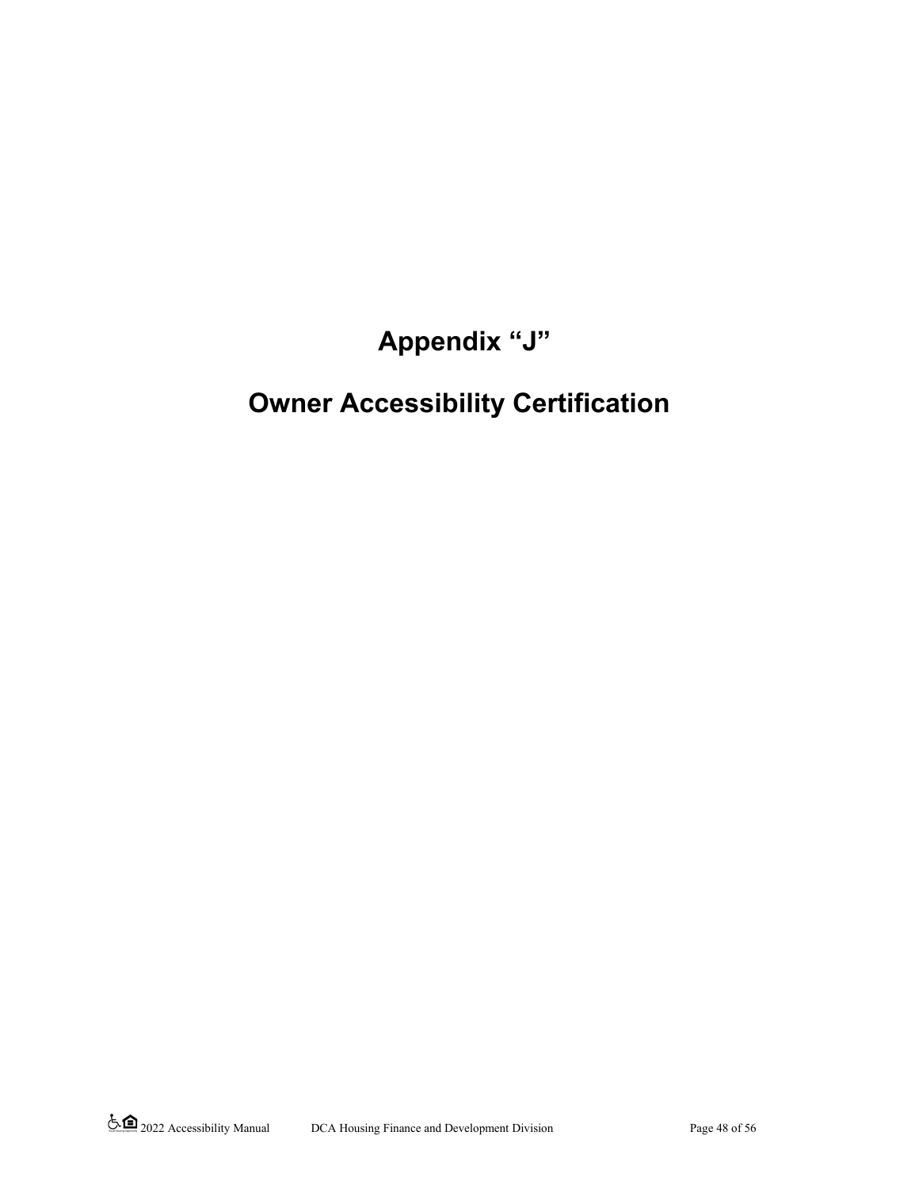# Appendix “J”

# Owner Accessibility Certification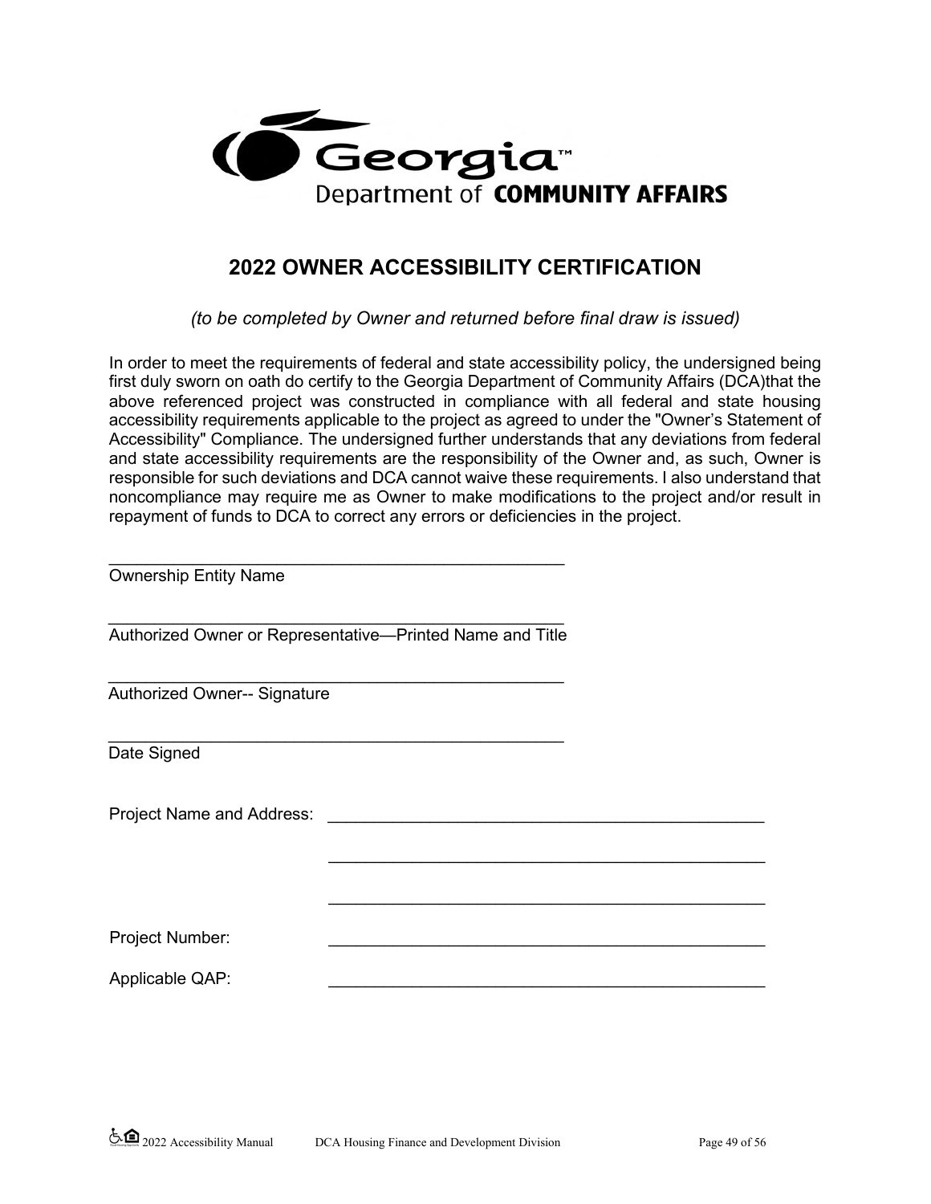Georgia™
Department of **COMMUNITY AFFAIRS**

## 2022 OWNER ACCESSIBILITY CERTIFICATION

*(to be completed by Owner and returned before final draw is issued)*

In order to meet the requirements of federal and state accessibility policy, the undersigned being first duly sworn on oath do certify to the Georgia Department of Community Affairs (DCA)that the above referenced project was constructed in compliance with all federal and state housing accessibility requirements applicable to the project as agreed to under the "Owner's Statement of Accessibility" Compliance. The undersigned further understands that any deviations from federal and state accessibility requirements are the responsibility of the Owner and, as such, Owner is responsible for such deviations and DCA cannot waive these requirements. I also understand that noncompliance may require me as Owner to make modifications to the project and/or result in repayment of funds to DCA to correct any errors or deficiencies in the project.

\_\_\_\_\_\_\_\_\_\_\_\_\_\_\_\_\_\_\_\_\_\_\_\_\_\_\_\_\_\_\_\_\_\_\_\_\_\_\_\_\_\_\_\_
Ownership Entity Name

\_\_\_\_\_\_\_\_\_\_\_\_\_\_\_\_\_\_\_\_\_\_\_\_\_\_\_\_\_\_\_\_\_\_\_\_\_\_\_\_\_\_\_\_
Authorized Owner or Representative—Printed Name and Title

\_\_\_\_\_\_\_\_\_\_\_\_\_\_\_\_\_\_\_\_\_\_\_\_\_\_\_\_\_\_\_\_\_\_\_\_\_\_\_\_\_\_\_\_
Authorized Owner-- Signature

\_\_\_\_\_\_\_\_\_\_\_\_\_\_\_\_\_\_\_\_\_\_\_\_\_\_\_\_\_\_\_\_\_\_\_\_\_\_\_\_\_\_\_\_
Date Signed

Project Name and Address: \_\_\_\_\_\_\_\_\_\_\_\_\_\_\_\_\_\_\_\_\_\_\_\_\_\_\_\_\_\_\_\_\_\_\_\_\_\_\_\_\_\_\_\_

\_\_\_\_\_\_\_\_\_\_\_\_\_\_\_\_\_\_\_\_\_\_\_\_\_\_\_\_\_\_\_\_\_\_\_\_\_\_\_\_\_\_\_\_

\_\_\_\_\_\_\_\_\_\_\_\_\_\_\_\_\_\_\_\_\_\_\_\_\_\_\_\_\_\_\_\_\_\_\_\_\_\_\_\_\_\_\_\_

Project Number: \_\_\_\_\_\_\_\_\_\_\_\_\_\_\_\_\_\_\_\_\_\_\_\_\_\_\_\_\_\_\_\_\_\_\_\_\_\_\_\_\_\_\_\_

Applicable QAP: \_\_\_\_\_\_\_\_\_\_\_\_\_\_\_\_\_\_\_\_\_\_\_\_\_\_\_\_\_\_\_\_\_\_\_\_\_\_\_\_\_\_\_\_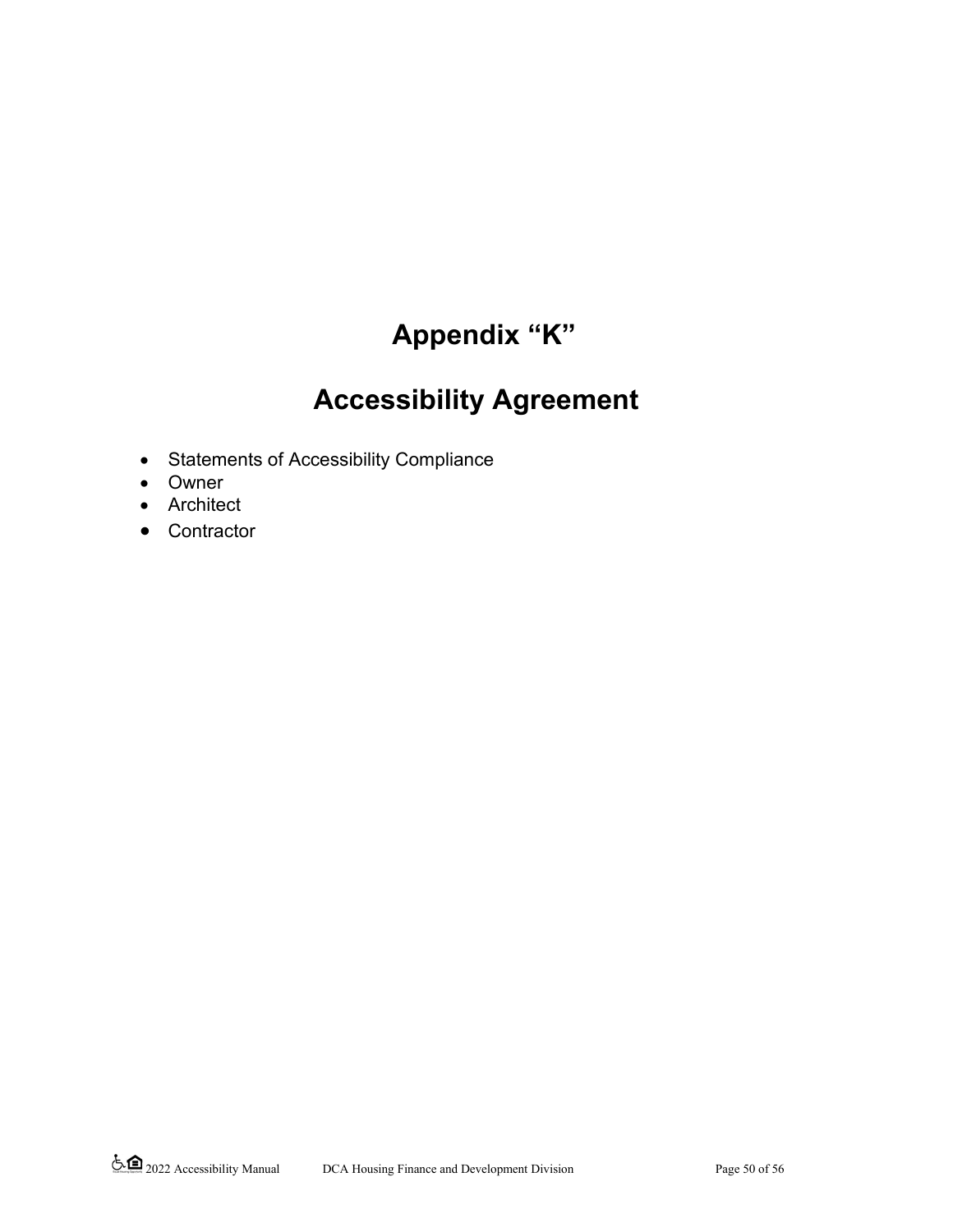# Appendix “K”

# Accessibility Agreement

- Statements of Accessibility Compliance
- Owner
- Architect
- Contractor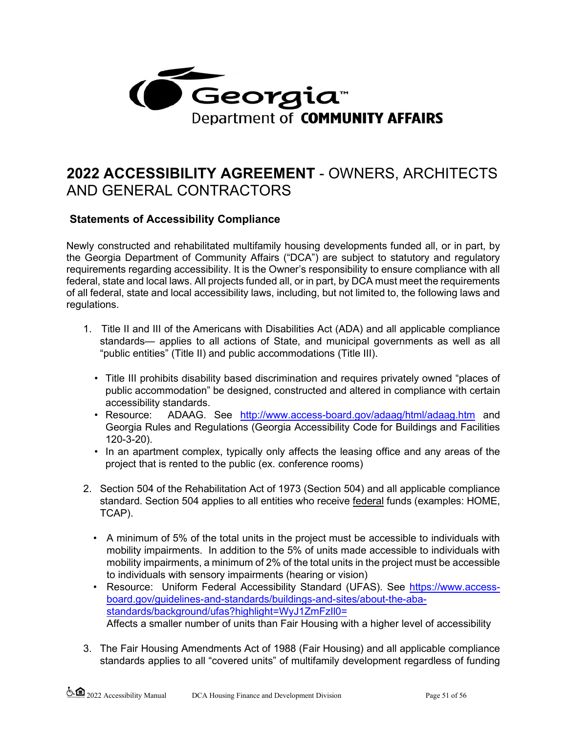# 2022 ACCESSIBILITY AGREEMENT - OWNERS, ARCHITECTS AND GENERAL CONTRACTORS

### Statements of Accessibility Compliance

Newly constructed and rehabilitated multifamily housing developments funded all, or in part, by the Georgia Department of Community Affairs ("DCA") are subject to statutory and regulatory requirements regarding accessibility. It is the Owner's responsibility to ensure compliance with all federal, state and local laws. All projects funded all, or in part, by DCA must meet the requirements of all federal, state and local accessibility laws, including, but not limited to, the following laws and regulations.

1. Title II and III of the Americans with Disabilities Act (ADA) and all applicable compliance standards— applies to all actions of State, and municipal governments as well as all "public entities" (Title II) and public accommodations (Title III).
   - Title III prohibits disability based discrimination and requires privately owned "places of public accommodation" be designed, constructed and altered in compliance with certain accessibility standards.
   - Resource: ADAAG. See http://www.access-board.gov/adaag/html/adaag.htm and Georgia Rules and Regulations (Georgia Accessibility Code for Buildings and Facilities 120-3-20).
   - In an apartment complex, typically only affects the leasing office and any areas of the project that is rented to the public (ex. conference rooms)

2. Section 504 of the Rehabilitation Act of 1973 (Section 504) and all applicable compliance standard. Section 504 applies to all entities who receive federal funds (examples: HOME, TCAP).
   - A minimum of 5% of the total units in the project must be accessible to individuals with mobility impairments. In addition to the 5% of units made accessible to individuals with mobility impairments, a minimum of 2% of the total units in the project must be accessible to individuals with sensory impairments (hearing or vision)
   - Resource: Uniform Federal Accessibility Standard (UFAS). See https://www.access-board.gov/guidelines-and-standards/buildings-and-sites/about-the-aba-standards/background/ufas?highlight=WyJ1ZmFzIl0=
     Affects a smaller number of units than Fair Housing with a higher level of accessibility

3. The Fair Housing Amendments Act of 1988 (Fair Housing) and all applicable compliance standards applies to all "covered units" of multifamily development regardless of funding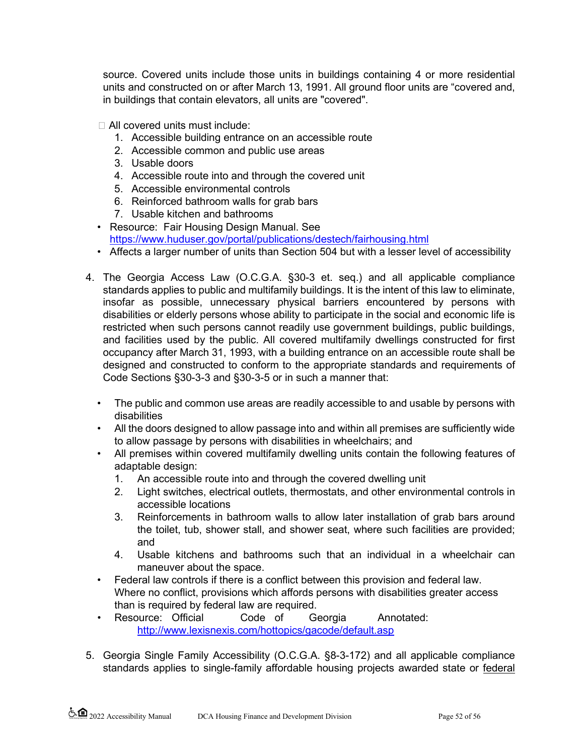source. Covered units include those units in buildings containing 4 or more residential units and constructed on or after March 13, 1991. All ground floor units are “covered and, in buildings that contain elevators, all units are "covered".

- All covered units must include:
  1. Accessible building entrance on an accessible route
  2. Accessible common and public use areas
  3. Usable doors
  4. Accessible route into and through the covered unit
  5. Accessible environmental controls
  6. Reinforced bathroom walls for grab bars
  7. Usable kitchen and bathrooms
- Resource: Fair Housing Design Manual. See https://www.huduser.gov/portal/publications/destech/fairhousing.html
- Affects a larger number of units than Section 504 but with a lesser level of accessibility

4. The Georgia Access Law (O.C.G.A. §30-3 et. seq.) and all applicable compliance standards applies to public and multifamily buildings. It is the intent of this law to eliminate, insofar as possible, unnecessary physical barriers encountered by persons with disabilities or elderly persons whose ability to participate in the social and economic life is restricted when such persons cannot readily use government buildings, public buildings, and facilities used by the public. All covered multifamily dwellings constructed for first occupancy after March 31, 1993, with a building entrance on an accessible route shall be designed and constructed to conform to the appropriate standards and requirements of Code Sections §30-3-3 and §30-3-5 or in such a manner that:

   - The public and common use areas are readily accessible to and usable by persons with disabilities
   - All the doors designed to allow passage into and within all premises are sufficiently wide to allow passage by persons with disabilities in wheelchairs; and
   - All premises within covered multifamily dwelling units contain the following features of adaptable design:
     1. An accessible route into and through the covered dwelling unit
     2. Light switches, electrical outlets, thermostats, and other environmental controls in accessible locations
     3. Reinforcements in bathroom walls to allow later installation of grab bars around the toilet, tub, shower stall, and shower seat, where such facilities are provided; and
     4. Usable kitchens and bathrooms such that an individual in a wheelchair can maneuver about the space.
   - Federal law controls if there is a conflict between this provision and federal law. Where no conflict, provisions which affords persons with disabilities greater access than is required by federal law are required.
   - Resource: Official Code of Georgia Annotated: http://www.lexisnexis.com/hottopics/gacode/default.asp

5. Georgia Single Family Accessibility (O.C.G.A. §8-3-172) and all applicable compliance standards applies to single-family affordable housing projects awarded state or federal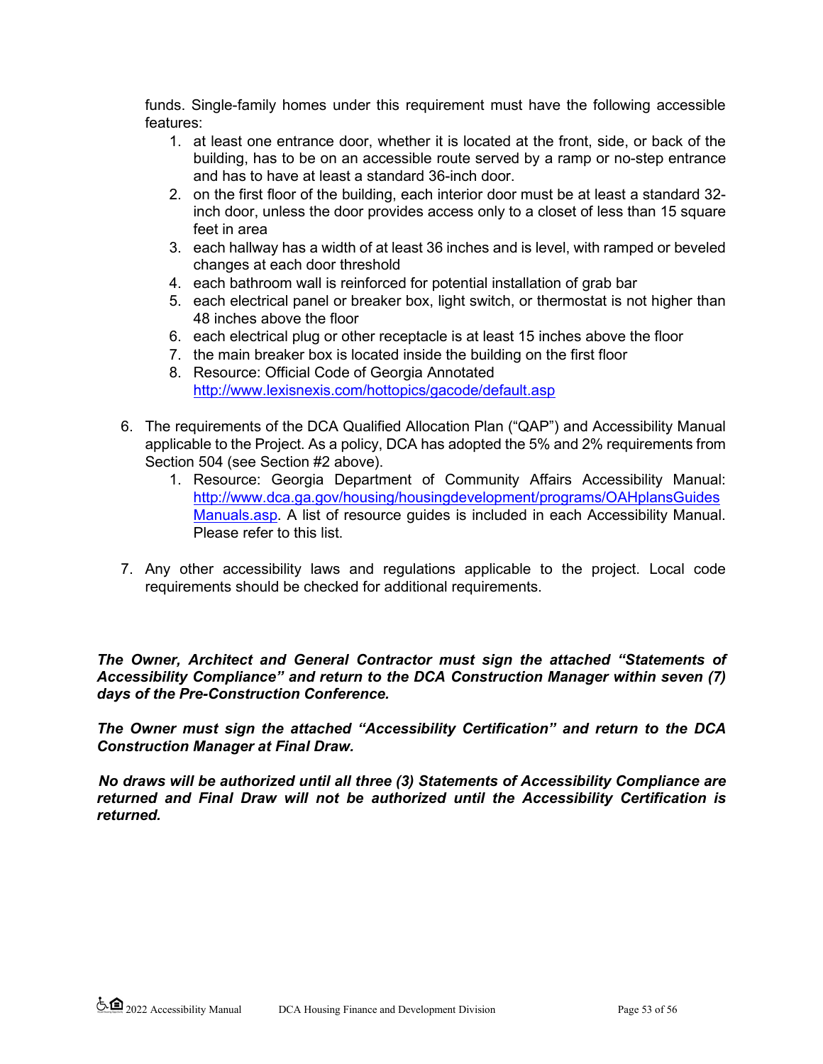funds. Single-family homes under this requirement must have the following accessible features:

1. at least one entrance door, whether it is located at the front, side, or back of the building, has to be on an accessible route served by a ramp or no-step entrance and has to have at least a standard 36-inch door.
2. on the first floor of the building, each interior door must be at least a standard 32-inch door, unless the door provides access only to a closet of less than 15 square feet in area
3. each hallway has a width of at least 36 inches and is level, with ramped or beveled changes at each door threshold
4. each bathroom wall is reinforced for potential installation of grab bar
5. each electrical panel or breaker box, light switch, or thermostat is not higher than 48 inches above the floor
6. each electrical plug or other receptacle is at least 15 inches above the floor
7. the main breaker box is located inside the building on the first floor
8. Resource: Official Code of Georgia Annotated [http://www.lexisnexis.com/hottopics/gacode/default.asp](http://www.lexisnexis.com/hottopics/gacode/default.asp)

6. The requirements of the DCA Qualified Allocation Plan ("QAP") and Accessibility Manual applicable to the Project. As a policy, DCA has adopted the 5% and 2% requirements from Section 504 (see Section #2 above).
   1. Resource: Georgia Department of Community Affairs Accessibility Manual: [http://www.dca.ga.gov/housing/housingdevelopment/programs/OAHplansGuidesManuals.asp](http://www.dca.ga.gov/housing/housingdevelopment/programs/OAHplansGuidesManuals.asp). A list of resource guides is included in each Accessibility Manual. Please refer to this list.

7. Any other accessibility laws and regulations applicable to the project. Local code requirements should be checked for additional requirements.

***The Owner, Architect and General Contractor must sign the attached "Statements of Accessibility Compliance" and return to the DCA Construction Manager within seven (7) days of the Pre-Construction Conference.***

***The Owner must sign the attached "Accessibility Certification" and return to the DCA Construction Manager at Final Draw.***

***No draws will be authorized until all three (3) Statements of Accessibility Compliance are returned and Final Draw will not be authorized until the Accessibility Certification is returned.***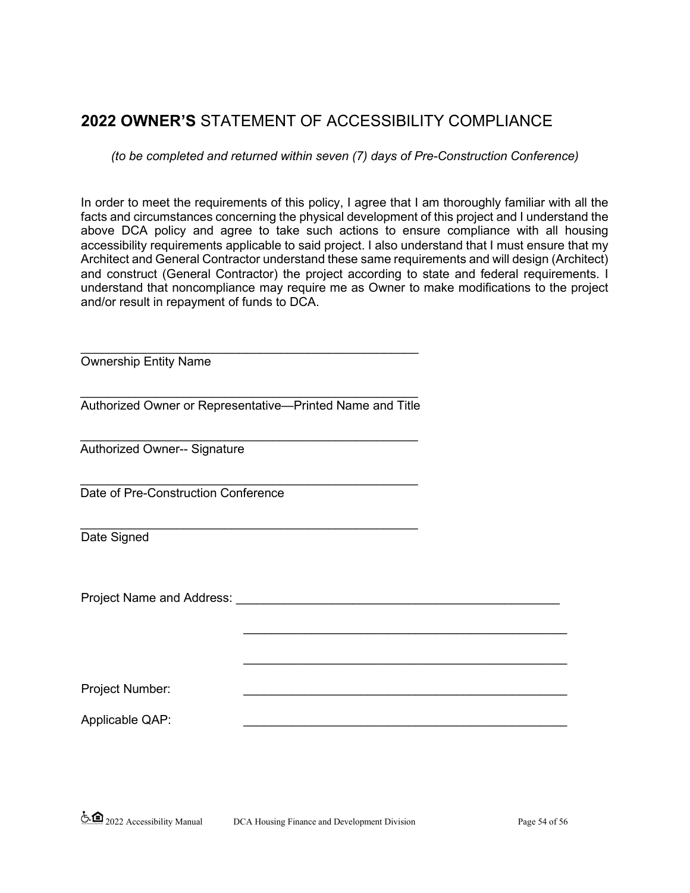## **2022 OWNER'S** STATEMENT OF ACCESSIBILITY COMPLIANCE

*(to be completed and returned within seven (7) days of Pre-Construction Conference)*

In order to meet the requirements of this policy, I agree that I am thoroughly familiar with all the facts and circumstances concerning the physical development of this project and I understand the above DCA policy and agree to take such actions to ensure compliance with all housing accessibility requirements applicable to said project. I also understand that I must ensure that my Architect and General Contractor understand these same requirements and will design (Architect) and construct (General Contractor) the project according to state and federal requirements. I understand that noncompliance may require me as Owner to make modifications to the project and/or result in repayment of funds to DCA.

\_\_\_\_\_\_\_\_\_\_\_\_\_\_\_\_\_\_\_\_\_\_\_\_\_\_\_\_\_\_\_\_\_\_\_\_\_\_\_\_\_\_\_\_\_\_\_\_
Ownership Entity Name

\_\_\_\_\_\_\_\_\_\_\_\_\_\_\_\_\_\_\_\_\_\_\_\_\_\_\_\_\_\_\_\_\_\_\_\_\_\_\_\_\_\_\_\_\_\_\_\_
Authorized Owner or Representative—Printed Name and Title

\_\_\_\_\_\_\_\_\_\_\_\_\_\_\_\_\_\_\_\_\_\_\_\_\_\_\_\_\_\_\_\_\_\_\_\_\_\_\_\_\_\_\_\_\_\_\_\_
Authorized Owner-- Signature

\_\_\_\_\_\_\_\_\_\_\_\_\_\_\_\_\_\_\_\_\_\_\_\_\_\_\_\_\_\_\_\_\_\_\_\_\_\_\_\_\_\_\_\_\_\_\_\_
Date of Pre-Construction Conference

\_\_\_\_\_\_\_\_\_\_\_\_\_\_\_\_\_\_\_\_\_\_\_\_\_\_\_\_\_\_\_\_\_\_\_\_\_\_\_\_\_\_\_\_\_\_\_\_
Date Signed

Project Name and Address: \_\_\_\_\_\_\_\_\_\_\_\_\_\_\_\_\_\_\_\_\_\_\_\_\_\_\_\_\_\_\_\_\_\_\_\_\_\_\_\_\_\_\_\_\_\_\_\_

\_\_\_\_\_\_\_\_\_\_\_\_\_\_\_\_\_\_\_\_\_\_\_\_\_\_\_\_\_\_\_\_\_\_\_\_\_\_\_\_\_\_\_\_\_\_\_\_

\_\_\_\_\_\_\_\_\_\_\_\_\_\_\_\_\_\_\_\_\_\_\_\_\_\_\_\_\_\_\_\_\_\_\_\_\_\_\_\_\_\_\_\_\_\_\_\_

Project Number: \_\_\_\_\_\_\_\_\_\_\_\_\_\_\_\_\_\_\_\_\_\_\_\_\_\_\_\_\_\_\_\_\_\_\_\_\_\_\_\_\_\_\_\_\_\_\_\_

Applicable QAP: \_\_\_\_\_\_\_\_\_\_\_\_\_\_\_\_\_\_\_\_\_\_\_\_\_\_\_\_\_\_\_\_\_\_\_\_\_\_\_\_\_\_\_\_\_\_\_\_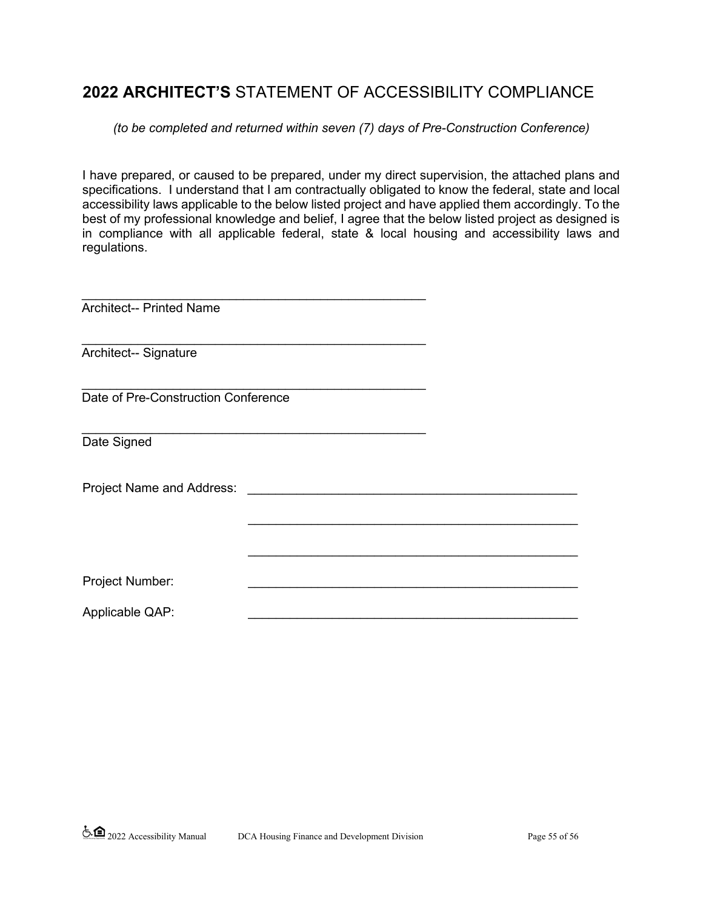## **2022 ARCHITECT'S** STATEMENT OF ACCESSIBILITY COMPLIANCE

*(to be completed and returned within seven (7) days of Pre-Construction Conference)*

I have prepared, or caused to be prepared, under my direct supervision, the attached plans and specifications. I understand that I am contractually obligated to know the federal, state and local accessibility laws applicable to the below listed project and have applied them accordingly. To the best of my professional knowledge and belief, I agree that the below listed project as designed is in compliance with all applicable federal, state & local housing and accessibility laws and regulations.

_______________________________________________
Architect-- Printed Name

_______________________________________________
Architect-- Signature

_______________________________________________
Date of Pre-Construction Conference

_______________________________________________
Date Signed

Project Name and Address: _______________________________________________

_______________________________________________

_______________________________________________

Project Number: _______________________________________________

Applicable QAP: _______________________________________________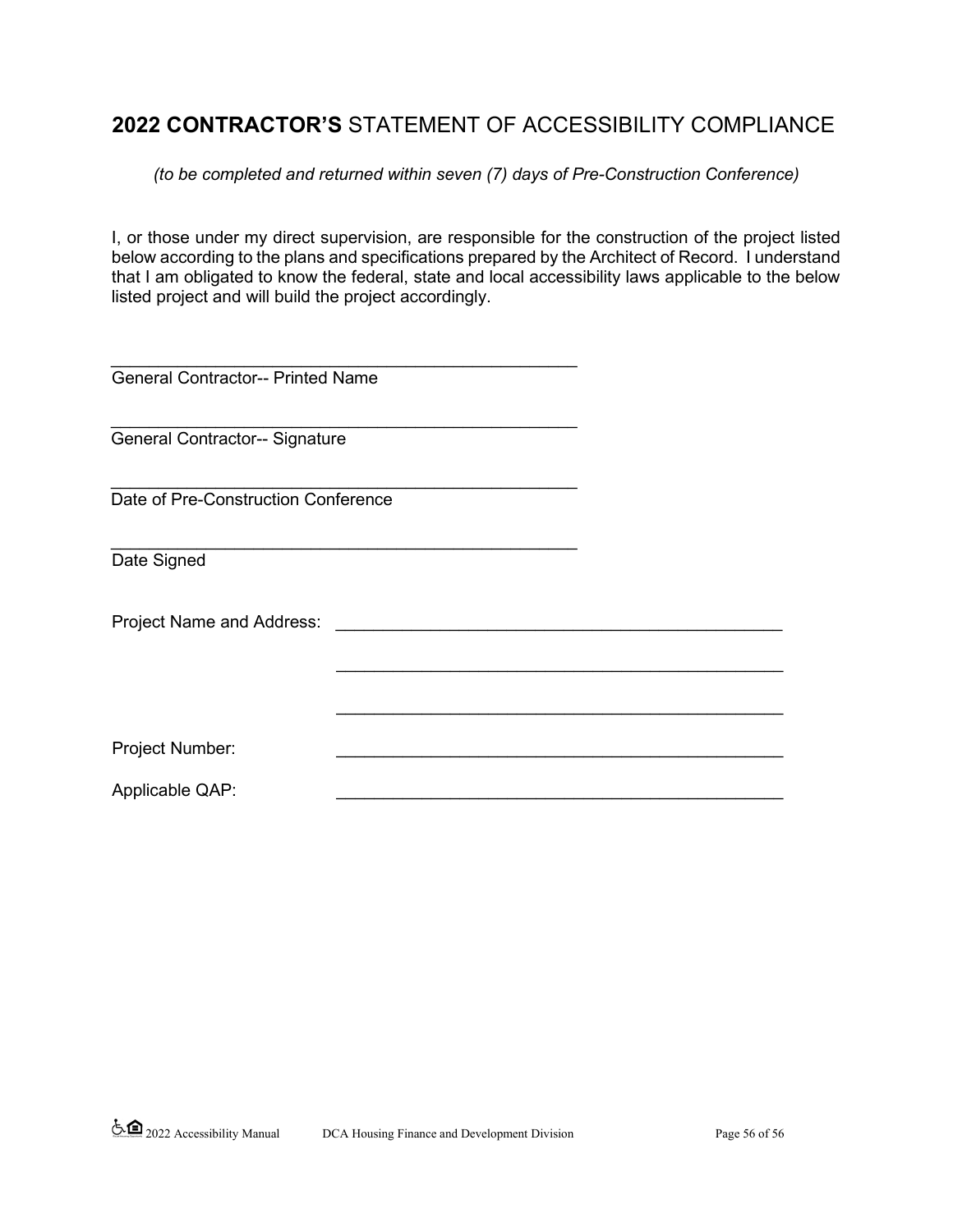# **2022 CONTRACTOR'S** STATEMENT OF ACCESSIBILITY COMPLIANCE

*(to be completed and returned within seven (7) days of Pre-Construction Conference)*

I, or those under my direct supervision, are responsible for the construction of the project listed below according to the plans and specifications prepared by the Architect of Record. I understand that I am obligated to know the federal, state and local accessibility laws applicable to the below listed project and will build the project accordingly.

_______________________________________________
General Contractor-- Printed Name

_______________________________________________
General Contractor-- Signature

_______________________________________________
Date of Pre-Construction Conference

_______________________________________________
Date Signed

Project Name and Address: _______________________________________________

_______________________________________________

_______________________________________________

Project Number: _______________________________________________

Applicable QAP: _______________________________________________